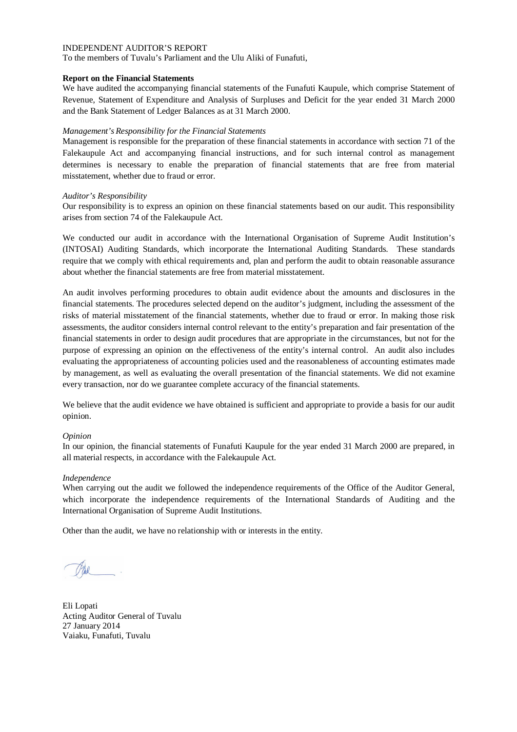INDEPENDENT AUDITOR'S REPORT

To the members of Tuvalu's Parliament and the Ulu Aliki of Funafuti,

**Report on the Financial Statements**

We have audited the accompanying financial statements of the Funafuti Kaupule, which comprise Statement of Revenue, Statement of Expenditure and Analysis of Surpluses and Deficit for the year ended 31 March 2000 and the Bank Statement of Ledger Balances as at 31 March 2000.

*Management's Responsibility for the Financial Statements*

Management is responsible for the preparation of these financial statements in accordance with section 71 of the Falekaupule Act and accompanying financial instructions, and for such internal control as management determines is necessary to enable the preparation of financial statements that are free from material misstatement, whether due to fraud or error.

*Auditor's Responsibility*

Our responsibility is to express an opinion on these financial statements based on our audit. This responsibility arises from section 74 of the Falekaupule Act.

We conducted our audit in accordance with the International Organisation of Supreme Audit Institution's (INTOSAI) Auditing Standards, which incorporate the International Auditing Standards. These standards require that we comply with ethical requirements and, plan and perform the audit to obtain reasonable assurance about whether the financial statements are free from material misstatement.

An audit involves performing procedures to obtain audit evidence about the amounts and disclosures in the financial statements. The procedures selected depend on the auditor's judgment, including the assessment of the risks of material misstatement of the financial statements, whether due to fraud or error. In making those risk assessments, the auditor considers internal control relevant to the entity's preparation and fair presentation of the financial statements in order to design audit procedures that are appropriate in the circumstances, but not for the purpose of expressing an opinion on the effectiveness of the entity's internal control. An audit also includes evaluating the appropriateness of accounting policies used and the reasonableness of accounting estimates made by management, as well as evaluating the overall presentation of the financial statements. We did not examine every transaction, nor do we guarantee complete accuracy of the financial statements.

We believe that the audit evidence we have obtained is sufficient and appropriate to provide a basis for our audit opinion.

*Opinion*

In our opinion, the financial statements of Funafuti Kaupule for the year ended 31 March 2000 are prepared, in all material respects, in accordance with the Falekaupule Act.

*Independence*

When carrying out the audit we followed the independence requirements of the Office of the Auditor General, which incorporate the independence requirements of the International Standards of Auditing and the International Organisation of Supreme Audit Institutions.

Other than the audit, we have no relationship with or interests in the entity.

Eli Lopati
Acting Auditor General of Tuvalu
27 January 2014
Vaiaku, Funafuti, Tuvalu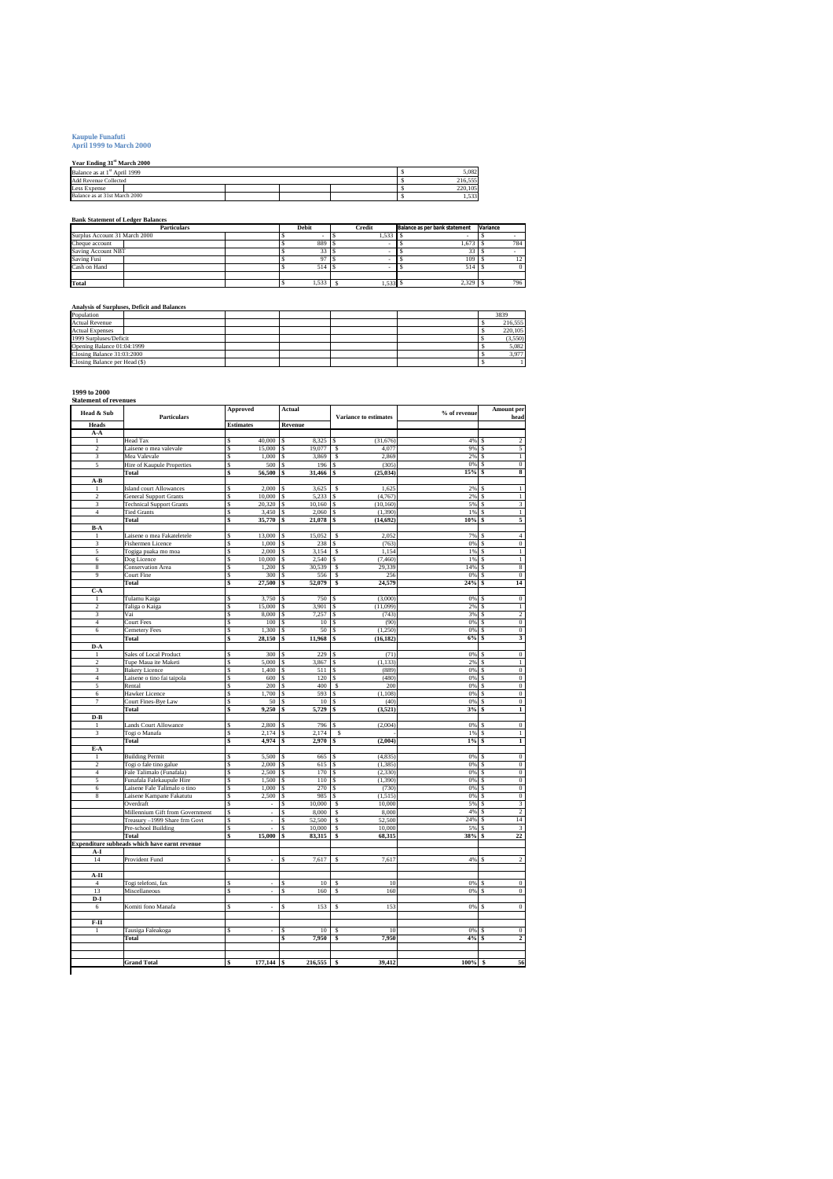**Kaupule Funafuti**
**April 1999 to March 2000**

**Year Ending 31st March 2000**

| | | |
|---|---|---|
| Balance as at 1st April 1999 | $ | 5,082 |
| Add Revenue Collected | $ | 216,555 |
| Less Expense | $ | 220,105 |
| Balance as at 31st March 2000 | $ | 1,533 |

**Bank Statement of Ledger Balances**

| Particulars | Debit | Credit | Balance as per bank statement | Variance |
|---|---|---|---|---|
| Surplus Account 31 March 2000 | $ - | $ 1,533 | $ - | $ - |
| Cheque account | $ 889 | $ - | $ 1,673 | $ 784 |
| Saving Account NBT | $ 33 | $ - | $ 33 | $ - |
| Saving Fusi | $ 97 | $ - | $ 109 | $ 12 |
| Cash on Hand | $ 514 | $ - | $ 514 | $ 0 |
| | | | | |
| **Total** | $ 1,533 | $ 1,533 | $ 2,329 | $ 796 |

**Analysis of Surpluses, Deficit and Balances**

| | | |
|---|---|---|
| Population | | 3839 |
| Actual Revenue | $ | 216,555 |
| Actual Expenses | $ | 220,105 |
| 1999 Surpluses/Deficit | $ | (3,550) |
| Opening Balance 01:04:1999 | $ | 5,082 |
| Closing Balance 31:03:2000 | $ | 3,977 |
| Closing Balance per Head ($) | $ | 1 |

**1999 to 2000**
**Statement of revenues**

| Head & Sub | Particulars | Approved | Actual | Variance to estimates | % of revenue | Amount per head |
|---|---|---|---|---|---|---|
| Heads | | Estimates | Revenue | | | |
| A-A | | | | | | |
| 1 | Head Tax | $ 40,000 | $ 8,325 | $ (31,676) | 4% | $ 2 |
| 2 | Laisene o mea valevale | $ 15,000 | $ 19,077 | $ 4,077 | 9% | $ 5 |
| 3 | Mea Valevale | $ 1,000 | $ 3,869 | $ 2,869 | 2% | $ 1 |
| 5 | Hire of Kaupule Properties | $ 500 | $ 196 | $ (305) | 0% | $ 0 |
| | **Total** | **$ 56,500** | **$ 31,466** | **$ (25,034)** | **15%** | **$ 8** |
| A-B | | | | | | |
| 1 | Island court Allowances | $ 2,000 | $ 3,625 | $ 1,625 | 2% | $ 1 |
| 2 | General Support Grants | $ 10,000 | $ 5,233 | $ (4,767) | 2% | $ 1 |
| 3 | Technical Support Grants | $ 20,320 | $ 10,160 | $ (10,160) | 5% | $ 3 |
| 4 | Tied Grants | $ 3,450 | $ 2,060 | $ (1,390) | 1% | $ 1 |
| | **Total** | **$ 35,770** | **$ 21,078** | **$ (14,692)** | **10%** | **$ 5** |
| B-A | | | | | | |
| 1 | Laisene o mea Fakatetele | $ 13,000 | $ 15,052 | $ 2,052 | 7% | $ 4 |
| 3 | Fishermen Licence | $ 1,000 | $ 238 | $ (763) | 0% | $ 0 |
| 5 | Togiga puaka mo moa | $ 2,000 | $ 3,154 | $ 1,154 | 1% | $ 1 |
| 6 | Dog Licence | $ 10,000 | $ 2,540 | $ (7,460) | 1% | $ 1 |
| 8 | Conservation Area | $ 1,200 | $ 30,539 | $ 29,339 | 14% | $ 8 |
| 9 | Court Fine | $ 300 | $ 556 | $ 256 | 0% | $ 0 |
| | **Total** | **$ 27,500** | **$ 52,079** | **$ 24,579** | **24%** | **$ 14** |
| C-A | | | | | | |
| 1 | Tulamu Kaiga | $ 3,750 | $ 750 | $ (3,000) | 0% | $ 0 |
| 2 | Taliga o Kaiga | $ 15,000 | $ 3,901 | $ (11,099) | 2% | $ 1 |
| 3 | Vai | $ 8,000 | $ 7,257 | $ (743) | 3% | $ 2 |
| 4 | Court Fees | $ 100 | $ 10 | $ (90) | 0% | $ 0 |
| 6 | Cemetery Fees | $ 1,300 | $ 50 | $ (1,250) | 0% | $ 0 |
| | **Total** | **$ 28,150** | **$ 11,968** | **$ (16,182)** | **6%** | **$ 3** |
| D-A | | | | | | |
| 1 | Sales of Local Product | $ 300 | $ 229 | $ (71) | 0% | $ 0 |
| 2 | Tupe Maua ite Maketi | $ 5,000 | $ 3,867 | $ (1,133) | 2% | $ 1 |
| 3 | Bakery Licence | $ 1,400 | $ 511 | $ (889) | 0% | $ 0 |
| 4 | Laisene o tino fai taipola | $ 600 | $ 120 | $ (480) | 0% | $ 0 |
| 5 | Rental | $ 200 | $ 400 | $ 200 | 0% | $ 0 |
| 6 | Hawker Licence | $ 1,700 | $ 593 | $ (1,108) | 0% | $ 0 |
| 7 | Court Fines-Bye Law | $ 50 | $ 10 | $ (40) | 0% | $ 0 |
| | **Total** | **$ 9,250** | **$ 5,729** | **$ (3,521)** | **3%** | **$ 1** |
| D-B | | | | | | |
| 1 | Lands Court Allowance | $ 2,800 | $ 796 | $ (2,004) | 0% | $ 0 |
| 3 | Togi o Manafa | $ 2,174 | $ 2,174 | $ - | 1% | $ 1 |
| | **Total** | **$ 4,974** | **$ 2,970** | **$ (2,004)** | **1%** | **$ 1** |
| E-A | | | | | | |
| 1 | Building Permit | $ 5,500 | $ 665 | $ (4,835) | 0% | $ 0 |
| 2 | Togi o fale tino galue | $ 2,000 | $ 615 | $ (1,385) | 0% | $ 0 |
| 4 | Fale Talimalo (Funafala) | $ 2,500 | $ 170 | $ (2,330) | 0% | $ 0 |
| 5 | Funafala Falekaupule Hire | $ 1,500 | $ 110 | $ (1,390) | 0% | $ 0 |
| 6 | Laisene Fale Talimalo o tino | $ 1,000 | $ 270 | $ (730) | 0% | $ 0 |
| 8 | Laisene Kampane Fakatutu | $ 2,500 | $ 985 | $ (1,515) | 0% | $ 0 |
| | Overdraft | $ - | $ 10,000 | $ 10,000 | 5% | $ 3 |
| | Millennium Gift from Government | $ - | $ 8,000 | $ 8,000 | 4% | $ 2 |
| | Treasury –1999 Share frm Govt | $ - | $ 52,500 | $ 52,500 | 24% | $ 14 |
| | Pre-school Building | $ - | $ 10,000 | $ 10,000 | 5% | $ 3 |
| | **Total** | **$ 15,000** | **$ 83,315** | **$ 68,315** | **38%** | **$ 22** |
| **Expenditure subheads which have earnt revenue** | | | | | | |
| A-I | | | | | | |
| 14 | Provident Fund | $ - | $ 7,617 | $ 7,617 | 4% | $ 2 |
| | | | | | | |
| A-II | | | | | | |
| 4 | Togi telefoni, fax | $ - | $ 10 | $ 10 | 0% | $ 0 |
| 13 | Miscellaneous | $ - | $ 160 | $ 160 | 0% | $ 0 |
| D-I | | | | | | |
| 6 | Komiti fono Manafa | $ - | $ 153 | $ 153 | 0% | $ 0 |
| | | | | | | |
| F-II | | | | | | |
| 1 | Tausiga Faleakoga | $ - | $ 10 | $ 10 | 0% | $ 0 |
| | **Total** | | **$ 7,950** | **$ 7,950** | **4%** | **$ 2** |
| | | | | | | |
| | **Grand Total** | **$ 177,144** | **$ 216,555** | **$ 39,412** | **100%** | **$ 56** |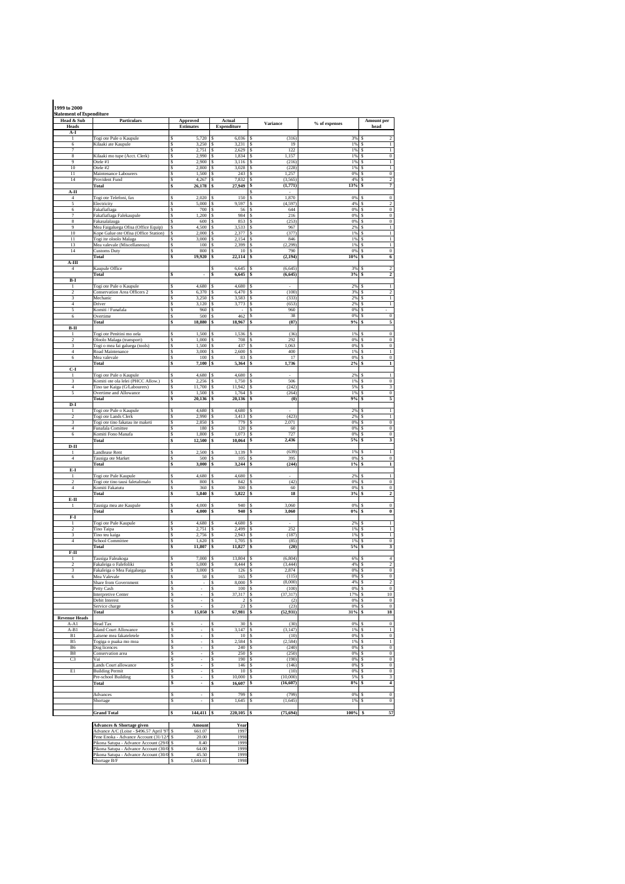**1999 to 2000**
**Statement of Expenditure**

| Head & Sub Heads | Particulars | Approved Estimates | Actual Expenditure | Variance | % of expenses | Amount per head |
|---|---|---|---|---|---|---|
| **A-I** | | | | | | |
| 1 | Togi ote Pule o Kaupule | $ 5,720 | $ 6,036 | $ (316) | 3% | $ 2 |
| 6 | Kilaaki ate Kaupule | $ 3,250 | $ 3,231 | $ 19 | 1% | $ 1 |
| 7 | | $ 2,751 | $ 2,629 | $ 122 | 1% | $ 1 |
| 8 | Kilaaki mo tupe (Acct. Clerk) | $ 2,990 | $ 1,834 | $ 1,157 | 1% | $ 0 |
| 9 | Otele #1 | $ 2,900 | $ 3,116 | $ (216) | 1% | $ 1 |
| 10 | Otele #2 | $ 2,800 | $ 3,028 | $ (228) | 1% | $ 1 |
| 11 | Maintenance Labourers | $ 1,500 | $ 243 | $ 1,257 | 0% | $ 0 |
| 14 | Provident Fund | $ 4,267 | $ 7,832 | $ (3,565) | 4% | $ 2 |
| | **Total** | **$ 26,178** | **$ 27,949** | **$ (1,771)** | **13%** | **$ 7** |
| **A-II** | | | | $ - | | |
| 4 | Togi ote Telefoni, fax | $ 2,020 | $ 150 | $ 1,870 | 0% | $ 0 |
| 5 | Electricity | $ 5,000 | $ 9,597 | $ (4,597) | 4% | $ 2 |
| 6 | Fakafiafiaga | $ 700 | $ 56 | $ 644 | 0% | $ 0 |
| 7 | Fakafiafiaga Falekaupule | $ 1,200 | $ 984 | $ 216 | 0% | $ 0 |
| 8 | Fakasalalauga | $ 600 | $ 853 | $ (253) | 0% | $ 0 |
| 9 | Mea Faigaluega Ofisa (Office Equip) | $ 4,500 | $ 3,533 | $ 967 | 2% | $ 1 |
| 10 | Kope Galue ote Ofisa (Office Station) | $ 2,000 | $ 2,377 | $ (377) | 1% | $ 1 |
| 11 | Togi ite ololo Malaga | $ 3,000 | $ 2,154 | $ 846 | 1% | $ 1 |
| 13 | Mea valevale (Miscellaneous) | $ 100 | $ 2,399 | $ (2,299) | 1% | $ 1 |
| 14 | Customs Duty | $ 800 | $ 10 | $ 790 | 0% | $ 0 |
| | **Total** | **$ 19,920** | **$ 22,114** | **$ (2,194)** | **10%** | **$ 6** |
| **A-III** | | | | | | |
| 4 | Kaupule Office | | $ 6,645 | $ (6,645) | 3% | $ 2 |
| | **Total** | **$ -** | **$ 6,645** | **$ (6,645)** | **3%** | **$ 2** |
| **B-I** | | | | | | |
| 1 | Togi ote Pule o Kaupule | $ 4,680 | $ 4,680 | $ - | 2% | $ 1 |
| 2 | Conservation Area Officers 2 | $ 6,370 | $ 6,470 | $ (100) | 3% | $ 2 |
| 3 | Mechanic | $ 3,250 | $ 3,583 | $ (333) | 2% | $ 1 |
| 4 | Driver | $ 3,120 | $ 3,773 | $ (653) | 2% | $ 1 |
| 5 | Komiti / Funafala | $ 960 | $ - | $ 960 | 0% | $ - |
| 6 | Overtime | $ 500 | $ 462 | $ 38 | 0% | $ 0 |
| | **Total** | **$ 18,880** | **$ 18,967** | **$ (87)** | **9%** | **$ 5** |
| **B-II** | | | | | | |
| 1 | Togi ote Penitini mo oela | $ 1,500 | $ 1,536 | $ (36) | 1% | $ 0 |
| 2 | Ooolo Malaga (transport) | $ 1,000 | $ 708 | $ 292 | 0% | $ 0 |
| 3 | Togi o mea fai galuega (tools) | $ 1,500 | $ 437 | $ 1,063 | 0% | $ 0 |
| 4 | Road Maintenance | $ 3,000 | $ 2,600 | $ 400 | 1% | $ 1 |
| 6 | Mea valevale | $ 100 | $ 83 | $ 17 | 0% | $ 0 |
| | **Total** | **$ 7,100** | **$ 5,364** | **$ 1,736** | **2%** | **$ 1** |
| **C-I** | | | | | | |
| 1 | Togi ote Pule o Kaupule | $ 4,680 | $ 4,680 | $ - | 2% | $ 1 |
| 3 | Komiti ote ola lelei (PHCC Allow.) | $ 2,256 | $ 1,750 | $ 506 | 1% | $ 0 |
| 4 | Tino tae Kaiga (G/Labourers) | $ 11,700 | $ 11,942 | $ (242) | 5% | $ 3 |
| 5 | Overtime and Allowance | $ 1,500 | $ 1,764 | $ (264) | 1% | $ 0 |
| | **Total** | **$ 20,136** | **$ 20,136** | **$ (0)** | **9%** | **$ 5** |
| **D-I** | | | | | | |
| 1 | Togi ote Pule o Kaupule | $ 4,680 | $ 4,680 | $ - | 2% | $ 1 |
| 2 | Togi ote Lands Clerk | $ 2,990 | $ 3,413 | $ (423) | 2% | $ 1 |
| 3 | Togi ote tino fakatau ite maketi | $ 2,850 | $ 779 | $ 2,071 | 0% | $ 0 |
| 4 | Funafala Comittee | $ 180 | $ 120 | $ 60 | 0% | $ 0 |
| 6 | Komiti Fono Manafa | $ 1,800 | $ 1,073 | $ 727 | 0% | $ 0 |
| | **Total** | **$ 12,500** | **$ 10,064** | **$ 2,436** | **5%** | **$ 3** |
| **D-II** | | | | | | |
| 1 | Landlease Rent | $ 2,500 | $ 3,139 | $ (639) | 1% | $ 1 |
| 4 | Tausiga ote Market | $ 500 | $ 105 | $ 395 | 0% | $ 0 |
| | **Total** | **$ 3,000** | **$ 3,244** | **$ (244)** | **1%** | **$ 1** |
| **E-I** | | | | | | |
| 1 | Togi ote Pule Kaupule | $ 4,680 | $ 4,680 | $ - | 2% | $ 1 |
| 2 | Togi ote tino tausi faletalimalo | $ 800 | $ 842 | $ (42) | 0% | $ 0 |
| 4 | Komiti Fakatutu | $ 360 | $ 300 | $ 60 | 0% | $ 0 |
| | **Total** | **$ 5,840** | **$ 5,822** | **$ 18** | **3%** | **$ 2** |
| **E-II** | | | | | | |
| 1 | Tausiga mea ate Kaupule | $ 4,000 | $ 940 | $ 3,060 | 0% | $ 0 |
| | **Total** | **$ 4,000** | **$ 940** | **$ 3,060** | **0%** | **$ 0** |
| **F-I** | | | | | | |
| 1 | Togi ote Pule Kaupule | $ 4,680 | $ 4,680 | $ - | 2% | $ 1 |
| 2 | Tino Taipa | $ 2,751 | $ 2,499 | $ 252 | 1% | $ 1 |
| 3 | Tino teu kaiga | $ 2,756 | $ 2,943 | $ (187) | 1% | $ 1 |
| 4 | School Committee | $ 1,620 | $ 1,705 | $ (85) | 1% | $ 0 |
| | **Total** | **$ 11,807** | **$ 11,827** | **$ (20)** | **5%** | **$ 3** |
| **F-II** | | | | | | |
| 1 | Tausiga Faleakoga | $ 7,000 | $ 13,804 | $ (6,804) | 6% | $ 4 |
| 2 | Fakaleiga o Falefoliki | $ 5,000 | $ 8,444 | $ (3,444) | 4% | $ 2 |
| 3 | Fakaleiga o Mea Faigaluega | $ 3,000 | $ 126 | $ 2,874 | 0% | $ 0 |
| 6 | Mea Valevale | $ 50 | $ 165 | $ (115) | 0% | $ 0 |
| | Share from Government | $ - | $ 8,000 | $ (8,000) | 4% | $ 2 |
| | Petty Cash | $ - | $ 100 | $ (100) | 0% | $ 0 |
| | Interpretive Center | $ - | $ 37,317 | $ (37,317) | 17% | $ 10 |
| | Debit Interest | $ - | $ 2 | $ (2) | 0% | $ 0 |
| | Service charge | $ - | $ 23 | $ (23) | 0% | $ 0 |
| | **Total** | **$ 15,050** | **$ 67,981** | **$ (52,931)** | **31%** | **$ 18** |
| **Revenue Heads** | | | | | | |
| A-A1 | Head Tax | $ - | $ 30 | $ (30) | 0% | $ 0 |
| A-B1 | Island Court Allowance | $ - | $ 3,147 | $ (3,147) | 1% | $ 1 |
| B1 | Laisene mea fakaletelele | $ - | $ 10 | $ (10) | 0% | $ 0 |
| B5 | Togiga o puaka mo moa | $ - | $ 2,584 | $ (2,584) | 1% | $ 1 |
| B6 | Dog licences | $ - | $ 240 | $ (240) | 0% | $ 0 |
| B8 | Conservation area | $ - | $ 250 | $ (250) | 0% | $ 0 |
| C3 | Vai | $ - | $ 190 | $ (190) | 0% | $ 0 |
| | Lands Court allowance | $ - | $ 146 | $ (146) | 0% | $ 0 |
| E1 | Building Permit | $ - | $ 10 | $ (10) | 0% | $ 0 |
| | Pre-school Building | $ - | $ 10,000 | $ (10,000) | 5% | $ 3 |
| | **Total** | **$ -** | **$ 16,607** | **$ (16,607)** | **8%** | **$ 4** |
| | Advances | $ - | $ 799 | $ (799) | 0% | $ 0 |
| | Shortage | $ - | $ 1,645 | $ (1,645) | 1% | $ 0 |
| | **Grand Total** | **$ 144,411** | **$ 220,105** | **$ (75,694)** | **100%** | **$ 57** |

| Advances & Shortage given | Amount | Year |
|---|---|---|
| Advance A/C (Loise - $496.57 April '97 | $ 661.07 | 1997 |
| Pene Enoka - Advance Account (31/12/9 | $ 20.00 | 1998 |
| Pikona Satupa - Advance Account (29/0 | $ 8.40 | 1999 |
| Pikona Satupa - Advance Account (30/0 | $ 64.00 | 1999 |
| Pikona Satupa - Advance Account (30/0 | $ 45.50 | 1999 |
| Shortage B/F | $ 1,644.65 | 1998 |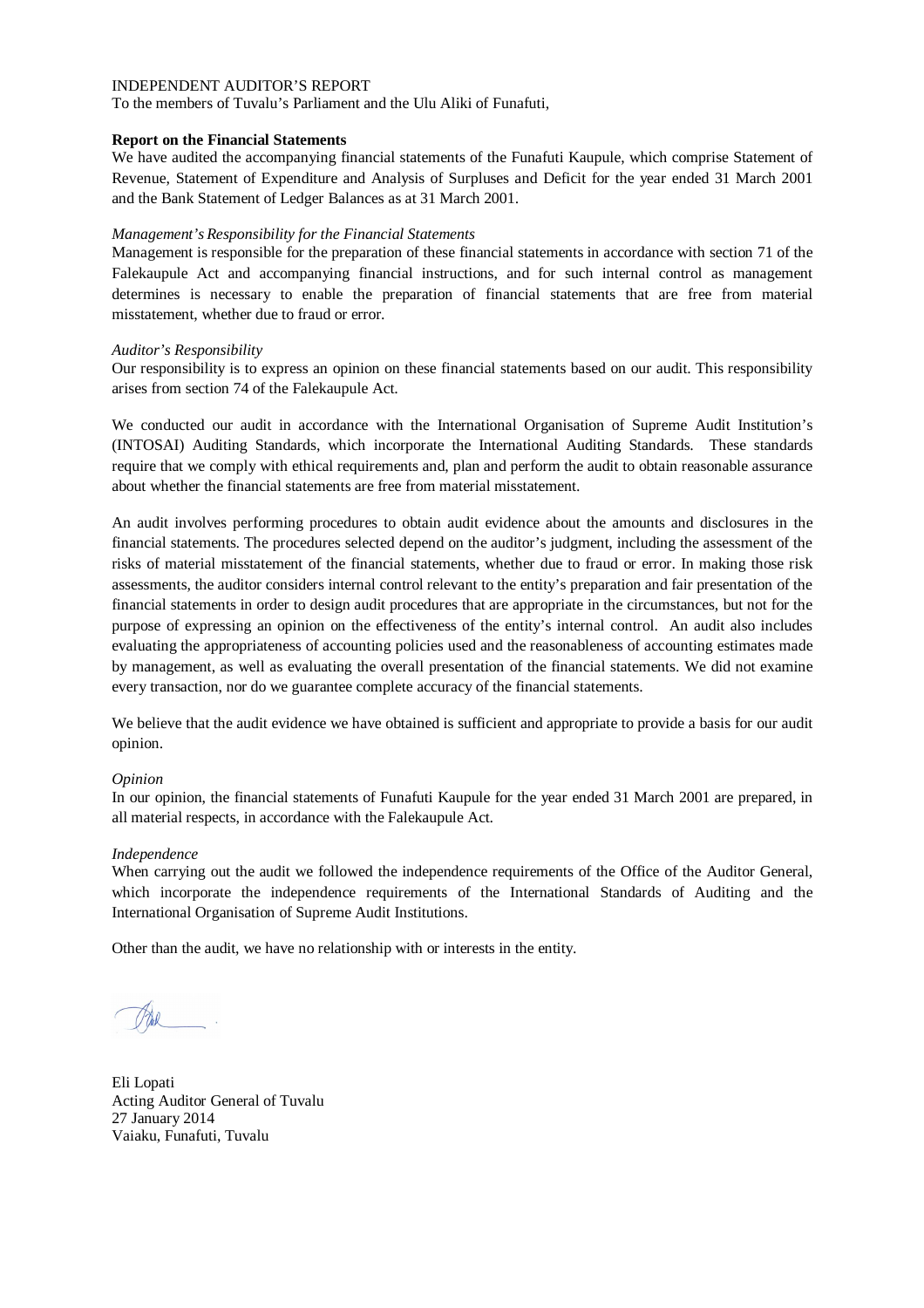INDEPENDENT AUDITOR'S REPORT

To the members of Tuvalu's Parliament and the Ulu Aliki of Funafuti,

**Report on the Financial Statements**

We have audited the accompanying financial statements of the Funafuti Kaupule, which comprise Statement of Revenue, Statement of Expenditure and Analysis of Surpluses and Deficit for the year ended 31 March 2001 and the Bank Statement of Ledger Balances as at 31 March 2001.

*Management's Responsibility for the Financial Statements*

Management is responsible for the preparation of these financial statements in accordance with section 71 of the Falekaupule Act and accompanying financial instructions, and for such internal control as management determines is necessary to enable the preparation of financial statements that are free from material misstatement, whether due to fraud or error.

*Auditor's Responsibility*

Our responsibility is to express an opinion on these financial statements based on our audit. This responsibility arises from section 74 of the Falekaupule Act.

We conducted our audit in accordance with the International Organisation of Supreme Audit Institution's (INTOSAI) Auditing Standards, which incorporate the International Auditing Standards. These standards require that we comply with ethical requirements and, plan and perform the audit to obtain reasonable assurance about whether the financial statements are free from material misstatement.

An audit involves performing procedures to obtain audit evidence about the amounts and disclosures in the financial statements. The procedures selected depend on the auditor's judgment, including the assessment of the risks of material misstatement of the financial statements, whether due to fraud or error. In making those risk assessments, the auditor considers internal control relevant to the entity's preparation and fair presentation of the financial statements in order to design audit procedures that are appropriate in the circumstances, but not for the purpose of expressing an opinion on the effectiveness of the entity's internal control. An audit also includes evaluating the appropriateness of accounting policies used and the reasonableness of accounting estimates made by management, as well as evaluating the overall presentation of the financial statements. We did not examine every transaction, nor do we guarantee complete accuracy of the financial statements.

We believe that the audit evidence we have obtained is sufficient and appropriate to provide a basis for our audit opinion.

*Opinion*

In our opinion, the financial statements of Funafuti Kaupule for the year ended 31 March 2001 are prepared, in all material respects, in accordance with the Falekaupule Act.

*Independence*

When carrying out the audit we followed the independence requirements of the Office of the Auditor General, which incorporate the independence requirements of the International Standards of Auditing and the International Organisation of Supreme Audit Institutions.

Other than the audit, we have no relationship with or interests in the entity.

Eli Lopati
Acting Auditor General of Tuvalu
27 January 2014
Vaiaku, Funafuti, Tuvalu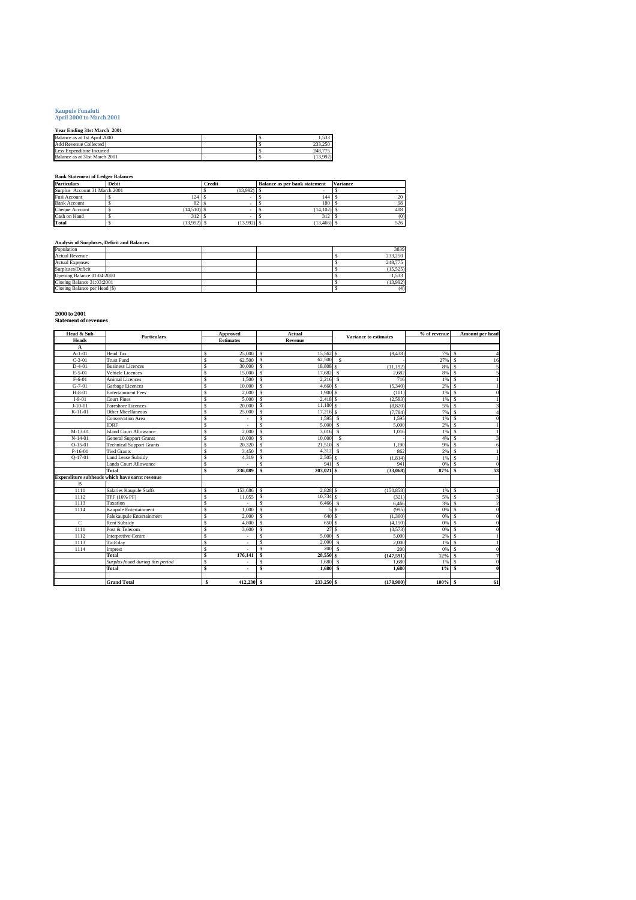**Kaupule Funafuti**
**April 2000 to March 2001**

**Year Ending 31st March 2001**

| | | |
|---|---|---|
| Balance as at 1st April 2000 | | $ 1,533 |
| Add Revenue Collected | | $ 233,250 |
| Less Expenditure Incurred | | $ 248,775 |
| Balance as at 31st March 2001 | | $ (13,992) |

**Bank Statement of Ledger Balances**

| Particulars | Debit | Credit | Balance as per bank statement | Variance |
|---|---|---|---|---|
| Surplus Account 31 March 2001 | | $ (13,992) | $ - | $ - |
| Fusi Account | $ 124 | $ - | $ 144 | $ 20 |
| Bank Account | $ 82 | $ - | $ 180 | $ 98 |
| Cheque Account | $ (14,510) | $ - | $ (14,102) | $ 408 |
| Cash on Hand | $ 312 | $ - | $ 312 | $ (0) |
| Total | $ (13,992) | $ (13,992) | $ (13,466) | $ 526 |

**Analysis of Surpluses, Deficit and Balances**

| | |
|---|---|
| Population | 3839 |
| Actual Revenue | $ 233,250 |
| Actual Expenses | $ 248,775 |
| Surpluses/Deficit | $ (15,525) |
| Opening Balance 01:04:2000 | $ 1,533 |
| Closing Balance 31:03:2001 | $ (13,992) |
| Closing Balance per Head ($) | $ (4) |

**2000 to 2001**
**Statement of revenues**

| Head & Sub Heads | Particulars | Approved Estimates | Actual Revenue | Variance to estimates | % of revenue | Amount per head |
|---|---|---|---|---|---|---|
| A | | | | | | |
| A-1-01 | Head Tax | $ 25,000 | $ 15,562 | $ (9,438) | 7% | $ 4 |
| C-3-01 | Trust Fund | $ 62,500 | $ 62,500 | $ - | 27% | $ 16 |
| D-4-01 | Business Licences | $ 30,000 | $ 18,808 | $ (11,192) | 8% | $ 5 |
| E-5-01 | Vehicle Licences | $ 15,000 | $ 17,682 | $ 2,682 | 8% | $ 5 |
| F-6-01 | Animal Licences | $ 1,500 | $ 2,216 | $ 716 | 1% | $ 1 |
| G-7-01 | Garbage Licences | $ 10,000 | $ 4,660 | $ (5,340) | 2% | $ 1 |
| H-8-01 | Entertainment Fees | $ 2,000 | $ 1,900 | $ (101) | 1% | $ 0 |
| I-9-01 | Court Fines | $ 5,000 | $ 2,418 | $ (2,583) | 1% | $ 1 |
| J-10-01 | Foreshore Licences | $ 20,000 | $ 11,180 | $ (8,820) | 5% | $ 3 |
| K-11-01 | Other Miscellaneous | $ 25,000 | $ 17,216 | $ (7,784) | 7% | $ 4 |
| | Conservation Area | $ - | $ 1,595 | $ 1,595 | 1% | $ 0 |
| | IDRF | $ - | $ 5,000 | $ 5,000 | 2% | $ 1 |
| M-13-01 | Island Court Allowance | $ 2,000 | $ 3,016 | $ 1,016 | 1% | $ 1 |
| N-14-01 | General Support Grants | $ 10,000 | $ 10,000 | $ - | 4% | $ 3 |
| O-15-01 | Technical Support Grants | $ 20,320 | $ 21,510 | $ 1,190 | 9% | $ 6 |
| P-16-01 | Tied Grants | $ 3,450 | $ 4,312 | $ 862 | 2% | $ 1 |
| Q-17-01 | Land Lease Subsidy | $ 4,319 | $ 2,505 | $ (1,814) | 1% | $ 1 |
| | Lands Court Allowance | $ - | $ 941 | $ 941 | 0% | $ 0 |
| | **Total** | **$ 236,089** | **$ 203,021** | **$ (33,068)** | **87%** | **$ 53** |
| **Expenditure subheads which have earnt revenue** | | | | | | |
| B | | | | | | |
| 1111 | Salaries Kaupule Staffs | $ 153,686 | $ 2,828 | $ (150,858) | 1% | $ 1 |
| 1112 | TPF (10% PF) | $ 11,055 | $ 10,734 | $ (321) | 5% | $ 3 |
| 1113 | Taxation | $ - | $ 6,466 | $ 6,466 | 3% | $ 2 |
| 1114 | Kaupule Entertainment | $ 1,000 | $ 5 | $ (995) | 0% | $ 0 |
| | Falekaupule Entertainment | $ 2,000 | $ 640 | $ (1,360) | 0% | $ 0 |
| C | Rent Subsidy | $ 4,800 | $ 650 | $ (4,150) | 0% | $ 0 |
| 1111 | Post & Telecom | $ 3,600 | $ 27 | $ (3,573) | 0% | $ 0 |
| 1112 | Interpretive Centre | $ - | $ 5,000 | $ 5,000 | 2% | $ 1 |
| 1113 | Tu-8 day | $ - | $ 2,000 | $ 2,000 | 1% | $ 1 |
| 1114 | Imprest | $ - | $ 200 | $ 200 | 0% | $ 0 |
| | **Total** | **$ 176,141** | **$ 28,550** | **$ (147,591)** | **12%** | **$ 7** |
| | *Surplus found during this period* | $ - | $ 1,680 | $ 1,680 | 1% | $ 0 |
| | **Total** | **$ -** | **$ 1,680** | **$ 1,680** | **1%** | **$ 0** |
| | | | | | | |
| | **Grand Total** | **$ 412,230** | **$ 233,250** | **$ (178,980)** | **100%** | **$ 61** |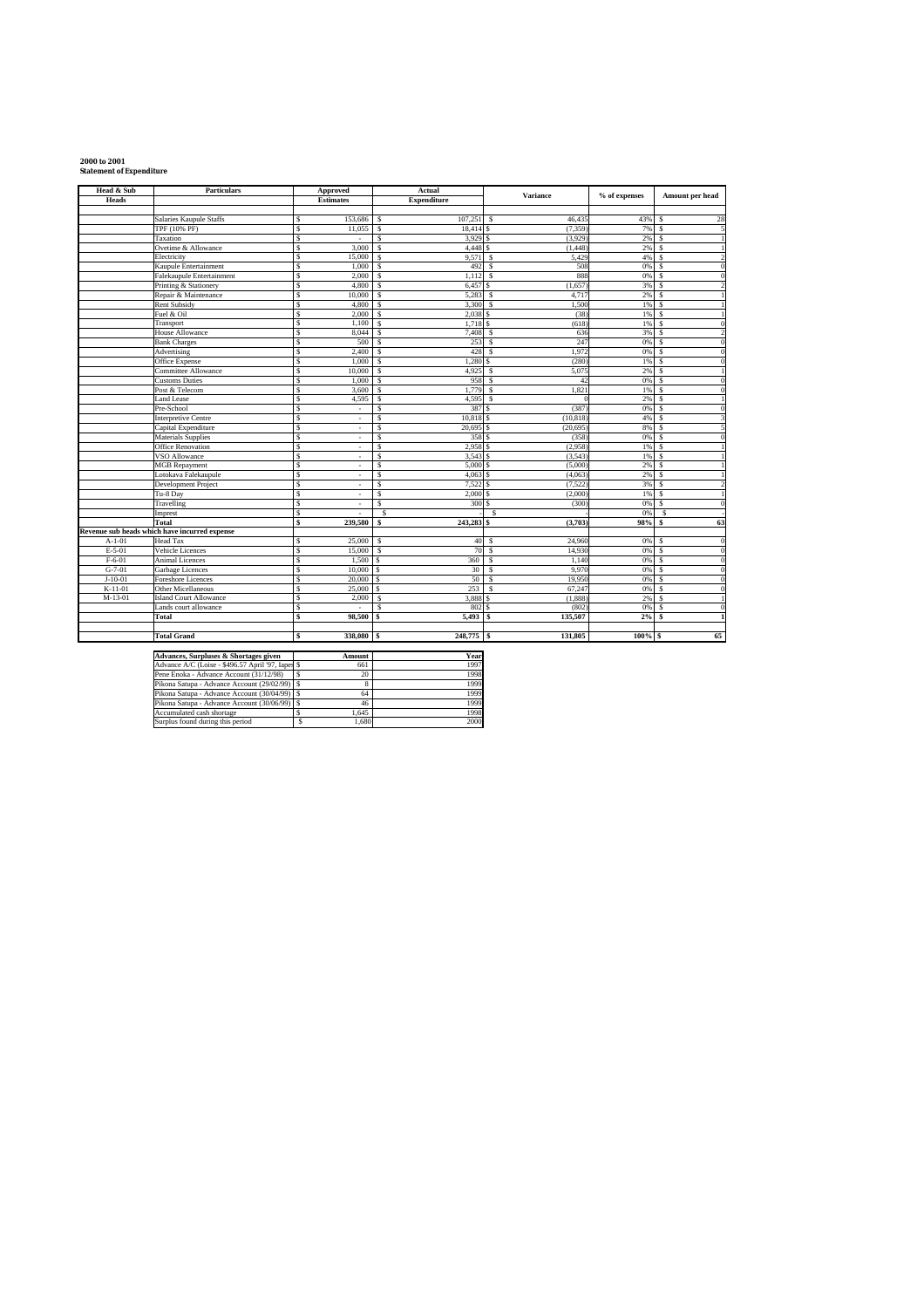**2000 to 2001**
**Statement of Expenditure**

| Head & Sub Heads | Particulars | Approved Estimates | Actual Expenditure | Variance | % of expenses | Amount per head |
|---|---|---|---|---|---|---|
| | Salaries Kaupule Staffs | $ 153,686 | $ 107,251 | $ 46,435 | 43% | $ 28 |
| | TPF (10% PF) | $ 11,055 | $ 18,414 | $ (7,359) | 7% | $ 5 |
| | Taxation | $ - | $ 3,929 | $ (3,929) | 2% | $ 1 |
| | Ovetime & Allowance | $ 3,000 | $ 4,448 | $ (1,448) | 2% | $ 1 |
| | Electricity | $ 15,000 | $ 9,571 | $ 5,429 | 4% | $ 2 |
| | Kaupule Entertainment | $ 1,000 | $ 492 | $ 508 | 0% | $ 0 |
| | Falekaupule Entertainment | $ 2,000 | $ 1,112 | $ 888 | 0% | $ 0 |
| | Printing & Stationery | $ 4,800 | $ 6,457 | $ (1,657) | 3% | $ 2 |
| | Repair & Maintenance | $ 10,000 | $ 5,283 | $ 4,717 | 2% | $ 1 |
| | Rent Subsidy | $ 4,800 | $ 3,300 | $ 1,500 | 1% | $ 1 |
| | Fuel & Oil | $ 2,000 | $ 2,038 | $ (38) | 1% | $ 1 |
| | Transport | $ 1,100 | $ 1,718 | $ (618) | 1% | $ 0 |
| | House Allowance | $ 8,044 | $ 7,408 | $ 636 | 3% | $ 2 |
| | Bank Charges | $ 500 | $ 253 | $ 247 | 0% | $ 0 |
| | Advertising | $ 2,400 | $ 428 | $ 1,972 | 0% | $ 0 |
| | Office Expense | $ 1,000 | $ 1,280 | $ (280) | 1% | $ 0 |
| | Committee Allowance | $ 10,000 | $ 4,925 | $ 5,075 | 2% | $ 1 |
| | Customs Duties | $ 1,000 | $ 958 | $ 42 | 0% | $ 0 |
| | Post & Telecom | $ 3,600 | $ 1,779 | $ 1,821 | 1% | $ 0 |
| | Land Lease | $ 4,595 | $ 4,595 | $ 0 | 2% | $ 1 |
| | Pre-School | $ - | $ 387 | $ (387) | 0% | $ 0 |
| | Interpretive Centre | $ - | $ 10,818 | $ (10,818) | 4% | $ 3 |
| | Capital Expenditure | $ - | $ 20,695 | $ (20,695) | 8% | $ 5 |
| | Materials Supplies | $ - | $ 358 | $ (358) | 0% | $ 0 |
| | Office Renovation | $ - | $ 2,958 | $ (2,958) | 1% | $ 1 |
| | VSO Allowance | $ - | $ 3,543 | $ (3,543) | 1% | $ 1 |
| | MGB Repayment | $ - | $ 5,000 | $ (5,000) | 2% | $ 1 |
| | Lotokava Falekaupule | $ - | $ 4,063 | $ (4,063) | 2% | $ 1 |
| | Development Project | $ - | $ 7,522 | $ (7,522) | 3% | $ 2 |
| | Tu-8 Day | $ - | $ 2,000 | $ (2,000) | 1% | $ 1 |
| | Travelling | $ - | $ 300 | $ (300) | 0% | $ 0 |
| | Imprest | $ - | $ - | $ - | 0% | $ - |
| | **Total** | **$ 239,580** | **$ 243,283** | **$ (3,703)** | **98%** | **$ 63** |
| **Revenue sub heads which have incurred expense** | | | | | | |
| A-1-01 | Head Tax | $ 25,000 | $ 40 | $ 24,960 | 0% | $ 0 |
| E-5-01 | Vehicle Licences | $ 15,000 | $ 70 | $ 14,930 | 0% | $ 0 |
| F-6-01 | Animal Licences | $ 1,500 | $ 360 | $ 1,140 | 0% | $ 0 |
| G-7-01 | Garbage Licences | $ 10,000 | $ 30 | $ 9,970 | 0% | $ 0 |
| J-10-01 | Foreshore Licences | $ 20,000 | $ 50 | $ 19,950 | 0% | $ 0 |
| K-11-01 | Other Miscellaneous | $ 25,000 | $ 253 | $ 67,247 | 0% | $ 0 |
| M-13-01 | Island Court Allowance | $ 2,000 | $ 3,888 | $ (1,888) | 2% | $ 1 |
| | Lands court allowance | $ - | $ 802 | $ (802) | 0% | $ 0 |
| | **Total** | **$ 98,500** | **$ 5,493** | **$ 135,507** | **2%** | **$ 1** |
| | **Total Grand** | **$ 338,080** | **$ 248,775** | **$ 131,805** | **100%** | **$ 65** |

| Advances, Surpluses & Shortages given | Amount | Year |
|---|---|---|
| Advance A/C (Loise - $496.57 April '97, lapse | $ 661 | 1997 |
| Pene Enoka - Advance Account (31/12/98) | $ 20 | 1998 |
| Pikona Satupa - Advance Account (29/02/99) | $ 8 | 1999 |
| Pikona Satupa - Advance Account (30/04/99) | $ 64 | 1999 |
| Pikona Satupa - Advance Account (30/06/99) | $ 46 | 1999 |
| Accumulated cash shortage | $ 1,645 | 1998 |
| Surplus found during this period | $ 1,680 | 2000 |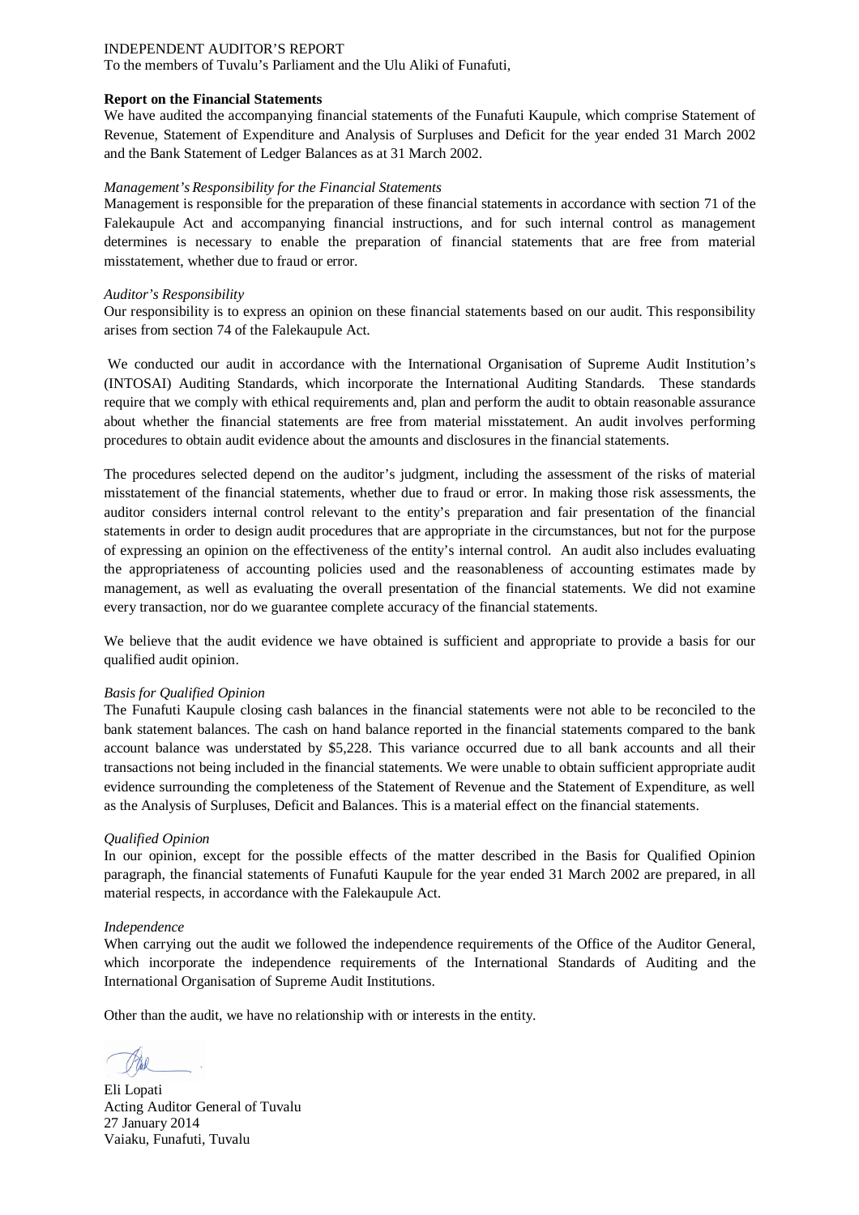INDEPENDENT AUDITOR'S REPORT
To the members of Tuvalu's Parliament and the Ulu Aliki of Funafuti,

**Report on the Financial Statements**

We have audited the accompanying financial statements of the Funafuti Kaupule, which comprise Statement of Revenue, Statement of Expenditure and Analysis of Surpluses and Deficit for the year ended 31 March 2002 and the Bank Statement of Ledger Balances as at 31 March 2002.

*Management's Responsibility for the Financial Statements*

Management is responsible for the preparation of these financial statements in accordance with section 71 of the Falekaupule Act and accompanying financial instructions, and for such internal control as management determines is necessary to enable the preparation of financial statements that are free from material misstatement, whether due to fraud or error.

*Auditor's Responsibility*

Our responsibility is to express an opinion on these financial statements based on our audit. This responsibility arises from section 74 of the Falekaupule Act.

We conducted our audit in accordance with the International Organisation of Supreme Audit Institution's (INTOSAI) Auditing Standards, which incorporate the International Auditing Standards. These standards require that we comply with ethical requirements and, plan and perform the audit to obtain reasonable assurance about whether the financial statements are free from material misstatement. An audit involves performing procedures to obtain audit evidence about the amounts and disclosures in the financial statements.

The procedures selected depend on the auditor's judgment, including the assessment of the risks of material misstatement of the financial statements, whether due to fraud or error. In making those risk assessments, the auditor considers internal control relevant to the entity's preparation and fair presentation of the financial statements in order to design audit procedures that are appropriate in the circumstances, but not for the purpose of expressing an opinion on the effectiveness of the entity's internal control. An audit also includes evaluating the appropriateness of accounting policies used and the reasonableness of accounting estimates made by management, as well as evaluating the overall presentation of the financial statements. We did not examine every transaction, nor do we guarantee complete accuracy of the financial statements.

We believe that the audit evidence we have obtained is sufficient and appropriate to provide a basis for our qualified audit opinion.

*Basis for Qualified Opinion*

The Funafuti Kaupule closing cash balances in the financial statements were not able to be reconciled to the bank statement balances. The cash on hand balance reported in the financial statements compared to the bank account balance was understated by $5,228. This variance occurred due to all bank accounts and all their transactions not being included in the financial statements. We were unable to obtain sufficient appropriate audit evidence surrounding the completeness of the Statement of Revenue and the Statement of Expenditure, as well as the Analysis of Surpluses, Deficit and Balances. This is a material effect on the financial statements.

*Qualified Opinion*

In our opinion, except for the possible effects of the matter described in the Basis for Qualified Opinion paragraph, the financial statements of Funafuti Kaupule for the year ended 31 March 2002 are prepared, in all material respects, in accordance with the Falekaupule Act.

*Independence*

When carrying out the audit we followed the independence requirements of the Office of the Auditor General, which incorporate the independence requirements of the International Standards of Auditing and the International Organisation of Supreme Audit Institutions.

Other than the audit, we have no relationship with or interests in the entity.

Eli Lopati
Acting Auditor General of Tuvalu
27 January 2014
Vaiaku, Funafuti, Tuvalu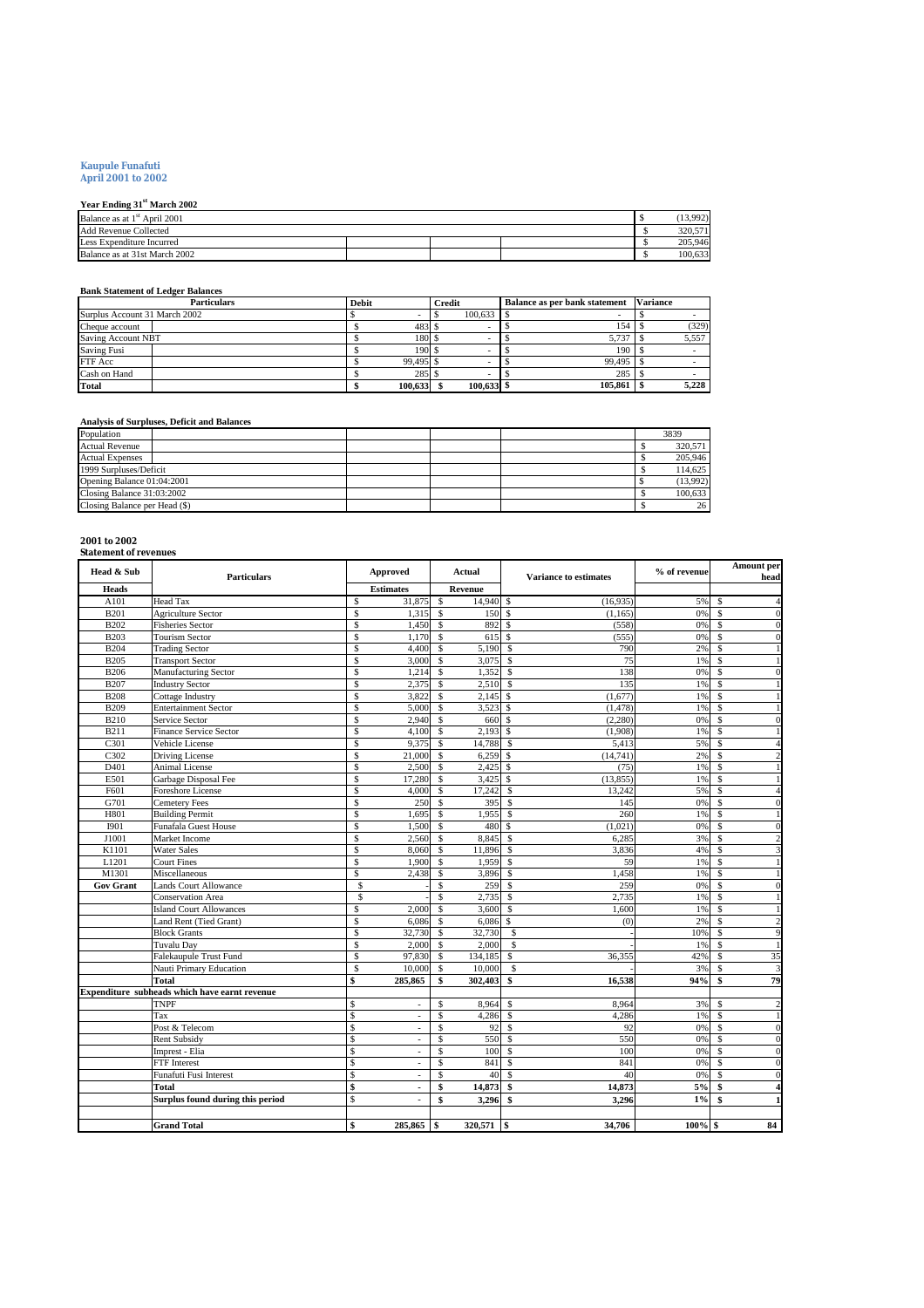**Kaupule Funafuti**
**April 2001 to 2002**

**Year Ending 31st March 2002**

| | |
|---|---|
| Balance as at 1st April 2001 | $ (13,992) |
| Add Revenue Collected | $ 320,571 |
| Less Expenditure Incurred | $ 205,946 |
| Balance as at 31st March 2002 | $ 100,633 |

**Bank Statement of Ledger Balances**

| Particulars | Debit | Credit | Balance as per bank statement | Variance |
|---|---|---|---|---|
| Surplus Account 31 March 2002 | $ - | $ 100,633 | $ - | $ - |
| Cheque account | $ 483 | $ - | $ 154 | $ (329) |
| Saving Account NBT | $ 180 | $ - | $ 5,737 | $ 5,557 |
| Saving Fusi | $ 190 | $ - | $ 190 | $ - |
| FTF Acc | $ 99,495 | $ - | $ 99,495 | $ - |
| Cash on Hand | $ 285 | $ - | $ 285 | $ - |
| **Total** | **$ 100,633** | **$ 100,633** | **$ 105,861** | **$ 5,228** |

**Analysis of Surpluses, Deficit and Balances**

| | |
|---|---|
| Population | 3839 |
| Actual Revenue | $ 320,571 |
| Actual Expenses | $ 205,946 |
| 1999 Surpluses/Deficit | $ 114,625 |
| Opening Balance 01:04:2001 | $ (13,992) |
| Closing Balance 31:03:2002 | $ 100,633 |
| Closing Balance per Head ($) | $ 26 |

**2001 to 2002**
**Statement of revenues**

| Head & Sub Heads | Particulars | Approved Estimates | Actual Revenue | Variance to estimates | % of revenue | Amount per head |
|---|---|---|---|---|---|---|
| A101 | Head Tax | $ 31,875 | $ 14,940 | $ (16,935) | 5% | $ 4 |
| B201 | Agriculture Sector | $ 1,315 | $ 150 | $ (1,165) | 0% | $ 0 |
| B202 | Fisheries Sector | $ 1,450 | $ 892 | $ (558) | 0% | $ 0 |
| B203 | Tourism Sector | $ 1,170 | $ 615 | $ (555) | 0% | $ 0 |
| B204 | Trading Sector | $ 4,400 | $ 5,190 | $ 790 | 2% | $ 1 |
| B205 | Transport Sector | $ 3,000 | $ 3,075 | $ 75 | 1% | $ 1 |
| B206 | Manufacturing Sector | $ 1,214 | $ 1,352 | $ 138 | 0% | $ 0 |
| B207 | Industry Sector | $ 2,375 | $ 2,510 | $ 135 | 1% | $ 1 |
| B208 | Cottage Industry | $ 3,822 | $ 2,145 | $ (1,677) | 1% | $ 1 |
| B209 | Entertainment Sector | $ 5,000 | $ 3,523 | $ (1,478) | 1% | $ 1 |
| B210 | Service Sector | $ 2,940 | $ 660 | $ (2,280) | 0% | $ 0 |
| B211 | Finance Service Sector | $ 4,100 | $ 2,193 | $ (1,908) | 1% | $ 1 |
| C301 | Vehicle License | $ 9,375 | $ 14,788 | $ 5,413 | 5% | $ 4 |
| C302 | Driving License | $ 21,000 | $ 6,259 | $ (14,741) | 2% | $ 2 |
| D401 | Animal License | $ 2,500 | $ 2,425 | $ (75) | 1% | $ 1 |
| E501 | Garbage Disposal Fee | $ 17,280 | $ 3,425 | $ (13,855) | 1% | $ 1 |
| F601 | Foreshore License | $ 4,000 | $ 17,242 | $ 13,242 | 5% | $ 4 |
| G701 | Cemetery Fees | $ 250 | $ 395 | $ 145 | 0% | $ 0 |
| H801 | Building Permit | $ 1,695 | $ 1,955 | $ 260 | 1% | $ 1 |
| I901 | Funafala Guest House | $ 1,500 | $ 480 | $ (1,021) | 0% | $ 0 |
| J1001 | Market Income | $ 2,560 | $ 8,845 | $ 6,285 | 3% | $ 2 |
| K1101 | Water Sales | $ 8,060 | $ 11,896 | $ 3,836 | 4% | $ 3 |
| L1201 | Court Fines | $ 1,900 | $ 1,959 | $ 59 | 1% | $ 1 |
| M1301 | Miscellaneous | $ 2,438 | $ 3,896 | $ 1,458 | 1% | $ 1 |
| **Gov Grant** | Lands Court Allowance | $ - | $ 259 | $ 259 | 0% | $ 0 |
| | Conservation Area | $ - | $ 2,735 | $ 2,735 | 1% | $ 1 |
| | Island Court Allowances | $ 2,000 | $ 3,600 | $ 1,600 | 1% | $ 1 |
| | Land Rent (Tied Grant) | $ 6,086 | $ 6,086 | $ (0) | 2% | $ 2 |
| | Block Grants | $ 32,730 | $ 32,730 | $ - | 10% | $ 9 |
| | Tuvalu Day | $ 2,000 | $ 2,000 | $ - | 1% | $ 1 |
| | Falekaupule Trust Fund | $ 97,830 | $ 134,185 | $ 36,355 | 42% | $ 35 |
| | Nauti Primary Education | $ 10,000 | $ 10,000 | $ - | 3% | $ 3 |
| | **Total** | **$ 285,865** | **$ 302,403** | **$ 16,538** | **94%** | **$ 79** |
| **Expenditure subheads which have earnt revenue** | | | | | | |
| | TNPF | $ - | $ 8,964 | $ 8,964 | 3% | $ 2 |
| | Tax | $ - | $ 4,286 | $ 4,286 | 1% | $ 1 |
| | Post & Telecom | $ - | $ 92 | $ 92 | 0% | $ 0 |
| | Rent Subsidy | $ - | $ 550 | $ 550 | 0% | $ 0 |
| | Imprest - Elia | $ - | $ 100 | $ 100 | 0% | $ 0 |
| | FTF Interest | $ - | $ 841 | $ 841 | 0% | $ 0 |
| | Funafuti Fusi Interest | $ - | $ 40 | $ 40 | 0% | $ 0 |
| | **Total** | **$ -** | **$ 14,873** | **$ 14,873** | **5%** | **$ 4** |
| | **Surplus found during this period** | $ - | **$ 3,296** | **$ 3,296** | **1%** | **$ 1** |
| | **Grand Total** | **$ 285,865** | **$ 320,571** | **$ 34,706** | **100%** | **$ 84** |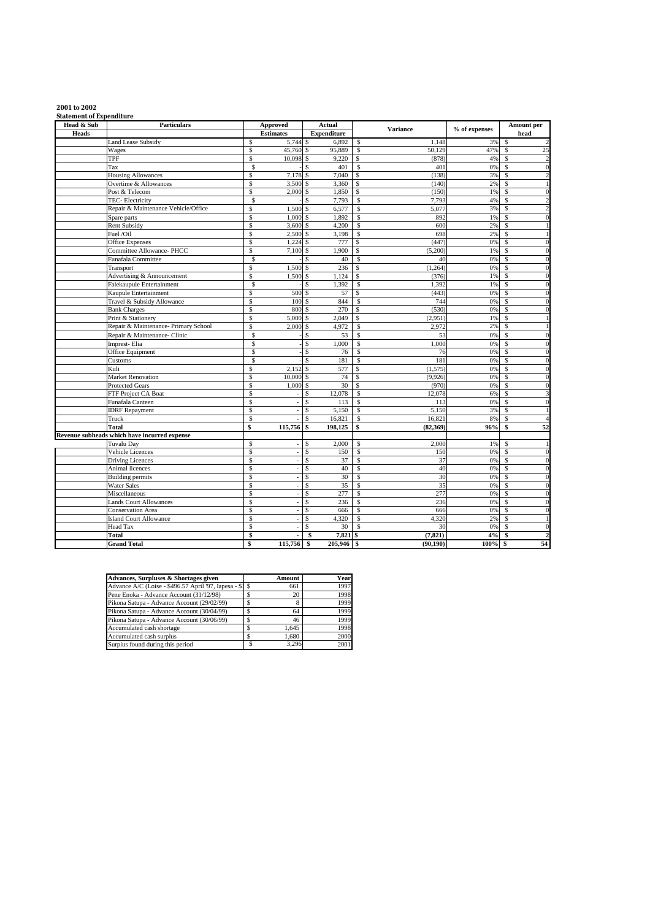**2001 to 2002**

**Statement of Expenditure**

| Head & Sub Heads | Particulars | Approved Estimates | Actual Expenditure | Variance | % of expenses | Amount per head |
|---|---|---|---|---|---|---|
| | Land Lease Subsidy | $ 5,744 | $ 6,892 | $ 1,148 | 3% | $ 2 |
| | Wages | $ 45,760 | $ 95,889 | $ 50,129 | 47% | $ 25 |
| | TPF | $ 10,098 | $ 9,220 | $ (878) | 4% | $ 2 |
| | Tax | $ - | $ 401 | $ 401 | 0% | $ 0 |
| | Housing Allowances | $ 7,178 | $ 7,040 | $ (138) | 3% | $ 2 |
| | Overtime & Allowances | $ 3,500 | $ 3,360 | $ (140) | 2% | $ 1 |
| | Post & Telecom | $ 2,000 | $ 1,850 | $ (150) | 1% | $ 0 |
| | TEC- Electricity | $ - | $ 7,793 | $ 7,793 | 4% | $ 2 |
| | Repair & Maintenance Vehicle/Office | $ 1,500 | $ 6,577 | $ 5,077 | 3% | $ 2 |
| | Spare parts | $ 1,000 | $ 1,892 | $ 892 | 1% | $ 0 |
| | Rent Subsidy | $ 3,600 | $ 4,200 | $ 600 | 2% | $ 1 |
| | Fuel /Oil | $ 2,500 | $ 3,198 | $ 698 | 2% | $ 1 |
| | Office Expenses | $ 1,224 | $ 777 | $ (447) | 0% | $ 0 |
| | Committee Allowance- PHCC | $ 7,100 | $ 1,900 | $ (5,200) | 1% | $ 0 |
| | Funafala Committee | $ - | $ 40 | $ 40 | 0% | $ 0 |
| | Transport | $ 1,500 | $ 236 | $ (1,264) | 0% | $ 0 |
| | Advertising & Announcement | $ 1,500 | $ 1,124 | $ (376) | 1% | $ 0 |
| | Falekaupule Entertainment | $ - | $ 1,392 | $ 1,392 | 1% | $ 0 |
| | Kaupule Entertainment | $ 500 | $ 57 | $ (443) | 0% | $ 0 |
| | Travel & Subsidy Allowance | $ 100 | $ 844 | $ 744 | 0% | $ 0 |
| | Bank Charges | $ 800 | $ 270 | $ (530) | 0% | $ 0 |
| | Print & Stationery | $ 5,000 | $ 2,049 | $ (2,951) | 1% | $ 1 |
| | Repair & Maintenance- Primary School | $ 2,000 | $ 4,972 | $ 2,972 | 2% | $ 1 |
| | Repair & Maintenance- Clinic | $ - | $ 53 | $ 53 | 0% | $ 0 |
| | Imprest- Elia | $ - | $ 1,000 | $ 1,000 | 0% | $ 0 |
| | Office Equipment | $ - | $ 76 | $ 76 | 0% | $ 0 |
| | Customs | $ - | $ 181 | $ 181 | 0% | $ 0 |
| | Kuli | $ 2,152 | $ 577 | $ (1,575) | 0% | $ 0 |
| | Market Renovation | $ 10,000 | $ 74 | $ (9,926) | 0% | $ 0 |
| | Protected Gears | $ 1,000 | $ 30 | $ (970) | 0% | $ 0 |
| | FTF Project CA Boat | $ - | $ 12,078 | $ 12,078 | 6% | $ 3 |
| | Funafala Canteen | $ - | $ 113 | $ 113 | 0% | $ 0 |
| | IDRF Repayment | $ - | $ 5,150 | $ 5,150 | 3% | $ 1 |
| | Truck | $ - | $ 16,821 | $ 16,821 | 8% | $ 4 |
| | **Total** | **$ 115,756** | **$ 198,125** | **$ (82,369)** | **96%** | **$ 52** |
| **Revenue subheads which have incurred expense** | | | | | | |
| | Tuvalu Day | $ - | $ 2,000 | $ 2,000 | 1% | $ 1 |
| | Vehicle Licences | $ - | $ 150 | $ 150 | 0% | $ 0 |
| | Driving Licences | $ - | $ 37 | $ 37 | 0% | $ 0 |
| | Animal licences | $ - | $ 40 | $ 40 | 0% | $ 0 |
| | Building permits | $ - | $ 30 | $ 30 | 0% | $ 0 |
| | Water Sales | $ - | $ 35 | $ 35 | 0% | $ 0 |
| | Miscellaneous | $ - | $ 277 | $ 277 | 0% | $ 0 |
| | Lands Court Allowances | $ - | $ 236 | $ 236 | 0% | $ 0 |
| | Conservation Area | $ - | $ 666 | $ 666 | 0% | $ 0 |
| | Island Court Allowance | $ - | $ 4,320 | $ 4,320 | 2% | $ 1 |
| | Head Tax | $ - | $ 30 | $ 30 | 0% | $ 0 |
| | **Total** | **$ -** | **$ 7,821** | **$ (7,821)** | **4%** | **$ 2** |
| | **Grand Total** | **$ 115,756** | **$ 205,946** | **$ (90,190)** | **100%** | **$ 54** |

| Advances, Surpluses & Shortages given | Amount | Year |
|---|---|---|
| Advance A/C (Loise - $496.57 April '97, Iapesa - $ | $ 661 | 1997 |
| Pene Enoka - Advance Account (31/12/98) | $ 20 | 1998 |
| Pikona Satupa - Advance Account (29/02/99) | $ 8 | 1999 |
| Pikona Satupa - Advance Account (30/04/99) | $ 64 | 1999 |
| Pikona Satupa - Advance Account (30/06/99) | $ 46 | 1999 |
| Accumulated cash shortage | $ 1,645 | 1998 |
| Accumulated cash surplus | $ 1,680 | 2000 |
| Surplus found during this period | $ 3,296 | 2001 |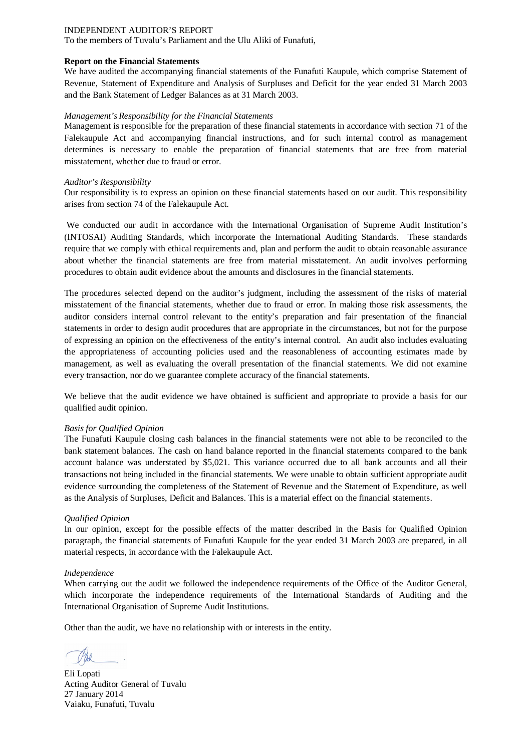INDEPENDENT AUDITOR'S REPORT

To the members of Tuvalu's Parliament and the Ulu Aliki of Funafuti,

**Report on the Financial Statements**

We have audited the accompanying financial statements of the Funafuti Kaupule, which comprise Statement of Revenue, Statement of Expenditure and Analysis of Surpluses and Deficit for the year ended 31 March 2003 and the Bank Statement of Ledger Balances as at 31 March 2003.

*Management's Responsibility for the Financial Statements*

Management is responsible for the preparation of these financial statements in accordance with section 71 of the Falekaupule Act and accompanying financial instructions, and for such internal control as management determines is necessary to enable the preparation of financial statements that are free from material misstatement, whether due to fraud or error.

*Auditor's Responsibility*

Our responsibility is to express an opinion on these financial statements based on our audit. This responsibility arises from section 74 of the Falekaupule Act.

We conducted our audit in accordance with the International Organisation of Supreme Audit Institution's (INTOSAI) Auditing Standards, which incorporate the International Auditing Standards. These standards require that we comply with ethical requirements and, plan and perform the audit to obtain reasonable assurance about whether the financial statements are free from material misstatement. An audit involves performing procedures to obtain audit evidence about the amounts and disclosures in the financial statements.

The procedures selected depend on the auditor's judgment, including the assessment of the risks of material misstatement of the financial statements, whether due to fraud or error. In making those risk assessments, the auditor considers internal control relevant to the entity's preparation and fair presentation of the financial statements in order to design audit procedures that are appropriate in the circumstances, but not for the purpose of expressing an opinion on the effectiveness of the entity's internal control. An audit also includes evaluating the appropriateness of accounting policies used and the reasonableness of accounting estimates made by management, as well as evaluating the overall presentation of the financial statements. We did not examine every transaction, nor do we guarantee complete accuracy of the financial statements.

We believe that the audit evidence we have obtained is sufficient and appropriate to provide a basis for our qualified audit opinion.

*Basis for Qualified Opinion*

The Funafuti Kaupule closing cash balances in the financial statements were not able to be reconciled to the bank statement balances. The cash on hand balance reported in the financial statements compared to the bank account balance was understated by $5,021. This variance occurred due to all bank accounts and all their transactions not being included in the financial statements. We were unable to obtain sufficient appropriate audit evidence surrounding the completeness of the Statement of Revenue and the Statement of Expenditure, as well as the Analysis of Surpluses, Deficit and Balances. This is a material effect on the financial statements.

*Qualified Opinion*

In our opinion, except for the possible effects of the matter described in the Basis for Qualified Opinion paragraph, the financial statements of Funafuti Kaupule for the year ended 31 March 2003 are prepared, in all material respects, in accordance with the Falekaupule Act.

*Independence*

When carrying out the audit we followed the independence requirements of the Office of the Auditor General, which incorporate the independence requirements of the International Standards of Auditing and the International Organisation of Supreme Audit Institutions.

Other than the audit, we have no relationship with or interests in the entity.

Eli Lopati
Acting Auditor General of Tuvalu
27 January 2014
Vaiaku, Funafuti, Tuvalu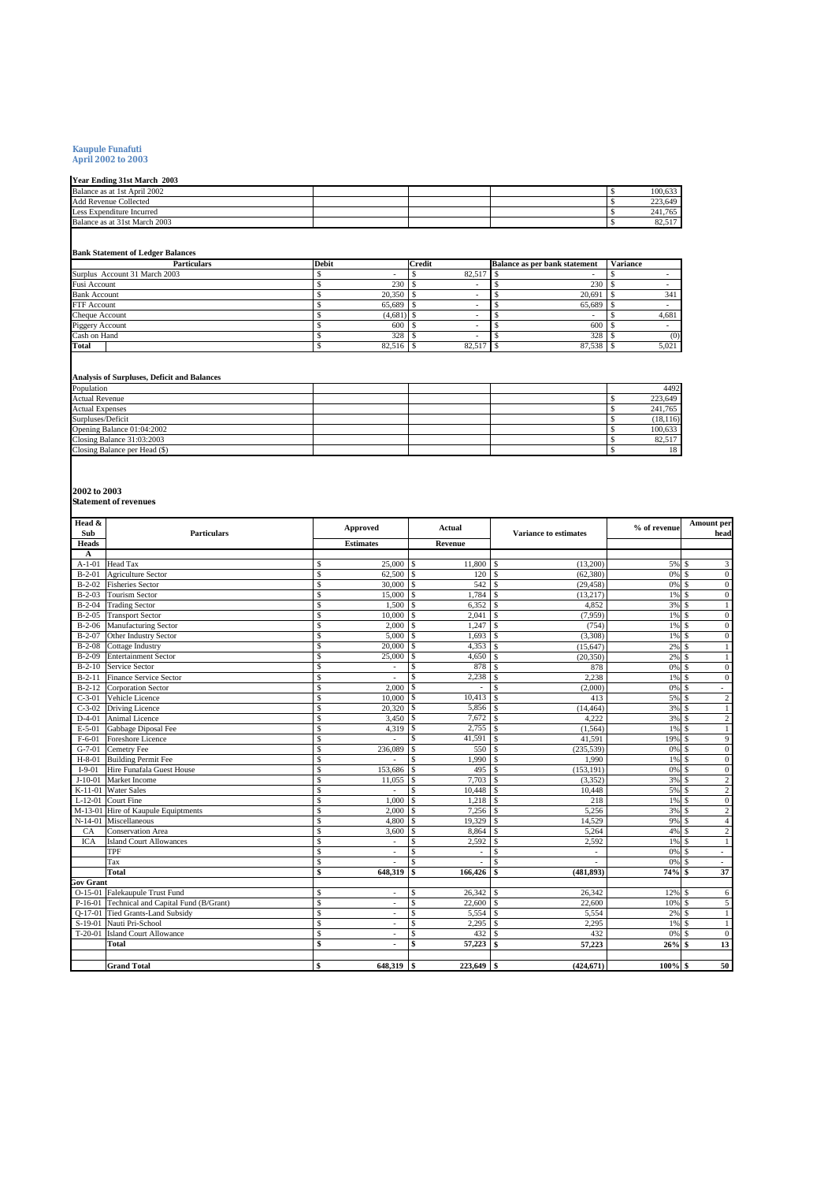**Kaupule Funafuti**
**April 2002 to 2003**

**Year Ending 31st March 2003**

| | | | | |
|---|---|---|---|---|
| Balance as at 1st April 2002 | | | | $ 100,633 |
| Add Revenue Collected | | | | $ 223,649 |
| Less Expenditure Incurred | | | | $ 241,765 |
| Balance as at 31st March 2003 | | | | $ 82,517 |

**Bank Statement of Ledger Balances**

| Particulars | Debit | Credit | Balance as per bank statement | Variance |
|---|---|---|---|---|
| Surplus Account 31 March 2003 | $ - | $ 82,517 | $ - | $ - |
| Fusi Account | $ 230 | $ - | $ 230 | $ - |
| Bank Account | $ 20,350 | $ - | $ 20,691 | $ 341 |
| FTF Account | $ 65,689 | $ - | $ 65,689 | $ - |
| Cheque Account | $ (4,681) | $ - | $ - | $ 4,681 |
| Piggery Account | $ 600 | $ - | $ 600 | $ - |
| Cash on Hand | $ 328 | $ - | $ 328 | $ (0) |
| **Total** | $ 82,516 | $ 82,517 | $ 87,538 | $ 5,021 |

**Analysis of Surpluses, Deficit and Balances**

| | | | | |
|---|---|---|---|---|
| Population | | | | 4492 |
| Actual Revenue | | | | $ 223,649 |
| Actual Expenses | | | | $ 241,765 |
| Surpluses/Deficit | | | | $ (18,116) |
| Opening Balance 01:04:2002 | | | | $ 100,633 |
| Closing Balance 31:03:2003 | | | | $ 82,517 |
| Closing Balance per Head ($) | | | | $ 18 |

**2002 to 2003**
**Statement of revenues**

| Head & Sub Heads | Particulars | Approved Estimates | Actual Revenue | Variance to estimates | % of revenue | Amount per head |
|---|---|---|---|---|---|---|
| **A** | | | | | | |
| A-1-01 | Head Tax | $ 25,000 | $ 11,800 | $ (13,200) | 5% | $ 3 |
| B-2-01 | Agriculture Sector | $ 62,500 | $ 120 | $ (62,380) | 0% | $ 0 |
| B-2-02 | Fisheries Sector | $ 30,000 | $ 542 | $ (29,458) | 0% | $ 0 |
| B-2-03 | Tourism Sector | $ 15,000 | $ 1,784 | $ (13,217) | 1% | $ 0 |
| B-2-04 | Trading Sector | $ 1,500 | $ 6,352 | $ 4,852 | 3% | $ 1 |
| B-2-05 | Transport Sector | $ 10,000 | $ 2,041 | $ (7,959) | 1% | $ 0 |
| B-2-06 | Manufacturing Sector | $ 2,000 | $ 1,247 | $ (754) | 1% | $ 0 |
| B-2-07 | Other Industry Sector | $ 5,000 | $ 1,693 | $ (3,308) | 1% | $ 0 |
| B-2-08 | Cottage Industry | $ 20,000 | $ 4,353 | $ (15,647) | 2% | $ 1 |
| B-2-09 | Entertainment Sector | $ 25,000 | $ 4,650 | $ (20,350) | 2% | $ 1 |
| B-2-10 | Service Sector | $ - | $ 878 | $ 878 | 0% | $ 0 |
| B-2-11 | Finance Service Sector | $ - | $ 2,238 | $ 2,238 | 1% | $ 0 |
| B-2-12 | Corporation Sector | $ 2,000 | $ - | $ (2,000) | 0% | $ - |
| C-3-01 | Vehicle Licence | $ 10,000 | $ 10,413 | $ 413 | 5% | $ 2 |
| C-3-02 | Driving Licence | $ 20,320 | $ 5,856 | $ (14,464) | 3% | $ 1 |
| D-4-01 | Animal Licence | $ 3,450 | $ 7,672 | $ 4,222 | 3% | $ 2 |
| E-5-01 | Gabbage Diposal Fee | $ 4,319 | $ 2,755 | $ (1,564) | 1% | $ 1 |
| F-6-01 | Foreshore Licence | $ - | $ 41,591 | $ 41,591 | 19% | $ 9 |
| G-7-01 | Cemetry Fee | $ 236,089 | $ 550 | $ (235,539) | 0% | $ 0 |
| H-8-01 | Building Permit Fee | $ - | $ 1,990 | $ 1,990 | 1% | $ 0 |
| I-9-01 | Hire Funafala Guest House | $ 153,686 | $ 495 | $ (153,191) | 0% | $ 0 |
| J-10-01 | Market Income | $ 11,055 | $ 7,703 | $ (3,352) | 3% | $ 2 |
| K-11-01 | Water Sales | $ - | $ 10,448 | $ 10,448 | 5% | $ 2 |
| L-12-01 | Court Fine | $ 1,000 | $ 1,218 | $ 218 | 1% | $ 0 |
| M-13-01 | Hire of Kaupule Equiptments | $ 2,000 | $ 7,256 | $ 5,256 | 3% | $ 2 |
| N-14-01 | Miscellaneous | $ 4,800 | $ 19,329 | $ 14,529 | 9% | $ 4 |
| CA | Conservation Area | $ 3,600 | $ 8,864 | $ 5,264 | 4% | $ 2 |
| ICA | Island Court Allowances | $ - | $ 2,592 | $ 2,592 | 1% | $ 1 |
| | TPF | $ - | $ - | $ - | 0% | $ - |
| | Tax | $ - | $ - | $ - | 0% | $ - |
| | **Total** | **$ 648,319** | **$ 166,426** | **$ (481,893)** | **74%** | **$ 37** |
| **Gov Grant** | | | | | | |
| O-15-01 | Falekaupule Trust Fund | $ - | $ 26,342 | $ 26,342 | 12% | $ 6 |
| P-16-01 | Technical and Capital Fund (B/Grant) | $ - | $ 22,600 | $ 22,600 | 10% | $ 5 |
| Q-17-01 | Tied Grants-Land Subsidy | $ - | $ 5,554 | $ 5,554 | 2% | $ 1 |
| S-19-01 | Nauti Pri-School | $ - | $ 2,295 | $ 2,295 | 1% | $ 1 |
| T-20-01 | Island Court Allowance | $ - | $ 432 | $ 432 | 0% | $ 0 |
| | **Total** | **$ -** | **$ 57,223** | **$ 57,223** | **26%** | **$ 13** |
| | | | | | | |
| | **Grand Total** | **$ 648,319** | **$ 223,649** | **$ (424,671)** | **100%** | **$ 50** |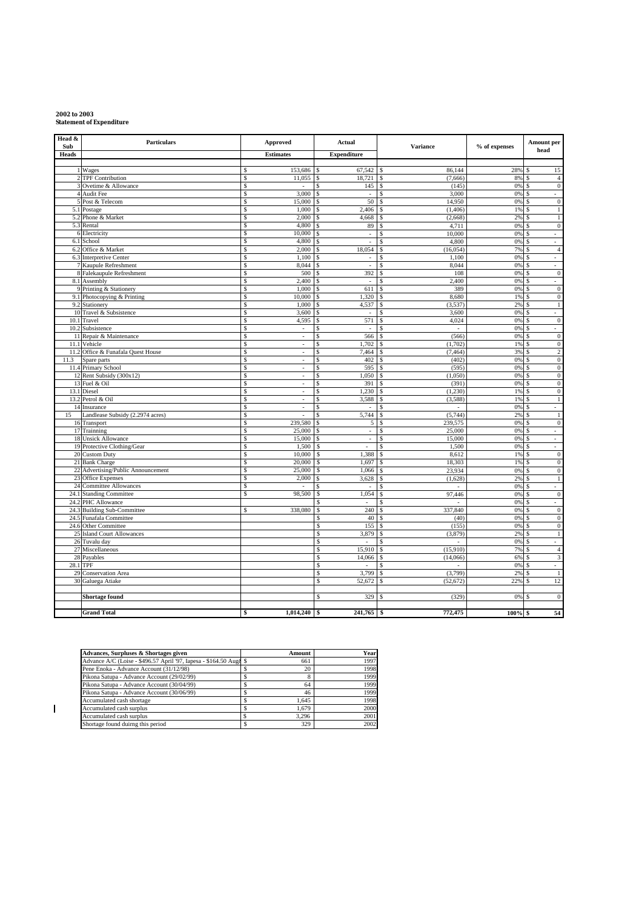**2002 to 2003**
**Statement of Expenditure**

| Head & Sub Heads | Particulars | Approved Estimates | Actual Expenditure | Variance | % of expenses | Amount per head |
|---|---|---|---|---|---|---|
| 1 | Wages | $ 153,686 | $ 67,542 | $ 86,144 | 28% | $ 15 |
| 2 | TPF Contribution | $ 11,055 | $ 18,721 | $ (7,666) | 8% | $ 4 |
| 3 | Ovetime & Allowance | $ - | $ 145 | $ (145) | 0% | $ 0 |
| 4 | Audit Fee | $ 3,000 | $ - | $ 3,000 | 0% | $ - |
| 5 | Post & Telecom | $ 15,000 | $ 50 | $ 14,950 | 0% | $ 0 |
| 5.1 | Postage | $ 1,000 | $ 2,406 | $ (1,406) | 1% | $ 1 |
| 5.2 | Phone & Market | $ 2,000 | $ 4,668 | $ (2,668) | 2% | $ 1 |
| 5.3 | Rental | $ 4,800 | $ 89 | $ 4,711 | 0% | $ 0 |
| 6 | Electricity | $ 10,000 | $ - | $ 10,000 | 0% | $ - |
| 6.1 | School | $ 4,800 | $ - | $ 4,800 | 0% | $ - |
| 6.2 | Office & Market | $ 2,000 | $ 18,054 | $ (16,054) | 7% | $ 4 |
| 6.3 | Interpretive Center | $ 1,100 | $ - | $ 1,100 | 0% | $ - |
| 7 | Kaupule Refreshment | $ 8,044 | $ - | $ 8,044 | 0% | $ - |
| 8 | Falekaupule Refreshment | $ 500 | $ 392 | $ 108 | 0% | $ 0 |
| 8.1 | Assembly | $ 2,400 | $ - | $ 2,400 | 0% | $ - |
| 9 | Printing & Stationery | $ 1,000 | $ 611 | $ 389 | 0% | $ 0 |
| 9.1 | Photocopying & Printing | $ 10,000 | $ 1,320 | $ 8,680 | 1% | $ 0 |
| 9.2 | Stationery | $ 1,000 | $ 4,537 | $ (3,537) | 2% | $ 1 |
| 10 | Travel & Subsistence | $ 3,600 | $ - | $ 3,600 | 0% | $ - |
| 10.1 | Travel | $ 4,595 | $ 571 | $ 4,024 | 0% | $ 0 |
| 10.2 | Subsistence | $ - | $ - | $ - | 0% | $ - |
| 11 | Repair & Maintenance | $ - | $ 566 | $ (566) | 0% | $ 0 |
| 11.1 | Vehicle | $ - | $ 1,702 | $ (1,702) | 1% | $ 0 |
| 11.2 | Office & Funafala Quest House | $ - | $ 7,464 | $ (7,464) | 3% | $ 2 |
| 11.3 | Spare parts | $ - | $ 402 | $ (402) | 0% | $ 0 |
| 11.4 | Primary School | $ - | $ 595 | $ (595) | 0% | $ 0 |
| 12 | Rent Subsidy (300x12) | $ - | $ 1,050 | $ (1,050) | 0% | $ 0 |
| 13 | Fuel & Oil | $ - | $ 391 | $ (391) | 0% | $ 0 |
| 13.1 | Diesel | $ - | $ 1,230 | $ (1,230) | 1% | $ 0 |
| 13.2 | Petrol & Oil | $ - | $ 3,588 | $ (3,588) | 1% | $ 1 |
| 14 | Insurance | $ - | $ - | $ - | 0% | $ - |
| 15 | Landlease Subsidy (2.2974 acres) | $ - | $ 5,744 | $ (5,744) | 2% | $ 1 |
| 16 | Transport | $ 239,580 | $ 5 | $ 239,575 | 0% | $ 0 |
| 17 | Trainning | $ 25,000 | $ - | $ 25,000 | 0% | $ - |
| 18 | Unsick Allowance | $ 15,000 | $ - | $ 15,000 | 0% | $ - |
| 19 | Protective Clothing/Gear | $ 1,500 | $ - | $ 1,500 | 0% | $ - |
| 20 | Custom Duty | $ 10,000 | $ 1,388 | $ 8,612 | 1% | $ 0 |
| 21 | Bank Charge | $ 20,000 | $ 1,697 | $ 18,303 | 1% | $ 0 |
| 22 | Advertising/Public Announcement | $ 25,000 | $ 1,066 | $ 23,934 | 0% | $ 0 |
| 23 | Office Expenses | $ 2,000 | $ 3,628 | $ (1,628) | 2% | $ 1 |
| 24 | Committee Allowances | $ - | $ - | $ - | 0% | $ - |
| 24.1 | Standing Committee | $ 98,500 | $ 1,054 | $ 97,446 | 0% | $ 0 |
| 24.2 | PHC Allowance | | $ - | $ - | 0% | $ - |
| 24.3 | Building Sub-Committee | $ 338,080 | $ 240 | $ 337,840 | 0% | $ 0 |
| 24.5 | Funafala Committee | | $ 40 | $ (40) | 0% | $ 0 |
| 24.6 | Other Committee | | $ 155 | $ (155) | 0% | $ 0 |
| 25 | Island Court Allowances | | $ 3,879 | $ (3,879) | 2% | $ 1 |
| 26 | Tuvalu day | | $ - | $ - | 0% | $ - |
| 27 | Miscellaneous | | $ 15,910 | $ (15,910) | 7% | $ 4 |
| 28 | Payables | | $ 14,066 | $ (14,066) | 6% | $ 3 |
| 28.1 | TPF | | $ - | $ - | 0% | $ - |
| 29 | Conservation Area | | $ 3,799 | $ (3,799) | 2% | $ 1 |
| 30 | Galuega Atiake | | $ 52,672 | $ (52,672) | 22% | $ 12 |
| | **Shortage found** | | $ 329 | $ (329) | 0% | $ 0 |
| | **Grand Total** | **$ 1,014,240** | **$ 241,765** | **$ 772,475** | **100%** | **$ 54** |

| Advances, Surpluses & Shortages given | Amount | Year |
|---|---|---|
| Advance A/C (Loise - $496.57 April '97, Iapesa - $164.50 Aug | $ 661 | 1997 |
| Pene Enoka - Advance Account (31/12/98) | $ 20 | 1998 |
| Pikona Satupa - Advance Account (29/02/99) | $ 8 | 1999 |
| Pikona Satupa - Advance Account (30/04/99) | $ 64 | 1999 |
| Pikona Satupa - Advance Account (30/06/99) | $ 46 | 1999 |
| Accumulated cash shortage | $ 1,645 | 1998 |
| Accumulated cash surplus | $ 1,679 | 2000 |
| Accumulated cash surplus | $ 3,296 | 2001 |
| Shortage found duirng this period | $ 329 | 2002 |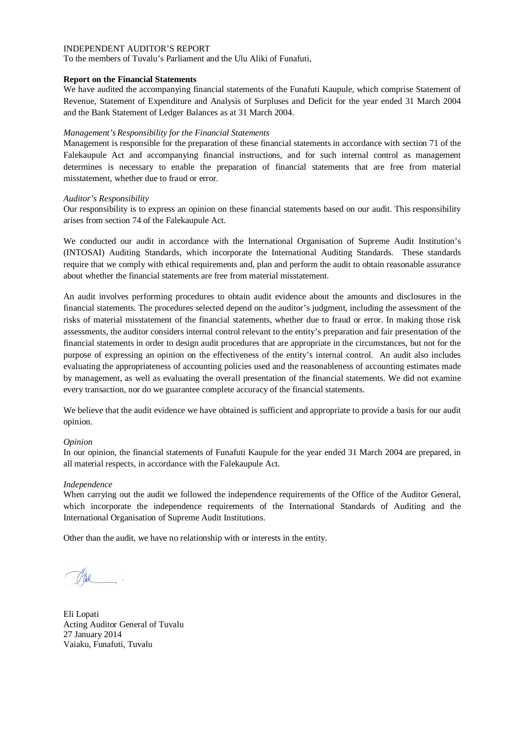INDEPENDENT AUDITOR'S REPORT

To the members of Tuvalu's Parliament and the Ulu Aliki of Funafuti,

**Report on the Financial Statements**

We have audited the accompanying financial statements of the Funafuti Kaupule, which comprise Statement of Revenue, Statement of Expenditure and Analysis of Surpluses and Deficit for the year ended 31 March 2004 and the Bank Statement of Ledger Balances as at 31 March 2004.

*Management's Responsibility for the Financial Statements*

Management is responsible for the preparation of these financial statements in accordance with section 71 of the Falekaupule Act and accompanying financial instructions, and for such internal control as management determines is necessary to enable the preparation of financial statements that are free from material misstatement, whether due to fraud or error.

*Auditor's Responsibility*

Our responsibility is to express an opinion on these financial statements based on our audit. This responsibility arises from section 74 of the Falekaupule Act.

We conducted our audit in accordance with the International Organisation of Supreme Audit Institution's (INTOSAI) Auditing Standards, which incorporate the International Auditing Standards. These standards require that we comply with ethical requirements and, plan and perform the audit to obtain reasonable assurance about whether the financial statements are free from material misstatement.

An audit involves performing procedures to obtain audit evidence about the amounts and disclosures in the financial statements. The procedures selected depend on the auditor's judgment, including the assessment of the risks of material misstatement of the financial statements, whether due to fraud or error. In making those risk assessments, the auditor considers internal control relevant to the entity's preparation and fair presentation of the financial statements in order to design audit procedures that are appropriate in the circumstances, but not for the purpose of expressing an opinion on the effectiveness of the entity's internal control. An audit also includes evaluating the appropriateness of accounting policies used and the reasonableness of accounting estimates made by management, as well as evaluating the overall presentation of the financial statements. We did not examine every transaction, nor do we guarantee complete accuracy of the financial statements.

We believe that the audit evidence we have obtained is sufficient and appropriate to provide a basis for our audit opinion.

*Opinion*

In our opinion, the financial statements of Funafuti Kaupule for the year ended 31 March 2004 are prepared, in all material respects, in accordance with the Falekaupule Act.

*Independence*

When carrying out the audit we followed the independence requirements of the Office of the Auditor General, which incorporate the independence requirements of the International Standards of Auditing and the International Organisation of Supreme Audit Institutions.

Other than the audit, we have no relationship with or interests in the entity.

Eli Lopati
Acting Auditor General of Tuvalu
27 January 2014
Vaiaku, Funafuti, Tuvalu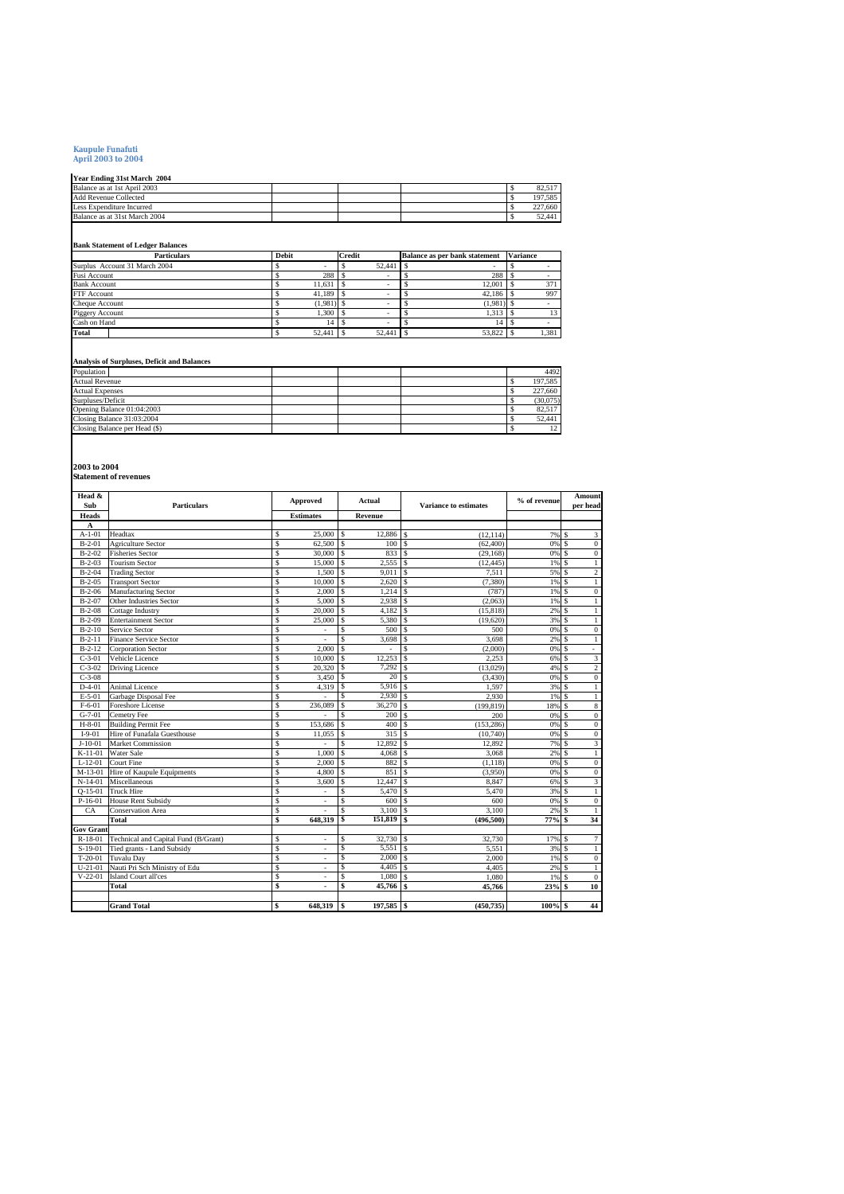**Kaupule Funafuti**
**April 2003 to 2004**

**Year Ending 31st March 2004**

| | | | | |
|---|---|---|---|---|
| Balance as at 1st April 2003 | | | | $ 82,517 |
| Add Revenue Collected | | | | $ 197,585 |
| Less Expenditure Incurred | | | | $ 227,660 |
| Balance as at 31st March 2004 | | | | $ 52,441 |

**Bank Statement of Ledger Balances**

| Particulars | Debit | Credit | Balance as per bank statement | Variance |
|---|---|---|---|---|
| Surplus Account 31 March 2004 | $ - | $ 52,441 | $ - | $ - |
| Fusi Account | $ 288 | $ - | $ 288 | $ - |
| Bank Account | $ 11,631 | $ - | $ 12,001 | $ 371 |
| FTF Account | $ 41,189 | $ - | $ 42,186 | $ 997 |
| Cheque Account | $ (1,981) | $ - | $ (1,981) | $ - |
| Piggery Account | $ 1,300 | $ - | $ 1,313 | $ 13 |
| Cash on Hand | $ 14 | $ - | $ 14 | $ - |
| **Total** | $ 52,441 | $ 52,441 | $ 53,822 | $ 1,381 |

**Analysis of Surpluses, Deficit and Balances**

| | | | | |
|---|---|---|---|---|
| Population | | | | 4492 |
| Actual Revenue | | | | $ 197,585 |
| Actual Expenses | | | | $ 227,660 |
| Surpluses/Deficit | | | | $ (30,075) |
| Opening Balance 01:04:2003 | | | | $ 82,517 |
| Closing Balance 31:03:2004 | | | | $ 52,441 |
| Closing Balance per Head ($) | | | | $ 12 |

**2003 to 2004**
**Statement of revenues**

| Head & Sub Heads | Particulars | Approved Estimates | Actual Revenue | Variance to estimates | % of revenue | Amount per head |
|---|---|---|---|---|---|---|
| A | | | | | | |
| A-1-01 | Headtax | $ 25,000 | $ 12,886 | $ (12,114) | 7% | $ 3 |
| B-2-01 | Agriculture Sector | $ 62,500 | $ 100 | $ (62,400) | 0% | $ 0 |
| B-2-02 | Fisheries Sector | $ 30,000 | $ 833 | $ (29,168) | 0% | $ 0 |
| B-2-03 | Tourism Sector | $ 15,000 | $ 2,555 | $ (12,445) | 1% | $ 1 |
| B-2-04 | Trading Sector | $ 1,500 | $ 9,011 | $ 7,511 | 5% | $ 2 |
| B-2-05 | Transport Sector | $ 10,000 | $ 2,620 | $ (7,380) | 1% | $ 1 |
| B-2-06 | Manufacturing Sector | $ 2,000 | $ 1,214 | $ (787) | 1% | $ 0 |
| B-2-07 | Other Industries Sector | $ 5,000 | $ 2,938 | $ (2,063) | 1% | $ 1 |
| B-2-08 | Cottage Industry | $ 20,000 | $ 4,182 | $ (15,818) | 2% | $ 1 |
| B-2-09 | Entertainment Sector | $ 25,000 | $ 5,380 | $ (19,620) | 3% | $ 1 |
| B-2-10 | Service Sector | $ - | $ 500 | $ 500 | 0% | $ 0 |
| B-2-11 | Finance Service Sector | $ - | $ 3,698 | $ 3,698 | 2% | $ 1 |
| B-2-12 | Corporation Sector | $ 2,000 | $ - | $ (2,000) | 0% | $ - |
| C-3-01 | Vehicle Licence | $ 10,000 | $ 12,253 | $ 2,253 | 6% | $ 3 |
| C-3-02 | Driving Licence | $ 20,320 | $ 7,292 | $ (13,029) | 4% | $ 2 |
| C-3-08 | | $ 3,450 | $ 20 | $ (3,430) | 0% | $ 0 |
| D-4-01 | Animal Licence | $ 4,319 | $ 5,916 | $ 1,597 | 3% | $ 1 |
| E-5-01 | Garbage Disposal Fee | $ - | $ 2,930 | $ 2,930 | 1% | $ 1 |
| F-6-01 | Foreshore License | $ 236,089 | $ 36,270 | $ (199,819) | 18% | $ 8 |
| G-7-01 | Cemetry Fee | $ - | $ 200 | $ 200 | 0% | $ 0 |
| H-8-01 | Building Permit Fee | $ 153,686 | $ 400 | $ (153,286) | 0% | $ 0 |
| I-9-01 | Hire of Funafala Guesthouse | $ 11,055 | $ 315 | $ (10,740) | 0% | $ 0 |
| J-10-01 | Market Commission | $ - | $ 12,892 | $ 12,892 | 7% | $ 3 |
| K-11-01 | Water Sale | $ 1,000 | $ 4,068 | $ 3,068 | 2% | $ 1 |
| L-12-01 | Court Fine | $ 2,000 | $ 882 | $ (1,118) | 0% | $ 0 |
| M-13-01 | Hire of Kaupule Equipments | $ 4,800 | $ 851 | $ (3,950) | 0% | $ 0 |
| N-14-01 | Miscellaneous | $ 3,600 | $ 12,447 | $ 8,847 | 6% | $ 3 |
| Q-15-01 | Truck Hire | $ - | $ 5,470 | $ 5,470 | 3% | $ 1 |
| P-16-01 | House Rent Subsidy | $ - | $ 600 | $ 600 | 0% | $ 0 |
| CA | Conservation Area | $ - | $ 3,100 | $ 3,100 | 2% | $ 1 |
| | **Total** | **$ 648,319** | **$ 151,819** | **$ (496,500)** | **77%** | **$ 34** |
| **Gov Grant** | | | | | | |
| R-18-01 | Technical and Capital Fund (B/Grant) | $ - | $ 32,730 | $ 32,730 | 17% | $ 7 |
| S-19-01 | Tied grants - Land Subsidy | $ - | $ 5,551 | $ 5,551 | 3% | $ 1 |
| T-20-01 | Tuvalu Day | $ - | $ 2,000 | $ 2,000 | 1% | $ 0 |
| U-21-01 | Nauti Pri Sch Ministry of Edu | $ - | $ 4,405 | $ 4,405 | 2% | $ 1 |
| V-22-01 | Island Court all'ces | $ - | $ 1,080 | $ 1,080 | 1% | $ 0 |
| | **Total** | **$ -** | **$ 45,766** | **$ 45,766** | **23%** | **$ 10** |
| | | | | | | |
| | **Grand Total** | **$ 648,319** | **$ 197,585** | **$ (450,735)** | **100%** | **$ 44** |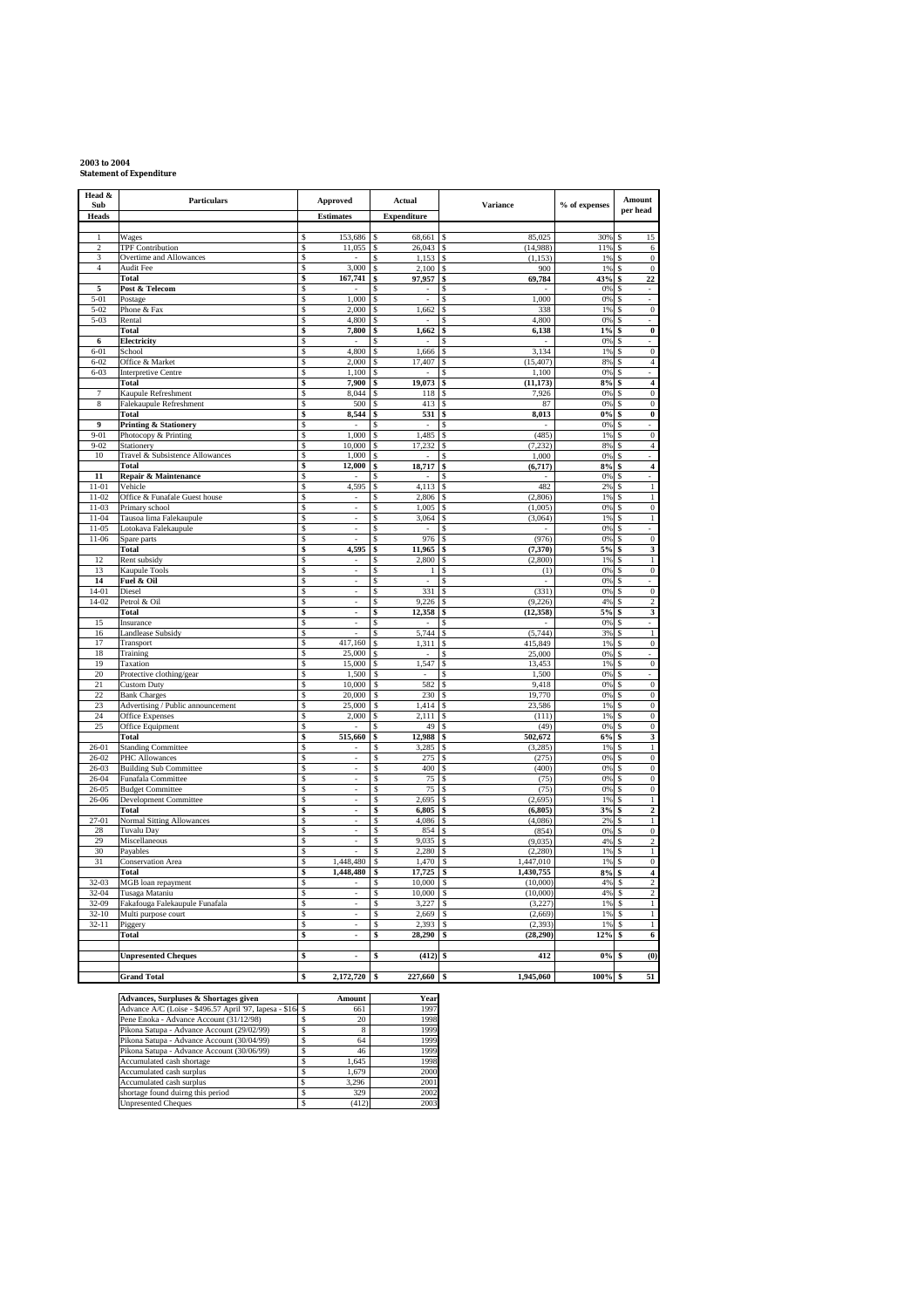**2003 to 2004**
**Statement of Expenditure**

| Head & Sub Heads | Particulars | Approved Estimates | Actual Expenditure | Variance | % of expenses | Amount per head |
|---|---|---|---|---|---|---|
| 1 | Wages | $ 153,686 | $ 68,661 | $ 85,025 | 30% | $ 15 |
| 2 | TPF Contribution | $ 11,055 | $ 26,043 | $ (14,988) | 11% | $ 6 |
| 3 | Overtime and Allowances | $ - | $ 1,153 | $ (1,153) | 1% | $ 0 |
| 4 | Audit Fee | $ 3,000 | $ 2,100 | $ 900 | 1% | $ 0 |
| | **Total** | **$ 167,741** | **$ 97,957** | **$ 69,784** | **43%** | **$ 22** |
| **5** | **Post & Telecom** | $ - | $ - | $ - | 0% | $ - |
| 5-01 | Postage | $ 1,000 | $ - | $ 1,000 | 0% | $ - |
| 5-02 | Phone & Fax | $ 2,000 | $ 1,662 | $ 338 | 1% | $ 0 |
| 5-03 | Rental | $ 4,800 | $ - | $ 4,800 | 0% | $ - |
| | **Total** | **$ 7,800** | **$ 1,662** | **$ 6,138** | **1%** | **$ 0** |
| **6** | **Electricity** | $ - | $ - | $ - | 0% | $ - |
| 6-01 | School | $ 4,800 | $ 1,666 | $ 3,134 | 1% | $ 0 |
| 6-02 | Office & Market | $ 2,000 | $ 17,407 | $ (15,407) | 8% | $ 4 |
| 6-03 | Interpretive Centre | $ 1,100 | $ - | $ 1,100 | 0% | $ - |
| | **Total** | **$ 7,900** | **$ 19,073** | **$ (11,173)** | **8%** | **$ 4** |
| 7 | Kaupule Refreshment | $ 8,044 | $ 118 | $ 7,926 | 0% | $ 0 |
| 8 | Falekaupule Refreshment | $ 500 | $ 413 | $ 87 | 0% | $ 0 |
| | **Total** | **$ 8,544** | **$ 531** | **$ 8,013** | **0%** | **$ 0** |
| **9** | **Printing & Stationery** | $ - | $ - | $ - | 0% | $ - |
| 9-01 | Photocopy & Printing | $ 1,000 | $ 1,485 | $ (485) | 1% | $ 0 |
| 9-02 | Stationery | $ 10,000 | $ 17,232 | $ (7,232) | 8% | $ 4 |
| 10 | Travel & Subsistence Allowances | $ 1,000 | $ - | $ 1,000 | 0% | $ - |
| | **Total** | **$ 12,000** | **$ 18,717** | **$ (6,717)** | **8%** | **$ 4** |
| **11** | **Repair & Maintenance** | $ - | $ - | $ - | 0% | $ - |
| 11-01 | Vehicle | $ 4,595 | $ 4,113 | $ 482 | 2% | $ 1 |
| 11-02 | Office & Funafale Guest house | $ - | $ 2,806 | $ (2,806) | 1% | $ 1 |
| 11-03 | Primary school | $ - | $ 1,005 | $ (1,005) | 0% | $ 0 |
| 11-04 | Tausoa lima Falekaupule | $ - | $ 3,064 | $ (3,064) | 1% | $ 1 |
| 11-05 | Lotokava Falekaupule | $ - | $ - | $ - | 0% | $ - |
| 11-06 | Spare parts | $ - | $ 976 | $ (976) | 0% | $ 0 |
| | **Total** | **$ 4,595** | **$ 11,965** | **$ (7,370)** | **5%** | **$ 3** |
| 12 | Rent subsidy | $ - | $ 2,800 | $ (2,800) | 1% | $ 1 |
| 13 | Kaupule Tools | $ - | $ 1 | $ (1) | 0% | $ 0 |
| **14** | **Fuel & Oil** | $ - | $ - | $ - | 0% | $ - |
| 14-01 | Diesel | $ - | $ 331 | $ (331) | 0% | $ 0 |
| 14-02 | Petrol & Oil | $ - | $ 9,226 | $ (9,226) | 4% | $ 2 |
| | **Total** | **$ -** | **$ 12,358** | **$ (12,358)** | **5%** | **$ 3** |
| 15 | Insurance | $ - | $ - | $ - | 0% | $ - |
| 16 | Landlease Subsidy | $ - | $ 5,744 | $ (5,744) | 3% | $ 1 |
| 17 | Transport | $ 417,160 | $ 1,311 | $ 415,849 | 1% | $ 0 |
| 18 | Training | $ 25,000 | $ - | $ 25,000 | 0% | $ - |
| 19 | Taxation | $ 15,000 | $ 1,547 | $ 13,453 | 1% | $ 0 |
| 20 | Protective clothing/gear | $ 1,500 | $ - | $ 1,500 | 0% | $ - |
| 21 | Custom Duty | $ 10,000 | $ 582 | $ 9,418 | 0% | $ 0 |
| 22 | Bank Charges | $ 20,000 | $ 230 | $ 19,770 | 0% | $ 0 |
| 23 | Advertising / Public announcement | $ 25,000 | $ 1,414 | $ 23,586 | 1% | $ 0 |
| 24 | Office Expenses | $ 2,000 | $ 2,111 | $ (111) | 1% | $ 0 |
| 25 | Office Equipment | $ - | $ 49 | $ (49) | 0% | $ 0 |
| | **Total** | **$ 515,660** | **$ 12,988** | **$ 502,672** | **6%** | **$ 3** |
| 26-01 | Standing Committee | $ - | $ 3,285 | $ (3,285) | 1% | $ 1 |
| 26-02 | PHC Allowances | $ - | $ 275 | $ (275) | 0% | $ 0 |
| 26-03 | Building Sub Committee | $ - | $ 400 | $ (400) | 0% | $ 0 |
| 26-04 | Funafala Committee | $ - | $ 75 | $ (75) | 0% | $ 0 |
| 26-05 | Budget Committee | $ - | $ 75 | $ (75) | 0% | $ 0 |
| 26-06 | Development Committee | $ - | $ 2,695 | $ (2,695) | 1% | $ 1 |
| | **Total** | **$ -** | **$ 6,805** | **$ (6,805)** | **3%** | **$ 2** |
| 27-01 | Normal Sitting Allowances | $ - | $ 4,086 | $ (4,086) | 2% | $ 1 |
| 28 | Tuvalu Day | $ - | $ 854 | $ (854) | 0% | $ 0 |
| 29 | Miscellaneous | $ - | $ 9,035 | $ (9,035) | 4% | $ 2 |
| 30 | Payables | $ - | $ 2,280 | $ (2,280) | 1% | $ 1 |
| 31 | Conservation Area | $ 1,448,480 | $ 1,470 | $ 1,447,010 | 1% | $ 0 |
| | **Total** | **$ 1,448,480** | **$ 17,725** | **$ 1,430,755** | **8%** | **$ 4** |
| 32-03 | MGB loan repayment | $ - | $ 10,000 | $ (10,000) | 4% | $ 2 |
| 32-04 | Tusaga Mataniu | $ - | $ 10,000 | $ (10,000) | 4% | $ 2 |
| 32-09 | Fakafouga Falekaupule Funafala | $ - | $ 3,227 | $ (3,227) | 1% | $ 1 |
| 32-10 | Multi purpose court | $ - | $ 2,669 | $ (2,669) | 1% | $ 1 |
| 32-11 | Piggery | $ - | $ 2,393 | $ (2,393) | 1% | $ 1 |
| | **Total** | **$ -** | **$ 28,290** | **$ (28,290)** | **12%** | **$ 6** |
| | **Unpresented Cheques** | **$ -** | **$ (412)** | **$ 412** | **0%** | **$ (0)** |
| | **Grand Total** | **$ 2,172,720** | **$ 227,660** | **$ 1,945,060** | **100%** | **$ 51** |

| Advances, Surpluses & Shortages given | Amount | Year |
|---|---|---|
| Advance A/C (Loise - $496.57 April '97, Iapesa - $16 | $ 661 | 1997 |
| Pene Enoka - Advance Account (31/12/98) | $ 20 | 1998 |
| Pikona Satupa - Advance Account (29/02/99) | $ 8 | 1999 |
| Pikona Satupa - Advance Account (30/04/99) | $ 64 | 1999 |
| Pikona Satupa - Advance Account (30/06/99) | $ 46 | 1999 |
| Accumulated cash shortage | $ 1,645 | 1998 |
| Accumulated cash surplus | $ 1,679 | 2000 |
| Accumulated cash surplus | $ 3,296 | 2001 |
| shortage found duirng this period | $ 329 | 2002 |
| Unpresented Cheques | $ (412) | 2003 |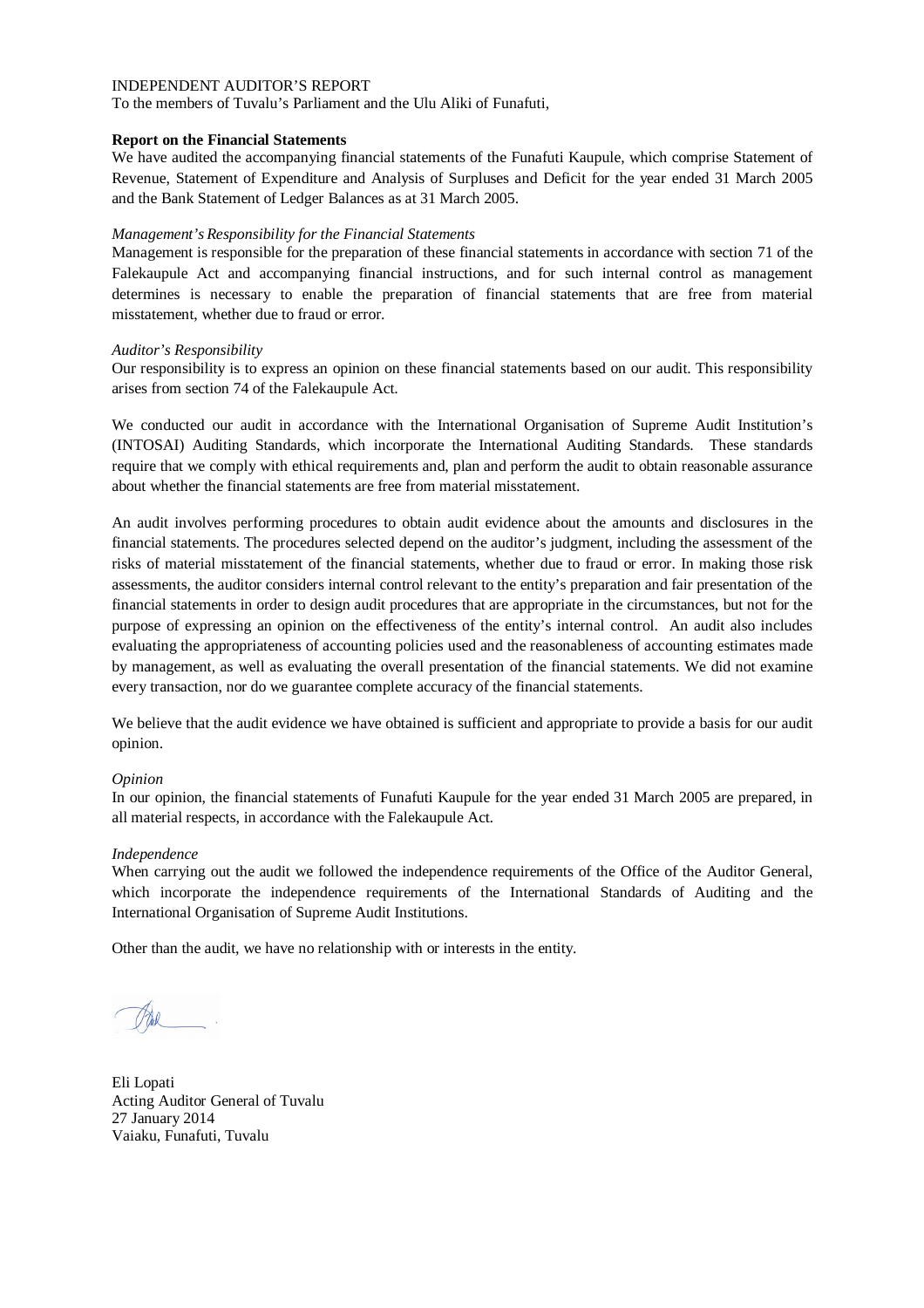INDEPENDENT AUDITOR'S REPORT

To the members of Tuvalu's Parliament and the Ulu Aliki of Funafuti,

**Report on the Financial Statements**

We have audited the accompanying financial statements of the Funafuti Kaupule, which comprise Statement of Revenue, Statement of Expenditure and Analysis of Surpluses and Deficit for the year ended 31 March 2005 and the Bank Statement of Ledger Balances as at 31 March 2005.

*Management's Responsibility for the Financial Statements*

Management is responsible for the preparation of these financial statements in accordance with section 71 of the Falekaupule Act and accompanying financial instructions, and for such internal control as management determines is necessary to enable the preparation of financial statements that are free from material misstatement, whether due to fraud or error.

*Auditor's Responsibility*

Our responsibility is to express an opinion on these financial statements based on our audit. This responsibility arises from section 74 of the Falekaupule Act.

We conducted our audit in accordance with the International Organisation of Supreme Audit Institution's (INTOSAI) Auditing Standards, which incorporate the International Auditing Standards. These standards require that we comply with ethical requirements and, plan and perform the audit to obtain reasonable assurance about whether the financial statements are free from material misstatement.

An audit involves performing procedures to obtain audit evidence about the amounts and disclosures in the financial statements. The procedures selected depend on the auditor's judgment, including the assessment of the risks of material misstatement of the financial statements, whether due to fraud or error. In making those risk assessments, the auditor considers internal control relevant to the entity's preparation and fair presentation of the financial statements in order to design audit procedures that are appropriate in the circumstances, but not for the purpose of expressing an opinion on the effectiveness of the entity's internal control. An audit also includes evaluating the appropriateness of accounting policies used and the reasonableness of accounting estimates made by management, as well as evaluating the overall presentation of the financial statements. We did not examine every transaction, nor do we guarantee complete accuracy of the financial statements.

We believe that the audit evidence we have obtained is sufficient and appropriate to provide a basis for our audit opinion.

*Opinion*

In our opinion, the financial statements of Funafuti Kaupule for the year ended 31 March 2005 are prepared, in all material respects, in accordance with the Falekaupule Act.

*Independence*

When carrying out the audit we followed the independence requirements of the Office of the Auditor General, which incorporate the independence requirements of the International Standards of Auditing and the International Organisation of Supreme Audit Institutions.

Other than the audit, we have no relationship with or interests in the entity.

Eli Lopati  
Acting Auditor General of Tuvalu  
27 January 2014  
Vaiaku, Funafuti, Tuvalu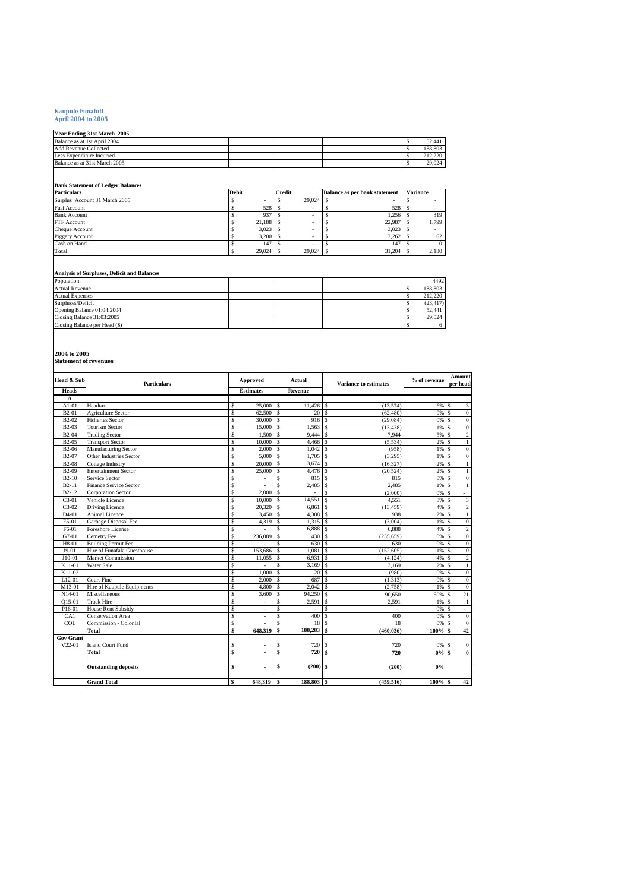**Kaupule Funafuti**
**April 2004 to 2005**

**Year Ending 31st March 2005**

| | |
|---|---|
| Balance as at 1st April 2004 | $ 52,441 |
| Add Revenue Collected | $ 188,803 |
| Less Expenditure Incurred | $ 212,220 |
| Balance as at 31st March 2005 | $ 29,024 |

**Bank Statement of Ledger Balances**

| Particulars | Debit | Credit | Balance as per bank statement | Variance |
|---|---|---|---|---|
| Surplus Account 31 March 2005 | $ - | $ 29,024 | $ - | $ - |
| Fusi Account | $ 528 | $ - | $ 528 | $ - |
| Bank Account | $ 937 | $ - | $ 1,256 | $ 319 |
| FTF Account | $ 21,188 | $ - | $ 22,987 | $ 1,799 |
| Cheque Account | $ 3,023 | $ - | $ 3,023 | $ - |
| Piggery Account | $ 3,200 | $ - | $ 3,262 | $ 62 |
| Cash on Hand | $ 147 | $ - | $ 147 | $ 0 |
| **Total** | $ 29,024 | $ 29,024 | $ 31,204 | $ 2,180 |

**Analysis of Surpluses, Deficit and Balances**

| | |
|---|---|
| Population | 4492 |
| Actual Revenue | $ 188,803 |
| Actual Expenses | $ 212,220 |
| Surpluses/Deficit | $ (23,417) |
| Opening Balance 01:04:2004 | $ 52,441 |
| Closing Balance 31:03:2005 | $ 29,024 |
| Closing Balance per Head ($) | $ 6 |

**2004 to 2005**
**Statement of revenues**

| Head & Sub | Particulars | Approved | Actual | Variance to estimates | % of revenue | Amount per head |
|---|---|---|---|---|---|---|
| **Heads** | | **Estimates** | **Revenue** | | | |
| **A** | | | | | | |
| A1-01 | Headtax | $ 25,000 | $ 11,426 | $ (13,574) | 6% | $ 3 |
| B2-01 | Agriculture Sector | $ 62,500 | $ 20 | $ (62,480) | 0% | $ 0 |
| B2-02 | Fisheries Sector | $ 30,000 | $ 916 | $ (29,084) | 0% | $ 0 |
| B2-03 | Tourism Sector | $ 15,000 | $ 1,563 | $ (13,438) | 1% | $ 0 |
| B2-04 | Trading Sector | $ 1,500 | $ 9,444 | $ 7,944 | 5% | $ 2 |
| B2-05 | Transport Sector | $ 10,000 | $ 4,466 | $ (5,534) | 2% | $ 1 |
| B2-06 | Manufacturing Sector | $ 2,000 | $ 1,042 | $ (958) | 1% | $ 0 |
| B2-07 | Other Industries Sector | $ 5,000 | $ 1,705 | $ (3,295) | 1% | $ 0 |
| B2-08 | Cottage Industry | $ 20,000 | $ 3,674 | $ (16,327) | 2% | $ 1 |
| B2-09 | Entertainment Sector | $ 25,000 | $ 4,476 | $ (20,524) | 2% | $ 1 |
| B2-10 | Service Sector | $ - | $ 815 | $ 815 | 0% | $ 0 |
| B2-11 | Finance Service Sector | $ - | $ 2,485 | $ 2,485 | 1% | $ 1 |
| B2-12 | Corporation Sector | $ 2,000 | $ - | $ (2,000) | 0% | $ - |
| C3-01 | Vehicle Licence | $ 10,000 | $ 14,551 | $ 4,551 | 8% | $ 3 |
| C3-02 | Driving Licence | $ 20,320 | $ 6,861 | $ (13,459) | 4% | $ 2 |
| D4-01 | Animal Licence | $ 3,450 | $ 4,388 | $ 938 | 2% | $ 1 |
| E5-01 | Garbage Disposal Fee | $ 4,319 | $ 1,315 | $ (3,004) | 1% | $ 0 |
| F6-01 | Foreshore License | $ - | $ 6,888 | $ 6,888 | 4% | $ 2 |
| G7-01 | Cemetry Fee | $ 236,089 | $ 430 | $ (235,659) | 0% | $ 0 |
| H8-01 | Building Permit Fee | $ - | $ 630 | $ 630 | 0% | $ 0 |
| I9-01 | Hire of Funafala Guesthouse | $ 153,686 | $ 1,081 | $ (152,605) | 1% | $ 0 |
| J10-01 | Market Commission | $ 11,055 | $ 6,931 | $ (4,124) | 4% | $ 2 |
| K11-01 | Water Sale | $ - | $ 3,169 | $ 3,169 | 2% | $ 1 |
| K11-02 | | $ 1,000 | $ 20 | $ (980) | 0% | $ 0 |
| L12-01 | Court Fine | $ 2,000 | $ 687 | $ (1,313) | 0% | $ 0 |
| M13-01 | Hire of Kaupule Equipments | $ 4,800 | $ 2,042 | $ (2,758) | 1% | $ 0 |
| N14-01 | Miscellaneous | $ 3,600 | $ 94,250 | $ 90,650 | 50% | $ 21 |
| Q15-01 | Truck Hire | $ - | $ 2,591 | $ 2,591 | 1% | $ 1 |
| P16-01 | House Rent Subsidy | $ - | $ - | $ - | 0% | $ - |
| CA1 | Conservation Area | $ - | $ 400 | $ 400 | 0% | $ 0 |
| COL | Commission - Colonial | $ - | $ 18 | $ 18 | 0% | $ 0 |
| | **Total** | **$ 648,319** | **$ 188,283** | **$ (460,036)** | **100%** | **$ 42** |
| **Gov Grant** | | | | | | |
| V22-01 | Island Court Fund | $ - | $ 720 | $ 720 | 0% | $ 0 |
| | **Total** | **$ -** | **$ 720** | **$ 720** | **0%** | **$ 0** |
| | **Outstanding deposits** | **$ -** | **$ (200)** | **$ (200)** | **0%** | |
| | **Grand Total** | **$ 648,319** | **$ 188,803** | **$ (459,516)** | **100%** | **$ 42** |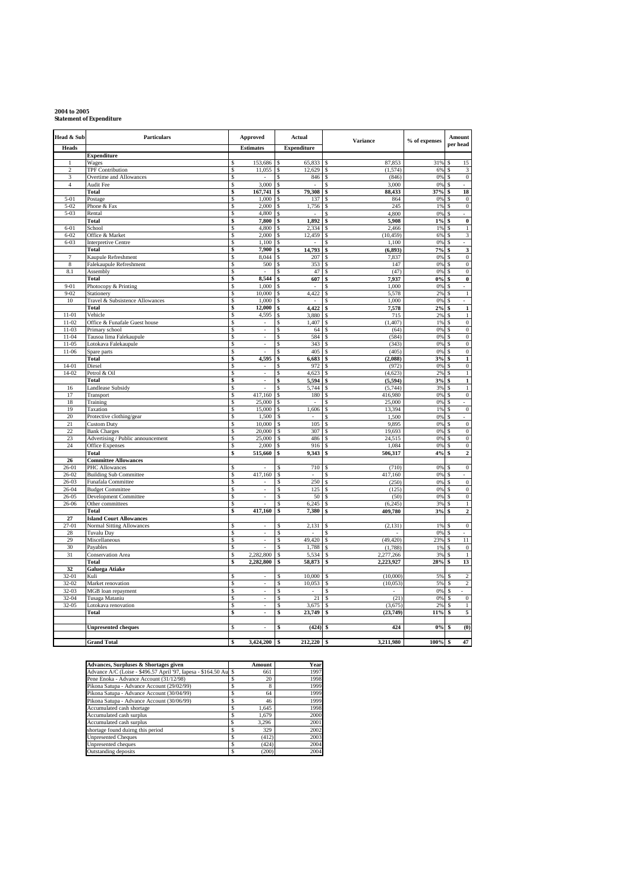**2004 to 2005**
**Statement of Expenditure**

| Head & Sub Heads | Particulars | Approved Estimates | Actual Expenditure | Variance | % of expenses | Amount per head |
|---|---|---|---|---|---|---|
| | **Expenditure** | | | | | |
| 1 | Wages | $ 153,686 | $ 65,833 | $ 87,853 | 31% | $ 15 |
| 2 | TPF Contribution | $ 11,055 | $ 12,629 | $ (1,574) | 6% | $ 3 |
| 3 | Overtime and Allowances | $ - | $ 846 | $ (846) | 0% | $ 0 |
| 4 | Audit Fee | $ 3,000 | $ - | $ 3,000 | 0% | $ - |
| | **Total** | **$ 167,741** | **$ 79,308** | **$ 88,433** | **37%** | **$ 18** |
| 5-01 | Postage | $ 1,000 | $ 137 | $ 864 | 0% | $ 0 |
| 5-02 | Phone & Fax | $ 2,000 | $ 1,756 | $ 245 | 1% | $ 0 |
| 5-03 | Rental | $ 4,800 | $ - | $ 4,800 | 0% | $ - |
| | **Total** | **$ 7,800** | **$ 1,892** | **$ 5,908** | **1%** | **$ 0** |
| 6-01 | School | $ 4,800 | $ 2,334 | $ 2,466 | 1% | $ 1 |
| 6-02 | Office & Market | $ 2,000 | $ 12,459 | $ (10,459) | 6% | $ 3 |
| 6-03 | Interpretive Centre | $ 1,100 | $ - | $ 1,100 | 0% | $ - |
| | **Total** | **$ 7,900** | **$ 14,793** | **$ (6,893)** | **7%** | **$ 3** |
| 7 | Kaupule Refreshment | $ 8,044 | $ 207 | $ 7,837 | 0% | $ 0 |
| 8 | Falekaupule Refreshment | $ 500 | $ 353 | $ 147 | 0% | $ 0 |
| 8.1 | Assembly | $ - | $ 47 | $ (47) | 0% | $ 0 |
| | **Total** | **$ 8,544** | **$ 607** | **$ 7,937** | **0%** | **$ 0** |
| 9-01 | Photocopy & Printing | $ 1,000 | $ - | $ 1,000 | 0% | $ - |
| 9-02 | Stationery | $ 10,000 | $ 4,422 | $ 5,578 | 2% | $ 1 |
| 10 | Travel & Subsistence Allowances | $ 1,000 | $ - | $ 1,000 | 0% | $ - |
| | **Total** | **$ 12,000** | **$ 4,422** | **$ 7,578** | **2%** | **$ 1** |
| 11-01 | Vehicle | $ 4,595 | $ 3,880 | $ 715 | 2% | $ 1 |
| 11-02 | Office & Funafale Guest house | $ - | $ 1,407 | $ (1,407) | 1% | $ 0 |
| 11-03 | Primary school | $ - | $ 64 | $ (64) | 0% | $ 0 |
| 11-04 | Tausoa lima Falekaupule | $ - | $ 584 | $ (584) | 0% | $ 0 |
| 11-05 | Lotokava Falekaupule | $ - | $ 343 | $ (343) | 0% | $ 0 |
| 11-06 | Spare parts | $ - | $ 405 | $ (405) | 0% | $ 0 |
| | **Total** | **$ 4,595** | **$ 6,683** | **$ (2,088)** | **3%** | **$ 1** |
| 14-01 | Diesel | $ - | $ 972 | $ (972) | 0% | $ 0 |
| 14-02 | Petrol & Oil | $ - | $ 4,623 | $ (4,623) | 2% | $ 1 |
| | **Total** | **$ -** | **$ 5,594** | **$ (5,594)** | **3%** | **$ 1** |
| 16 | Landlease Subsidy | $ - | $ 5,744 | $ (5,744) | 3% | $ 1 |
| 17 | Transport | $ 417,160 | $ 180 | $ 416,980 | 0% | $ 0 |
| 18 | Training | $ 25,000 | $ - | $ 25,000 | 0% | $ - |
| 19 | Taxation | $ 15,000 | $ 1,606 | $ 13,394 | 1% | $ 0 |
| 20 | Protective clothing/gear | $ 1,500 | $ - | $ 1,500 | 0% | $ - |
| 21 | Custom Duty | $ 10,000 | $ 105 | $ 9,895 | 0% | $ 0 |
| 22 | Bank Charges | $ 20,000 | $ 307 | $ 19,693 | 0% | $ 0 |
| 23 | Advertising / Public announcement | $ 25,000 | $ 486 | $ 24,515 | 0% | $ 0 |
| 24 | Office Expenses | $ 2,000 | $ 916 | $ 1,084 | 0% | $ 0 |
| | **Total** | **$ 515,660** | **$ 9,343** | **$ 506,317** | **4%** | **$ 2** |
| **26** | **Committee Allowances** | | | | | |
| 26-01 | PHC Allowances | $ - | $ 710 | $ (710) | 0% | $ 0 |
| 26-02 | Building Sub Committee | $ 417,160 | $ - | $ 417,160 | 0% | $ - |
| 26-03 | Funafala Committee | $ - | $ 250 | $ (250) | 0% | $ 0 |
| 26-04 | Budget Committee | $ - | $ 125 | $ (125) | 0% | $ 0 |
| 26-05 | Development Committee | $ - | $ 50 | $ (50) | 0% | $ 0 |
| 26-06 | Other committees | $ - | $ 6,245 | $ (6,245) | 3% | $ 1 |
| | **Total** | **$ 417,160** | **$ 7,380** | **$ 409,780** | **3%** | **$ 2** |
| **27** | **Island Court Allowances** | | | | | |
| 27-01 | Normal Sitting Allowances | $ - | $ 2,131 | $ (2,131) | 1% | $ 0 |
| 28 | Tuvalu Day | $ - | $ - | $ - | 0% | $ - |
| 29 | Miscellaneous | $ - | $ 49,420 | $ (49,420) | 23% | $ 11 |
| 30 | Payables | $ - | $ 1,788 | $ (1,788) | 1% | $ 0 |
| 31 | Conservation Area | $ 2,282,800 | $ 5,534 | $ 2,277,266 | 3% | $ 1 |
| | **Total** | **$ 2,282,800** | **$ 58,873** | **$ 2,223,927** | **28%** | **$ 13** |
| **32** | **Galuega Atiake** | | | | | |
| 32-01 | Kuli | $ - | $ 10,000 | $ (10,000) | 5% | $ 2 |
| 32-02 | Market renovation | $ - | $ 10,053 | $ (10,053) | 5% | $ 2 |
| 32-03 | MGB loan repayment | $ - | $ - | $ - | 0% | $ - |
| 32-04 | Tusaga Mataniu | $ - | $ 21 | $ (21) | 0% | $ 0 |
| 32-05 | Lotokava renovation | $ - | $ 3,675 | $ (3,675) | 2% | $ 1 |
| | **Total** | **$ -** | **$ 23,749** | **$ (23,749)** | **11%** | **$ 5** |
| | | | | | | |
| | **Unpresented cheques** | $ - | **$ (424)** | **$ 424** | **0%** | **$ (0)** |
| | | | | | | |
| | **Grand Total** | **$ 3,424,200** | **$ 212,220** | **$ 3,211,980** | **100%** | **$ 47** |

| Advances, Surpluses & Shortages given | Amount | Year |
|---|---|---|
| Advance A/C (Loise - $496.57 April '97, Iapesa - $164.50 Au | $ 661 | 1997 |
| Pene Enoka - Advance Account (31/12/98) | $ 20 | 1998 |
| Pikona Satupa - Advance Account (29/02/99) | $ 8 | 1999 |
| Pikona Satupa - Advance Account (30/04/99) | $ 64 | 1999 |
| Pikona Satupa - Advance Account (30/06/99) | $ 46 | 1999 |
| Accumulated cash shortage | $ 1,645 | 1998 |
| Accumulated cash surplus | $ 1,679 | 2000 |
| Accumulated cash surplus | $ 3,296 | 2001 |
| shortage found duirng this period | $ 329 | 2002 |
| Unpresented Cheques | $ (412) | 2003 |
| Unpresented cheques | $ (424) | 2004 |
| Outstanding deposits | $ (200) | 2004 |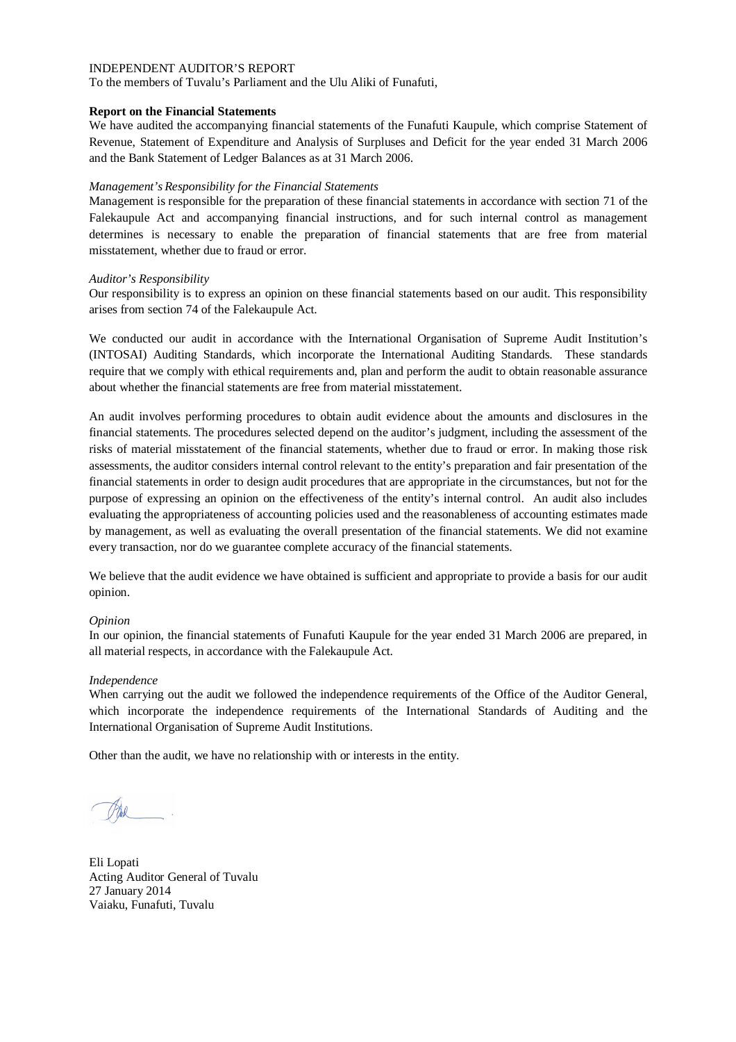INDEPENDENT AUDITOR'S REPORT

To the members of Tuvalu's Parliament and the Ulu Aliki of Funafuti,

**Report on the Financial Statements**

We have audited the accompanying financial statements of the Funafuti Kaupule, which comprise Statement of Revenue, Statement of Expenditure and Analysis of Surpluses and Deficit for the year ended 31 March 2006 and the Bank Statement of Ledger Balances as at 31 March 2006.

*Management's Responsibility for the Financial Statements*

Management is responsible for the preparation of these financial statements in accordance with section 71 of the Falekaupule Act and accompanying financial instructions, and for such internal control as management determines is necessary to enable the preparation of financial statements that are free from material misstatement, whether due to fraud or error.

*Auditor's Responsibility*

Our responsibility is to express an opinion on these financial statements based on our audit. This responsibility arises from section 74 of the Falekaupule Act.

We conducted our audit in accordance with the International Organisation of Supreme Audit Institution's (INTOSAI) Auditing Standards, which incorporate the International Auditing Standards. These standards require that we comply with ethical requirements and, plan and perform the audit to obtain reasonable assurance about whether the financial statements are free from material misstatement.

An audit involves performing procedures to obtain audit evidence about the amounts and disclosures in the financial statements. The procedures selected depend on the auditor's judgment, including the assessment of the risks of material misstatement of the financial statements, whether due to fraud or error. In making those risk assessments, the auditor considers internal control relevant to the entity's preparation and fair presentation of the financial statements in order to design audit procedures that are appropriate in the circumstances, but not for the purpose of expressing an opinion on the effectiveness of the entity's internal control. An audit also includes evaluating the appropriateness of accounting policies used and the reasonableness of accounting estimates made by management, as well as evaluating the overall presentation of the financial statements. We did not examine every transaction, nor do we guarantee complete accuracy of the financial statements.

We believe that the audit evidence we have obtained is sufficient and appropriate to provide a basis for our audit opinion.

*Opinion*

In our opinion, the financial statements of Funafuti Kaupule for the year ended 31 March 2006 are prepared, in all material respects, in accordance with the Falekaupule Act.

*Independence*

When carrying out the audit we followed the independence requirements of the Office of the Auditor General, which incorporate the independence requirements of the International Standards of Auditing and the International Organisation of Supreme Audit Institutions.

Other than the audit, we have no relationship with or interests in the entity.

Eli Lopati
Acting Auditor General of Tuvalu
27 January 2014
Vaiaku, Funafuti, Tuvalu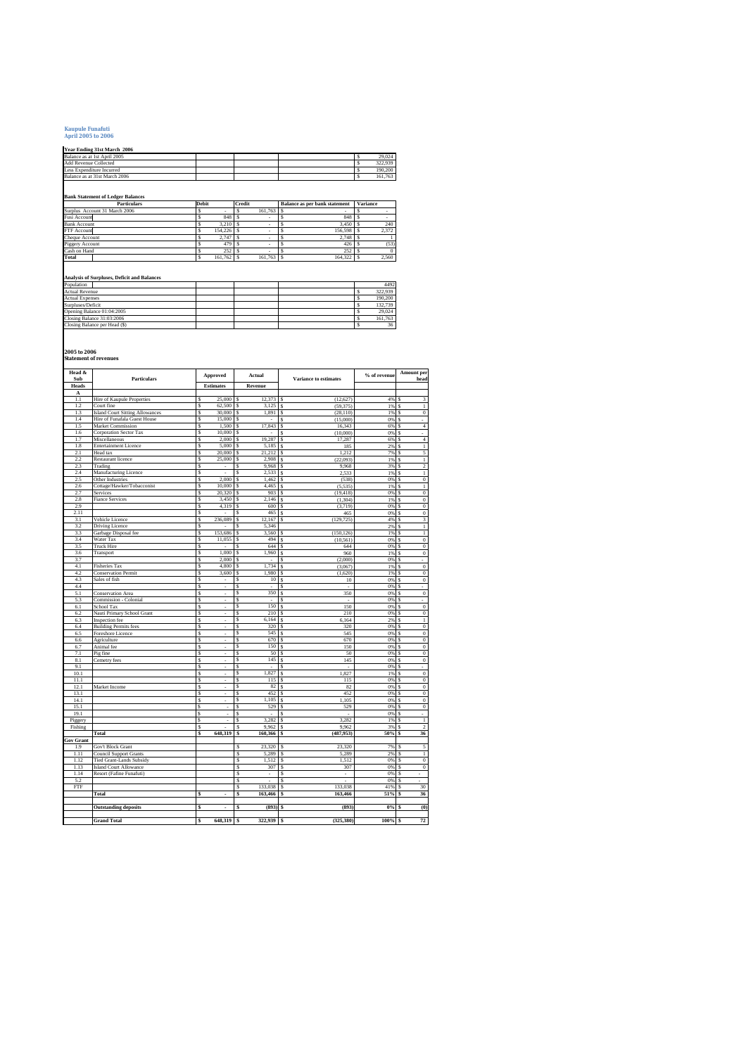**Kaupule Funafuti**
**April 2005 to 2006**

**Year Ending 31st March 2006**

| | | | | |
|---|---|---|---|---|
| Balance as at 1st April 2005 | | | | $ 29,024 |
| Add Revenue Collected | | | | $ 322,939 |
| Less Expenditure Incurred | | | | $ 190,200 |
| Balance as at 31st March 2006 | | | | $ 161,763 |

**Bank Statement of Ledger Balances**

| Particulars | Debit | Credit | Balance as per bank statement | Variance |
|---|---|---|---|---|
| Surplus Account 31 March 2006 | $ - | $ 161,763 | $ - | $ - |
| Fusi Account | $ 848 | $ - | $ 848 | $ - |
| Bank Account | $ 3,210 | $ - | $ 3,450 | $ 240 |
| FTF Account | $ 154,226 | $ - | $ 156,598 | $ 2,372 |
| Cheque Account | $ 2,747 | $ - | $ 2,748 | $ 1 |
| Piggery Account | $ 479 | $ - | $ 426 | $ (53) |
| Cash on Hand | $ 252 | $ - | $ 252 | $ 0 |
| **Total** | $ 161,762 | $ 161,763 | $ 164,322 | $ 2,560 |

**Analysis of Surpluses, Deficit and Balances**

| | | | | |
|---|---|---|---|---|
| Population | | | | 4492 |
| Actual Revenue | | | | $ 322,939 |
| Actual Expenses | | | | $ 190,200 |
| Surpluses/Deficit | | | | $ 132,739 |
| Opening Balance 01:04:2005 | | | | $ 29,024 |
| Closing Balance 31:03:2006 | | | | $ 161,763 |
| Closing Balance per Head ($) | | | | $ 36 |

**2005 to 2006**
**Statement of revenues**

| Head & Sub | Particulars | Approved | Actual | Variance to estimates | % of revenue | Amount per head |
|---|---|---|---|---|---|---|
| **Heads** | | **Estimates** | **Revenue** | | | |
| **A** | | | | | | |
| 1.1 | Hire of Kaupule Properties | $ 25,000 | $ 12,373 | $ (12,627) | 4% | $ 3 |
| 1.2 | Court fine | $ 62,500 | $ 3,125 | $ (59,375) | 1% | $ 1 |
| 1.3 | Island Court Sitting Allowances | $ 30,000 | $ 1,891 | $ (28,110) | 1% | $ 0 |
| 1.4 | Hire of Funafala Guest House | $ 15,000 | $ - | $ (15,000) | 0% | $ - |
| 1.5 | Market Commission | $ 1,500 | $ 17,843 | $ 16,343 | 6% | $ 4 |
| 1.6 | Corporation Sector Tax | $ 10,000 | $ - | $ (10,000) | 0% | $ - |
| 1.7 | Miscellaneous | $ 2,000 | $ 19,287 | $ 17,287 | 6% | $ 4 |
| 1.8 | Entertainment Licence | $ 5,000 | $ 5,185 | $ 185 | 2% | $ 1 |
| 2.1 | Head tax | $ 20,000 | $ 21,212 | $ 1,212 | 7% | $ 5 |
| 2.2 | Restaurant licence | $ 25,000 | $ 2,908 | $ (22,093) | 1% | $ 1 |
| 2.3 | Trading | $ - | $ 9,968 | $ 9,968 | 3% | $ 2 |
| 2.4 | Manufacturing Licence | $ - | $ 2,533 | $ 2,533 | 1% | $ 1 |
| 2.5 | Other Industries | $ 2,000 | $ 1,462 | $ (538) | 0% | $ 0 |
| 2.6 | Cottage/Hawker/Tobacconist | $ 10,000 | $ 4,465 | $ (5,535) | 1% | $ 1 |
| 2.7 | Services | $ 20,320 | $ 903 | $ (19,418) | 0% | $ 0 |
| 2.8 | Fiance Services | $ 3,450 | $ 2,146 | $ (1,304) | 1% | $ 0 |
| 2.9 | | $ 4,319 | $ 600 | $ (3,719) | 0% | $ 0 |
| 2.11 | | $ - | $ 465 | $ 465 | 0% | $ 0 |
| 3.1 | Vehicle Licence | $ 236,089 | $ 12,167 | $ (129,725) | 4% | $ 3 |
| 3.2 | Driving Licence | $ - | $ 5,346 | | 2% | $ 1 |
| 3.3 | Garbage Disposal fee | $ 153,686 | $ 3,560 | $ (150,126) | 1% | $ 1 |
| 3.4 | Water Tax | $ 11,055 | $ 494 | $ (10,561) | 0% | $ 0 |
| 3.5 | Truck Hire | $ - | $ 644 | $ 644 | 0% | $ 0 |
| 3.6 | Transport | $ 1,000 | $ 1,960 | $ 960 | 1% | $ 0 |
| 3.7 | | $ 2,000 | $ - | $ (2,000) | 0% | $ - |
| 4.1 | Fisheries Tax | $ 4,800 | $ 1,734 | $ (3,067) | 1% | $ 0 |
| 4.2 | Conservation Permit | $ 3,600 | $ 1,980 | $ (1,620) | 1% | $ 0 |
| 4.3 | Sales of fish | $ - | $ 10 | $ 10 | 0% | $ 0 |
| 4.4 | | $ - | $ - | $ - | 0% | $ - |
| 5.1 | Conservation Area | $ - | $ 350 | $ 350 | 0% | $ 0 |
| 5.3 | Commission - Colonial | $ - | $ - | $ - | 0% | $ - |
| 6.1 | School Tax | $ - | $ 150 | $ 150 | 0% | $ 0 |
| 6.2 | Nauti Primary School Grant | $ - | $ 210 | $ 210 | 0% | $ 0 |
| 6.3 | Inspection fee | $ - | $ 6,164 | $ 6,164 | 2% | $ 1 |
| 6.4 | Building Permits fees | $ - | $ 320 | $ 320 | 0% | $ 0 |
| 6.5 | Foreshore Licence | $ - | $ 545 | $ 545 | 0% | $ 0 |
| 6.6 | Agriculture | $ - | $ 670 | $ 670 | 0% | $ 0 |
| 6.7 | Animal fee | $ - | $ 150 | $ 150 | 0% | $ 0 |
| 7.1 | Pig fine | $ - | $ 50 | $ 50 | 0% | $ 0 |
| 8.1 | Cemetry fees | $ - | $ 145 | $ 145 | 0% | $ 0 |
| 9.1 | | $ - | $ - | $ - | 0% | $ - |
| 10.1 | | $ - | $ 1,827 | $ 1,827 | 1% | $ 0 |
| 11.1 | | $ - | $ 115 | $ 115 | 0% | $ 0 |
| 12.1 | Market Income | $ - | $ 82 | $ 82 | 0% | $ 0 |
| 13.1 | | $ - | $ 452 | $ 452 | 0% | $ 0 |
| 14.1 | | $ - | $ 1,105 | $ 1,105 | 0% | $ 0 |
| 15.1 | | $ - | $ 529 | $ 529 | 0% | $ 0 |
| 19.1 | | $ - | $ - | $ - | 0% | $ - |
| Piggery | | $ - | $ 3,282 | $ 3,282 | 1% | $ 1 |
| Fishing | | $ - | $ 9,962 | $ 9,962 | 3% | $ 2 |
| | **Total** | **$ 648,319** | **$ 160,366** | **$ (487,953)** | **50%** | **$ 36** |
| **Gov Grant** | | | | | | |
| 1.9 | Gov't Block Grant | | $ 23,320 | $ 23,320 | 7% | $ 5 |
| 1.11 | Council Support Grants | | $ 5,289 | $ 5,289 | 2% | $ 1 |
| 1.12 | Tied Grant-Lands Subsidy | | $ 1,512 | $ 1,512 | 0% | $ 0 |
| 1.13 | Island Court Allowance | | $ 307 | $ 307 | 0% | $ 0 |
| 1.14 | Resort (Fafine Funafuti) | | $ - | $ - | 0% | $ - |
| 5.2 | | | $ - | $ - | 0% | $ - |
| FTF | | | $ 133,038 | $ 133,038 | 41% | $ 30 |
| | **Total** | **$ -** | **$ 163,466** | **$ 163,466** | **51%** | **$ 36** |
| | **Outstanding deposits** | **$ -** | **$ (893)** | **$ (893)** | **0%** | **$ (0)** |
| | **Grand Total** | **$ 648,319** | **$ 322,939** | **$ (325,380)** | **100%** | **$ 72** |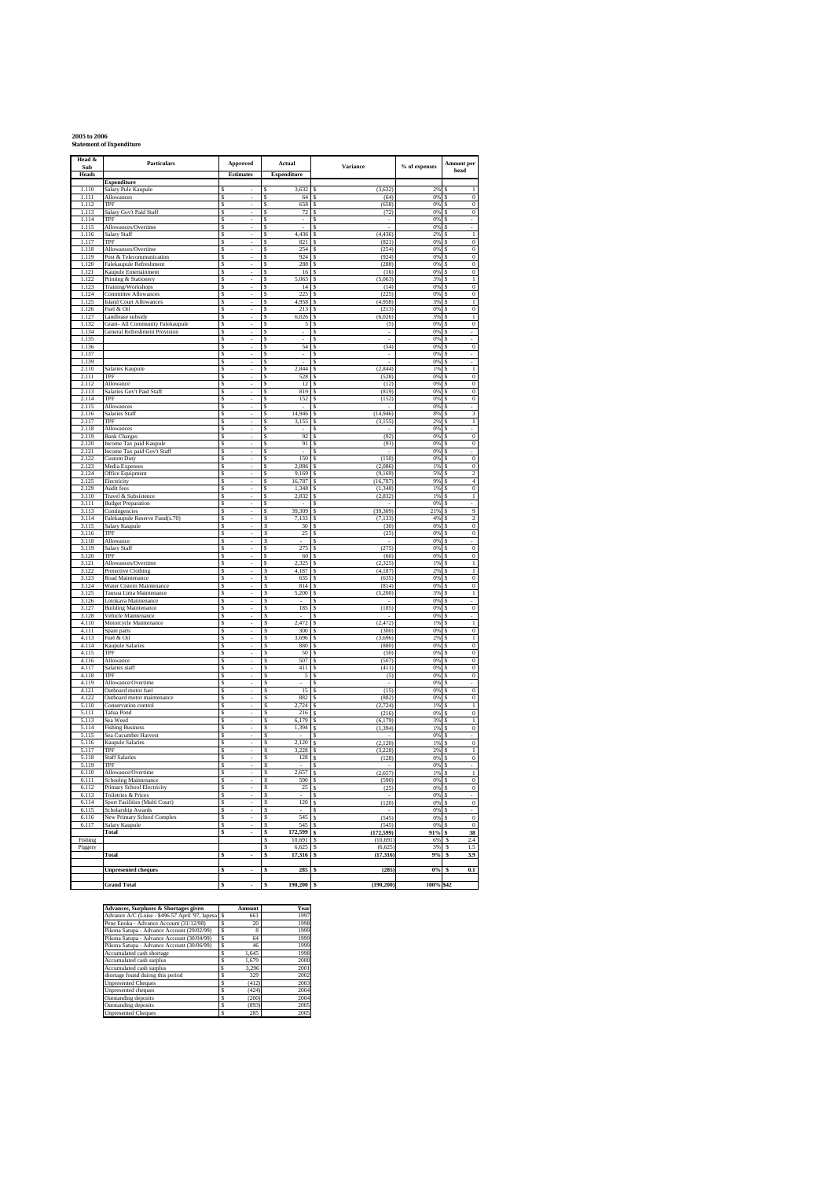**2005 to 2006**
**Statement of Expenditure**

| Head & Sub Heads | Particulars | Approved Estimates | Actual Expenditure | Variance | % of expenses | Amount per head |
|---|---|---|---|---|---|---|
| | **Expenditure** | | | | | |
| 1.110 | Salary Pule Kaupule | $ - | $ 3,632 | $ (3,632) | 2% | $ 1 |
| 1.111 | Allowances | $ - | $ 64 | $ (64) | 0% | $ 0 |
| 1.112 | TPF | $ - | $ 658 | $ (658) | 0% | $ 0 |
| 1.113 | Salary Gov't Paid Staff | $ - | $ 72 | $ (72) | 0% | $ 0 |
| 1.114 | TPF | $ - | $ - | $ - | 0% | $ - |
| 1.115 | Allowances/Overtime | $ - | $ - | $ - | 0% | $ - |
| 1.116 | Salary Staff | $ - | $ 4,436 | $ (4,436) | 2% | $ 1 |
| 1.117 | TPF | $ - | $ 821 | $ (821) | 0% | $ 0 |
| 1.118 | Allowances/Overtime | $ - | $ 254 | $ (254) | 0% | $ 0 |
| 1.119 | Post & Telecommunication | $ - | $ 924 | $ (924) | 0% | $ 0 |
| 1.120 | Falekaupule Refreshment | $ - | $ 288 | $ (288) | 0% | $ 0 |
| 1.121 | Kaupule Entertainment | $ - | $ 16 | $ (16) | 0% | $ 0 |
| 1.122 | Printing & Stationery | $ - | $ 5,063 | $ (5,063) | 3% | $ 1 |
| 1.123 | Training/Workshops | $ - | $ 14 | $ (14) | 0% | $ 0 |
| 1.124 | Committee Allowances | $ - | $ 225 | $ (225) | 0% | $ 0 |
| 1.125 | Island Court Allowances | $ - | $ 4,958 | $ (4,958) | 3% | $ 1 |
| 1.126 | Fuel & Oil | $ - | $ 213 | $ (213) | 0% | $ 0 |
| 1.127 | Landlease subsidy | $ - | $ 6,026 | $ (6,026) | 3% | $ 1 |
| 1.132 | Grant- All Community Falekaupule | $ - | $ 5 | $ (5) | 0% | $ 0 |
| 1.134 | General Refreshment Provision | $ - | $ - | $ - | 0% | $ - |
| 1.135 | | $ - | $ - | $ - | 0% | $ - |
| 1.136 | | $ - | $ 54 | $ (54) | 0% | $ 0 |
| 1.137 | | $ - | $ - | $ - | 0% | $ - |
| 1.139 | | $ - | $ - | $ - | 0% | $ - |
| 2.110 | Salaries Kaupule | $ - | $ 2,844 | $ (2,844) | 1% | $ 1 |
| 2.111 | TPF | $ - | $ 528 | $ (528) | 0% | $ 0 |
| 2.112 | Allowance | $ - | $ 12 | $ (12) | 0% | $ 0 |
| 2.113 | Salaries Gov't Paid Staff | $ - | $ 819 | $ (819) | 0% | $ 0 |
| 2.114 | TPF | $ - | $ 152 | $ (152) | 0% | $ 0 |
| 2.115 | Allowances | $ - | $ - | $ - | 0% | $ - |
| 2.116 | Salaries Staff | $ - | $ 14,946 | $ (14,946) | 8% | $ 3 |
| 2.117 | TPF | $ - | $ 3,155 | $ (3,155) | 2% | $ 1 |
| 2.118 | Allowances | $ - | $ - | $ - | 0% | $ - |
| 2.119 | Bank Charges | $ - | $ 92 | $ (92) | 0% | $ 0 |
| 2.120 | Income Tax paid Kaupule | $ - | $ 91 | $ (91) | 0% | $ 0 |
| 2.121 | Income Tax paid Gov't Staff | $ - | $ - | $ - | 0% | $ - |
| 2.122 | Custom Duty | $ - | $ 150 | $ (150) | 0% | $ 0 |
| 2.123 | Media Expenses | $ - | $ 2,086 | $ (2,086) | 1% | $ 0 |
| 2.124 | Office Equipment | $ - | $ 9,169 | $ (9,169) | 5% | $ 2 |
| 2.125 | Electricity | $ - | $ 16,787 | $ (16,787) | 9% | $ 4 |
| 2.129 | Audit fees | $ - | $ 1,348 | $ (1,348) | 1% | $ 0 |
| 3.110 | Travel & Subsistence | $ - | $ 2,832 | $ (2,832) | 1% | $ 1 |
| 3.111 | Budget Preparation | $ - | $ - | $ - | 0% | $ - |
| 3.113 | Contingencies | $ - | $ 39,309 | $ (39,309) | 21% | $ 9 |
| 3.114 | Falekaupule Reserve Fund(s.70) | $ - | $ 7,133 | $ (7,133) | 4% | $ 2 |
| 3.115 | Salary Kaupule | $ - | $ 30 | $ (30) | 0% | $ 0 |
| 3.116 | TPF | $ - | $ 25 | $ (25) | 0% | $ 0 |
| 3.118 | Allowance | $ - | $ - | $ - | 0% | $ - |
| 3.119 | Salary Staff | $ - | $ 275 | $ (275) | 0% | $ 0 |
| 3.120 | TPF | $ - | $ 60 | $ (60) | 0% | $ 0 |
| 3.121 | Allowances/Overtime | $ - | $ 2,325 | $ (2,325) | 1% | $ 1 |
| 3.122 | Protective Clothing | $ - | $ 4,187 | $ (4,187) | 2% | $ 1 |
| 3.123 | Road Maintenance | $ - | $ 635 | $ (635) | 0% | $ 0 |
| 3.124 | Water Cistern Maintenance | $ - | $ 814 | $ (814) | 0% | $ 0 |
| 3.125 | Tausoa Lima Maintenance | $ - | $ 5,200 | $ (5,200) | 3% | $ 1 |
| 3.126 | Lotokava Maintenance | $ - | $ - | $ - | 0% | $ - |
| 3.127 | Building Maintenance | $ - | $ 185 | $ (185) | 0% | $ 0 |
| 3.128 | Vehicle Maintenance | $ - | $ - | $ - | 0% | $ - |
| 4.110 | Motorcycle Maintenance | $ - | $ 2,472 | $ (2,472) | 1% | $ 1 |
| 4.111 | Spare parts | $ - | $ 300 | $ (300) | 0% | $ 0 |
| 4.113 | Fuel & Oil | $ - | $ 3,696 | $ (3,696) | 2% | $ 1 |
| 4.114 | Kaupule Salaries | $ - | $ 880 | $ (880) | 0% | $ 0 |
| 4.115 | TPF | $ - | $ 50 | $ (50) | 0% | $ 0 |
| 4.116 | Allowance | $ - | $ 507 | $ (507) | 0% | $ 0 |
| 4.117 | Salaries staff | $ - | $ 411 | $ (411) | 0% | $ 0 |
| 4.118 | TPF | $ - | $ 5 | $ (5) | 0% | $ 0 |
| 4.119 | Allowance/Overtime | $ - | $ - | $ - | 0% | $ - |
| 4.121 | Outboard motor fuel | $ - | $ 15 | $ (15) | 0% | $ 0 |
| 4.122 | Outboard motor maintenance | $ - | $ 882 | $ (882) | 0% | $ 0 |
| 5.110 | Conservation control | $ - | $ 2,724 | $ (2,724) | 1% | $ 1 |
| 5.111 | Tafua Pond | $ - | $ 216 | $ (216) | 0% | $ 0 |
| 5.113 | Sea Weed | $ - | $ 6,179 | $ (6,179) | 3% | $ 1 |
| 5.114 | Fishing Business | $ - | $ 1,394 | $ (1,394) | 1% | $ 0 |
| 5.115 | Sea Cucumber Harvest | $ - | $ - | $ - | 0% | $ - |
| 5.116 | Kaupule Salaries | $ - | $ 2,120 | $ (2,120) | 1% | $ 0 |
| 5.117 | TPF | $ - | $ 3,228 | $ (3,228) | 2% | $ 1 |
| 5.118 | Staff Salaries | $ - | $ 128 | $ (128) | 0% | $ 0 |
| 5.119 | TPF | $ - | $ - | $ - | 0% | $ - |
| 6.110 | Allowance/Overtime | $ - | $ 2,657 | $ (2,657) | 1% | $ 1 |
| 6.111 | Schooling Maintenance | $ - | $ 590 | $ (590) | 0% | $ 0 |
| 6.112 | Primary School Electricity | $ - | $ 25 | $ (25) | 0% | $ 0 |
| 6.113 | Toiletries & Prices | $ - | $ - | $ - | 0% | $ - |
| 6.114 | Sport Facilities (Multi Court) | $ - | $ 120 | $ (120) | 0% | $ 0 |
| 6.115 | Scholarship Awards | $ - | $ - | $ - | 0% | $ - |
| 6.116 | New Primary School Complex | $ - | $ 545 | $ (545) | 0% | $ 0 |
| 6.117 | Salary Kaupule | $ - | $ 545 | $ (545) | 0% | $ 0 |
| | **Total** | **$ -** | **$ 172,599** | **$ (172,599)** | **91%** | **$ 38** |
| Fishing | | | $ 10,691 | $ (10,691) | 6% | $ 2.4 |
| Piggery | | | $ 6,625 | $ (6,625) | 3% | $ 1.5 |
| | **Total** | **$ -** | **$ 17,316** | **$ (17,316)** | **9%** | **$ 3.9** |
| | **Unpresented cheques** | **$ -** | **$ 285** | **$ (285)** | **0%** | **$ 0.1** |
| | **Grand Total** | **$ -** | **$ 190,200** | **$ (190,200)** | **100%** | **$42** |

| Advances, Surpluses & Shortages given | Amount | Year |
|---|---|---|
| Advance A/C (Loise - $496.57 April '97, Iapesa | $ 661 | 1997 |
| Pene Enoka - Advance Account (31/12/98) | $ 20 | 1998 |
| Pikona Satupa - Advance Account (29/02/99) | $ 8 | 1999 |
| Pikona Satupa - Advance Account (30/04/99) | $ 64 | 1999 |
| Pikona Satupa - Advance Account (30/06/99) | $ 46 | 1999 |
| Accumulated cash shortage | $ 1,645 | 1998 |
| Accumulated cash surplus | $ 1,679 | 2000 |
| Accumulated cash surplus | $ 3,296 | 2001 |
| shortage found duirng this period | $ 329 | 2002 |
| Unpresented Cheques | $ (412) | 2003 |
| Unpresented cheques | $ (424) | 2004 |
| Outstanding deposits | $ (200) | 2004 |
| Outstanding deposits | $ (893) | 2005 |
| Unpresented Cheques | $ 285 | 2005 |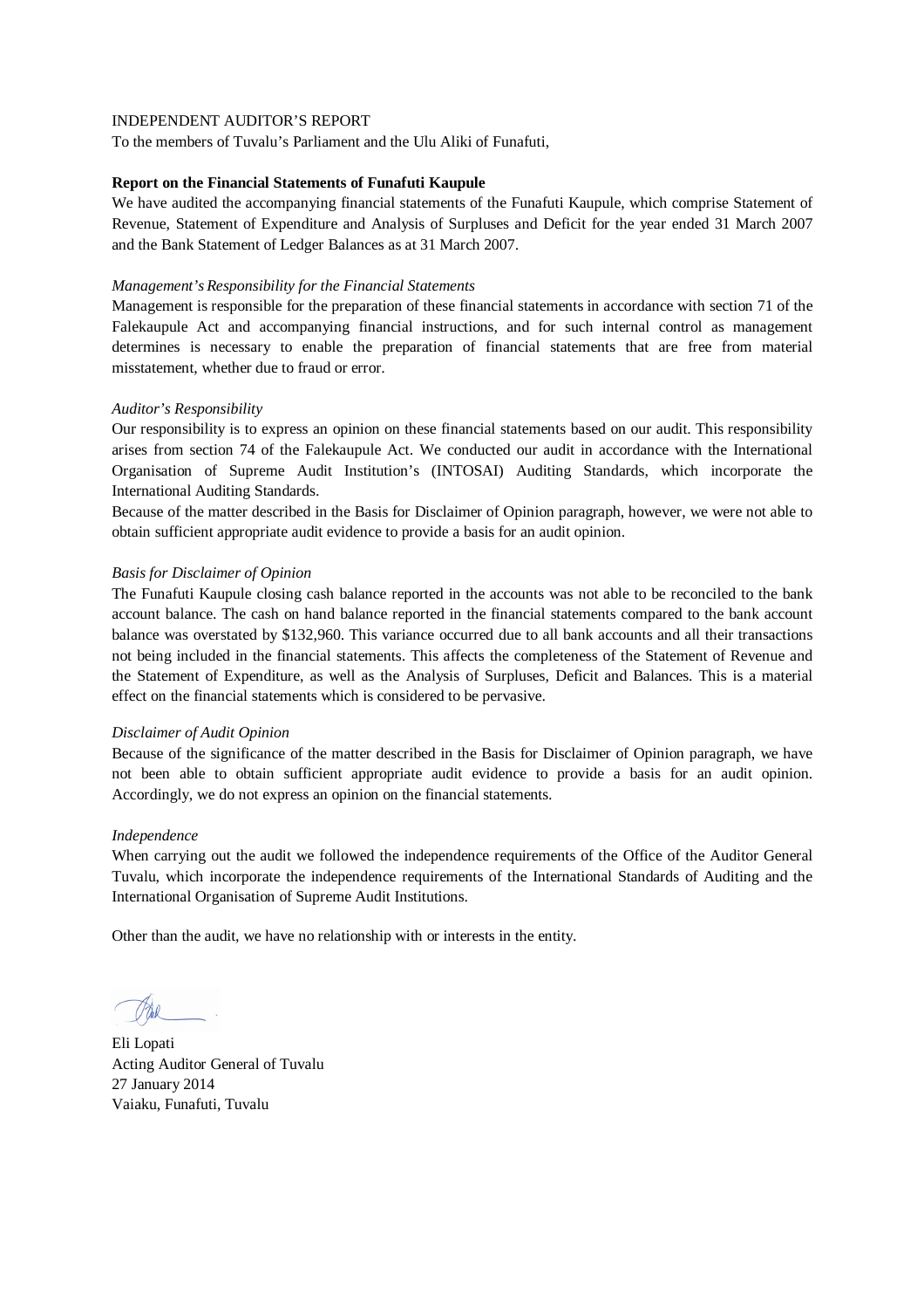INDEPENDENT AUDITOR'S REPORT

To the members of Tuvalu's Parliament and the Ulu Aliki of Funafuti,

**Report on the Financial Statements of Funafuti Kaupule**

We have audited the accompanying financial statements of the Funafuti Kaupule, which comprise Statement of Revenue, Statement of Expenditure and Analysis of Surpluses and Deficit for the year ended 31 March 2007 and the Bank Statement of Ledger Balances as at 31 March 2007.

*Management's Responsibility for the Financial Statements*

Management is responsible for the preparation of these financial statements in accordance with section 71 of the Falekaupule Act and accompanying financial instructions, and for such internal control as management determines is necessary to enable the preparation of financial statements that are free from material misstatement, whether due to fraud or error.

*Auditor's Responsibility*

Our responsibility is to express an opinion on these financial statements based on our audit. This responsibility arises from section 74 of the Falekaupule Act. We conducted our audit in accordance with the International Organisation of Supreme Audit Institution's (INTOSAI) Auditing Standards, which incorporate the International Auditing Standards.

Because of the matter described in the Basis for Disclaimer of Opinion paragraph, however, we were not able to obtain sufficient appropriate audit evidence to provide a basis for an audit opinion.

*Basis for Disclaimer of Opinion*

The Funafuti Kaupule closing cash balance reported in the accounts was not able to be reconciled to the bank account balance. The cash on hand balance reported in the financial statements compared to the bank account balance was overstated by $132,960. This variance occurred due to all bank accounts and all their transactions not being included in the financial statements. This affects the completeness of the Statement of Revenue and the Statement of Expenditure, as well as the Analysis of Surpluses, Deficit and Balances. This is a material effect on the financial statements which is considered to be pervasive.

*Disclaimer of Audit Opinion*

Because of the significance of the matter described in the Basis for Disclaimer of Opinion paragraph, we have not been able to obtain sufficient appropriate audit evidence to provide a basis for an audit opinion. Accordingly, we do not express an opinion on the financial statements.

*Independence*

When carrying out the audit we followed the independence requirements of the Office of the Auditor General Tuvalu, which incorporate the independence requirements of the International Standards of Auditing and the International Organisation of Supreme Audit Institutions.

Other than the audit, we have no relationship with or interests in the entity.

Eli Lopati
Acting Auditor General of Tuvalu
27 January 2014
Vaiaku, Funafuti, Tuvalu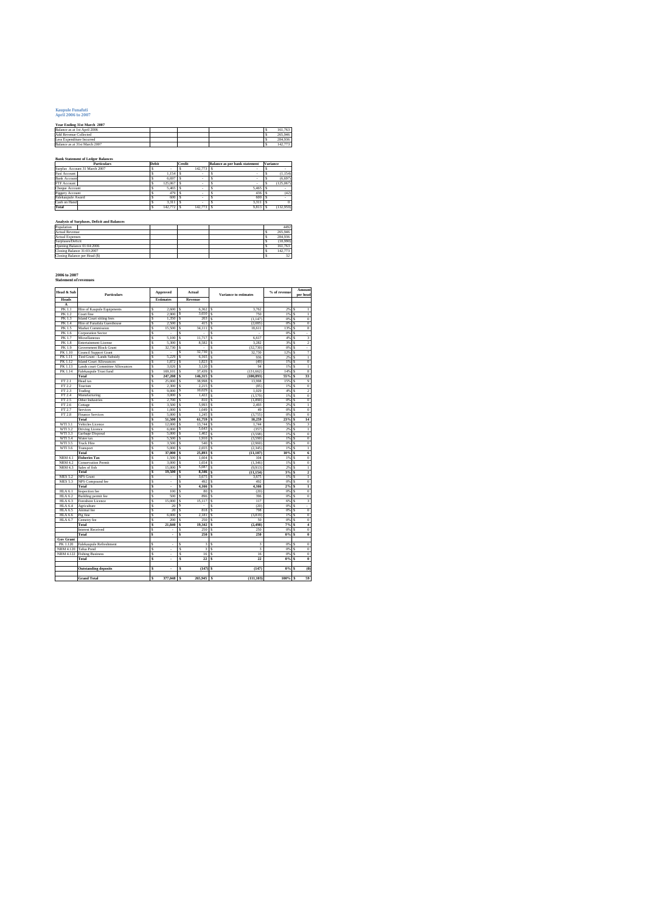## Kaupule Funafuti
## April 2006 to 2007

**Year Ending 31st March 2007**

| | | | | |
|---|---|---|---|---|
| Balance as at 1st April 2006 | | | | $ 161,763 |
| Add Revenue Collected | | | | $ 265,946 |
| Less Expenditure Incurred | | | | $ 284,936 |
| Balance as at 31st March 2007 | | | | $ 142,773 |

**Bank Statement of Ledger Balances**

| Particulars | Debit | Credit | Balance as per bank statement | Variance |
|---|---|---|---|---|
| Surplus Account 31 March 2007 | $ - | $ 142,773 | $ - | $ - |
| Fusi Account | $ 1,154 | $ - | $ - | $ (1,154) |
| Bank Account | $ 6,697 | $ - | $ - | $ (6,697) |
| FTF Account | $ 125,067 | $ - | $ - | $ (125,067) |
| Cheque Account | $ 5,465 | $ - | $ 5,465 | $ - |
| Piggery Account | $ 479 | $ - | $ 436 | $ (42) |
| Falekaupule Award | $ 600 | $ - | $ 600 | $ - |
| Cash on Hand | $ 3,311 | $ - | $ 3,311 | $ 0 |
| **Total** | $ 142,772 | $ 142,773 | $ 9,813 | $ (132,959) |

**Analysis of Surpluses, Deficit and Balances**

| | | | | |
|---|---|---|---|---|
| Population | | | | 4492 |
| Actual Revenue | | | | $ 265,946 |
| Actual Expenses | | | | $ 284,936 |
| Surpluses/Deficit | | | | $ (18,990) |
| Opening Balance 01:04:2006 | | | | $ 161,763 |
| Closing Balance 31:03:2007 | | | | $ 142,773 |
| Closing Balance per Head ($) | | | | $ 32 |

**2006 to 2007**
**Statement of revenues**

| Head & Sub | Particulars | Approved | Actual | Variance to estimates | % of revenue | Amount per head |
|---|---|---|---|---|---|---|
| Heads | | Estimates | Revenue | | | |
| A | | | | | | |
| PK 1.1 | Hire of Kaupule Equipments | $ 2,600 | $ 6,362 | $ 3,762 | 2% | $ 1 |
| PK 1.2 | Court fine | $ 2,900 | $ 3,650 | $ 750 | 1% | $ 1 |
| PK 1.3 | Island Court sitting fees | $ 1,350 | $ 203 | $ (1,147) | 0% | $ 0 |
| PK 1.4 | Hire of Funafuti Guesthouse | $ 2,500 | $ 415 | $ (2,085) | 0% | $ 0 |
| PK 1.5 | Market Commission | $ 15,500 | $ 34,111 | $ 18,611 | 13% | $ 8 |
| PK 1.6 | Corporation Sector | $ - | $ - | $ - | 0% | $ - |
| PK 1.7 | Miscellaneous | $ 5,100 | $ 11,717 | $ 6,617 | 4% | $ 3 |
| PK 1.8 | Entertainment License | $ 5,300 | $ 8,582 | $ 3,282 | 3% | $ 2 |
| PK 1.9 | Government Block Grant | $ 32,730 | $ - | $ (32,730) | 0% | $ - |
| PK 1.10 | Council Support Grant | $ - | $ 32,730 | $ 32,730 | 12% | $ 7 |
| PK 1.11 | Tied Grant - Lands Subsidy | $ 5,229 | $ 6,165 | $ 936 | 2% | $ 1 |
| PK 1.12 | Island Court Allowances | $ 1,872 | $ 1,823 | $ (49) | 1% | $ 0 |
| PK 1.13 | Lands court Committee Allowances | $ 3,026 | $ 3,120 | $ 94 | 1% | $ 1 |
| PK 1.14 | Falekaupule Trust fund | $ 169,101 | $ 37,439 | $ (131,662) | 14% | $ 8 |
| | **Total** | **$ 247,208** | **$ 146,315** | **$ (100,893)** | **55%** | **$ 33** |
| FT 2.1 | Head tax | $ 25,000 | $ 38,998 | $ 13,998 | 15% | $ 9 |
| FT 2.2 | Tourism | $ 2,300 | $ 2,215 | $ (85) | 1% | $ 0 |
| FT 2.3 | Trading | $ 9,000 | $ 10,029 | $ 1,029 | 4% | $ 2 |
| FT 2.4 | Manufacturing | $ 3,000 | $ 1,422 | $ (1,578) | 1% | $ 0 |
| FT 2.5 | Other Industries | $ 2,700 | $ 810 | $ (1,890) | 0% | $ 0 |
| FT 2.6 | Cottage | $ 3,500 | $ 5,993 | $ 2,493 | 2% | $ 1 |
| FT 2.7 | Services | $ 1,000 | $ 1,049 | $ 49 | 0% | $ 0 |
| FT 2.8 | Finance Services | $ 5,000 | $ 1,245 | $ (3,755) | 0% | $ 0 |
| | **Total** | **$ 51,500** | **$ 61,759** | **$ 10,259** | **23%** | **$ 14** |
| WTI 3.1 | Vehicles Licence | $ 12,000 | $ 13,744 | $ 1,744 | 5% | $ 3 |
| WTI 3.2 | Driving Licence | $ 6,000 | $ 5,643 | $ (357) | 2% | $ 1 |
| WTI 3.3 | Garbage Disposal | $ 5,000 | $ 1,402 | $ (3,598) | 1% | $ 0 |
| WTI 3.4 | Water tax | $ 5,500 | $ 1,910 | $ (3,590) | 1% | $ 0 |
| WTI 3.5 | Truck Hire | $ 3,500 | $ 540 | $ (2,960) | 0% | $ 0 |
| WTI 3.6 | Transport | $ 5,000 | $ 2,655 | $ (2,345) | 1% | $ 1 |
| | **Total** | **$ 37,000** | **$ 25,893** | **$ (11,107)** | **10%** | **$ 6** |
| NRM 4.1 | **Fisheries Tax** | $ 1,500 | $ 1,604 | $ 104 | 1% | $ 0 |
| NRM 4.2 | Conservation Permit | $ 3,000 | $ 1,654 | $ (1,346) | 1% | $ 0 |
| NRM 4.3 | Sales of fish | $ 15,000 | $ 5,087 | $ (9,913) | 2% | $ 1 |
| | **Total** | **$ 19,500** | **$ 8,346** | **$ (11,154)** | **3%** | **$ 2** |
| MES 5.2 | NPS Grant | $ - | $ 3,675 | $ 3,675 | 1% | $ 1 |
| MES 5.3 | NPS Compound fee | $ - | $ 492 | $ 492 | 0% | $ 0 |
| | **Total** | **$ -** | **$ 4,166** | **$ 4,166** | **2%** | **$ 1** |
| HLA 6.1 | Inspection fee | $ 100 | $ 80 | $ (20) | 0% | $ 0 |
| HLA 6.2 | Building permit fee | $ 500 | $ 896 | $ 396 | 0% | $ 0 |
| HLA 6.3 | Foreshore Licence | $ 15,000 | $ 15,117 | $ 117 | 6% | $ 3 |
| HLA 6.4 | Agriculture | $ 20 | $ - | $ (20) | 0% | $ - |
| HLA 6.5 | Animal fee | $ 20 | $ 818 | $ 798 | 0% | $ 0 |
| HLA 6.6 | Pig fine | $ 6,000 | $ 2,181 | $ (3,819) | 1% | $ 0 |
| HLA 6.7 | Cemetry fee | $ 200 | $ 250 | $ 50 | 0% | $ 0 |
| | **Total** | **$ 21,840** | **$ 19,342** | **$ (2,498)** | **7%** | **$ 4** |
| | Interest Received | $ - | $ 250 | $ 250 | 0% | $ 0 |
| | **Total** | **$ -** | **$ 250** | **$ 250** | **0%** | **$ 0** |
| **Gov Grant** | | | | | | |
| PK 1.120 | Falekaupule Refreshment | $ - | $ 3 | $ 3 | 0% | $ 0 |
| NRM 4.120 | Tuluo Pond | $ - | $ 3 | $ 3 | 0% | $ 0 |
| NRM 4.122 | Fishing Business | $ - | $ 16 | $ 16 | 0% | $ 0 |
| | **Total** | **$ -** | **$ 22** | **$ 22** | **0%** | **$ 0** |
| | **Outstanding deposits** | **$ -** | **$ (147)** | **$ (147)** | **0%** | **$ (0)** |
| | **Grand Total** | **$ 377,048** | **$ 265,945** | **$ (111,103)** | **100%** | **$ 59** |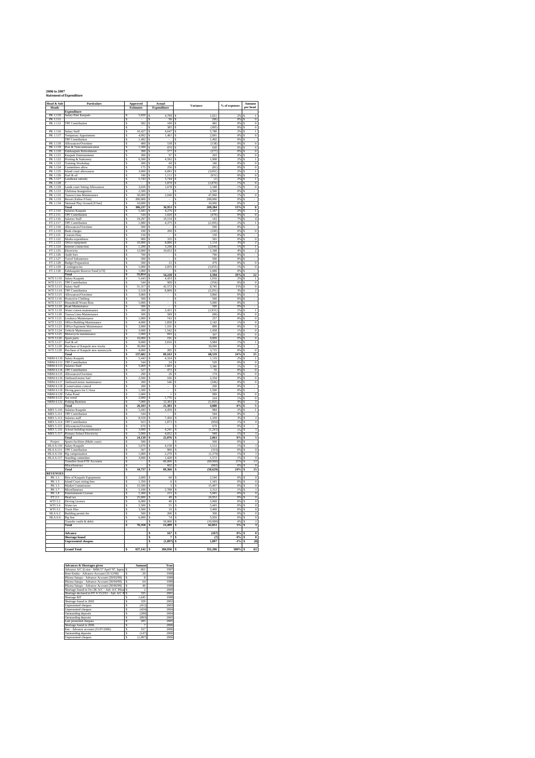**2006 to 2007**
**Statement of Expenditure**

| Head & Sub Heads | Particulars | Approved Estimates | Actual Expenditure | Variance | % of expenses | Amount per head |
|---|---|---|---|---|---|---|
| | **Expenditure** | | | | | |
| PK 1.110 | Salary Pule Kaupule | $ 5,820 | $ 4,799 | $ 1,021 | 2% | $ 1 |
| PK 1.111 | | $ - | $ 96 | $ (96) | 0% | $ 0 |
| PK 1.112 | TPF Contribution | $ 582 | $ 100 | $ 482 | 0% | $ 0 |
| | | $ - | $ 385 | $ (385) | 0% | $ 0 |
| PK 1.116 | Salary Staff | $ 10,427 | $ 4,647 | $ 5,780 | 2% | $ 1 |
| PK 1.117 | Temporary Appointment | $ 4,092 | $ 1,401 | $ 2,691 | 0% | $ 0 |
| | TPF Contribution | $ 1,492 | $ | $ 1,492 | 0% | $ - |
| PK 1.118 | Allowances/Overtime | $ 400 | $ 538 | $ (138) | 0% | $ 0 |
| PK 1.119 | Post & Telecommunication | $ 1,500 | $ 870 | $ 630 | 0% | $ 0 |
| PK 1.120 | Falekaupule Refreshment | $ 300 | $ 577 | $ (277) | 0% | $ 0 |
| PK 1.121 | Kaupule Entertainment | $ 300 | $ 97 | $ 203 | 0% | $ 0 |
| PK 1.122 | Printing & Stationery | $ 6,500 | $ 4,592 | $ 1,908 | 2% | $ 1 |
| PK 1.123 | Training Workshop | $ 200 | $ 60 | $ 140 | 0% | $ 0 |
| PK 1.124 | Committees allow | $ 175 | $ 256 | $ (81) | 0% | $ 0 |
| PK 1.125 | Island court allowances | $ 3,000 | $ 6,091 | $ (3,091) | 2% | $ 1 |
| PK 1.126 | Fuel & oil | $ 180 | $ 1,111 | $ (931) | 0% | $ 0 |
| PK 1.127 | Landlease subsidy | $ 5,743 | $ 5,744 | $ (1) | 2% | $ 1 |
| PK 1.128 | ? | $ - | $ 1,870 | $ (1,870) | 1% | $ 0 |
| PK 1.129 | Lands court Sitting Allowances | $ 3,026 | $ 1,678 | $ 1,348 | 1% | $ 0 |
| PK 1.131 | Ulufenua Inauguration | $ 2,500 | $ - | $ 2,500 | 0% | $ - |
| PK 1.132 | Tausoa Lima Maintenance | $ 50,000 | $ 2,040 | $ 47,960 | 1% | $ 0 |
| PK 1.133 | Resort (Faline F/futi) | $ 200,000 | $ - | $ 200,000 | 0% | $ - |
| PK 1.134 | National Play Ground [F/futi] | $ 10,000 | $ - | $ 10,000 | 0% | $ - |
| | **Total** | **$ 306,237** | **$ 36,953** | **$ 269,284** | **13%** | **$ 8** |
| FT 2.110 | Salaries Kaupule | $ 5,443 | $ 4,276 | $ 1,167 | 2% | $ 1 |
| FT 2.111 | TPF Contribution | $ 544 | $ 1,020 | $ (476) | 0% | $ 0 |
| FT 2.116 | Salaries Staff | $ 19,297 | $ 19,154 | $ 143 | 7% | $ 4 |
| FT 2.117 | TPF Contribution | $ 1,980 | $ 4,375 | $ (2,395) | 2% | $ 1 |
| FT 2.118 | Allowances/Overtime | $ 500 | $ - | $ 500 | 0% | $ - |
| FT 2.119 | Bank charges | $ 100 | $ 200 | $ (100) | 0% | $ 0 |
| FT 2.121 | Custom Duty | $ 150 | $ - | $ 150 | 0% | $ - |
| FT 2.122 | Media expenditure | $ 900 | $ 335 | $ 565 | 0% | $ 0 |
| FT 2.123 | Office equipment | $ 10,000 | $ 8,886 | $ 1,114 | 3% | $ 2 |
| FT 2.124 | Internet connection | $ 1,200 | $ 3,246 | $ (2,046) | 1% | $ 1 |
| FT 2.125 | Electricity | $ 12,000 | $ 10,652 | $ 1,348 | 4% | $ 2 |
| FT 2.126 | Audit fees | $ 700 | $ - | $ 700 | 0% | $ - |
| FT 2.127 | Travel Subsistence | $ 500 | $ - | $ 500 | 0% | $ - |
| FT 2.128 | Budget Preparation | $ 500 | $ 21 | $ 479 | 0% | $ 0 |
| FT 2.129 | Contingencies | $ 1,000 | $ 2,055 | $ (1,055) | 1% | $ 0 |
| FT 2.130 | Falekaupule Reserve Fund [x70] | $ 1,000 | $ - | $ 1,000 | 0% | $ - |
| | **Total** | **$ 55,814** | **$ 54,220** | **$ 1,594** | **19%** | **$ 12** |
| WTI 3.110 | Salary Kaupule | $ 5,443 | $ 4,433 | $ 1,010 | 2% | $ 1 |
| WTI 3.111 | TPF Contribution | $ 544 | $ 900 | $ (356) | 0% | $ 0 |
| WTI 3.113 | Salary Staff | $ 51,317 | $ 42,572 | $ 8,745 | 15% | $ 9 |
| WTI 3.114 | TPF Contribution | $ 5,518 | $ 8,809 | $ (3,291) | 3% | $ 2 |
| WTI 3.115 | Allowances/Overtime | $ 3,860 | $ - | $ 3,860 | 0% | $ - |
| WTI 3.116 | Protective Clothing | $ 500 | $ - | $ 500 | 0% | $ - |
| WTI 3.117 | Household Waste Bins | $ 5,000 | $ - | $ 5,000 | 0% | $ - |
| WTI 3.118 | Road Maintenance | $ 500 | $ - | $ 500 | 0% | $ - |
| WTI 3.119 | Water cistern maintenance | $ 500 | $ 2,431 | $ (1,931) | 1% | $ 1 |
| WTI 3.120 | Tausoa Lima Maintenance | $ 500 | $ 589 | $ (89) | 0% | $ 0 |
| WTI 3.121 | Lotokavo Maintenance | $ 1,000 | $ 743 | $ 257 | 0% | $ 0 |
| WTI 3.122 | Office Building Maintenance | $ 4,000 | $ 1,858 | $ 2,142 | 1% | $ 0 |
| WTI 3.123 | Office Equipment Maintenance | $ 2,000 | $ 1,101 | $ 899 | 0% | $ 0 |
| WTI 3.124 | Vehicle Maintenance | $ 3,000 | $ 1,542 | $ 1,458 | 1% | $ 0 |
| WTI 3.125 | Motorcycle maintenance | $ 1,000 | $ 693 | $ 307 | 0% | $ 0 |
| WTI 3.126 | Spare parts | $ 10,000 | $ 191 | $ 9,809 | 0% | $ 0 |
| WTI 3.127 | Fuel & oil | $ 9,000 | $ 3,016 | $ 5,984 | 1% | $ 1 |
| WTI 3.128 | Purchase of Kaupule new trucks | $ 30,000 | $ - | $ 30,000 | 0% | $ - |
| WTI 3.129 | Purchase of Kaupule new motorcycle | $ 4,000 | $ 285 | $ 3,715 | 0% | $ 0 |
| | **Total** | **$ 137,682** | **$ 69,163** | **$ 68,519** | **24%** | **$ 15** |
| NRM 4.110 | Salary Kaupule | $ 5,443 | $ 4,324 | $ 1,119 | 2% | $ 1 |
| NRM 4.111 | TPF Contribution | $ 544 | $ 24 | $ 520 | 0% | $ 0 |
| NRM 4.113 | Salaries Staff | $ 5,069 | $ 1,683 | $ 3,386 | 1% | $ 0 |
| NRM 4.114 | TPF Contribution | $ 527 | $ 472 | $ 55 | 0% | $ 0 |
| NRM 4.115 | Allowances/Overtime | $ 200 | $ 26 | $ 174 | 0% | $ 0 |
| NRM 4.116 | Outboard motor fuel | $ 2,500 | $ 166 | $ 2,334 | 0% | $ 0 |
| NRM 4.117 | Outboard motor maintenance | $ 200 | $ 546 | $ (346) | 0% | $ 0 |
| NRM 4.118 | Conservation control | $ 200 | $ - | $ 200 | 0% | $ - |
| NRM 4.119 | Diving gears for C/Area | $ 1,500 | $ - | $ 1,500 | 0% | $ - |
| NRM 4.120 | Tafua Pond | $ 1,000 | $ 1 | $ 999 | 0% | $ 0 |
| NRM 4.121 | Sea weed | $ 2,000 | $ 1,776 | $ 224 | 1% | $ 0 |
| NRM 4.122 | Fishing Business | $ 7,000 | $ 12,363 | $ (5,363) | 4% | $ 3 |
| | **Total** | **$ 26,183** | **$ 21,383** | **$ 4,800** | **8%** | **$ 5** |
| MES 5.110 | Salaries Kaupule | $ 5,443 | $ 4,459 | $ 984 | 2% | $ 1 |
| MES 5.111 | TPF Contribution | $ 544 | $ - | $ 544 | 0% | $ - |
| MES 5.113 | Salaries staff | $ 8,559 | $ 7,450 | $ 1,109 | 3% | $ 2 |
| MES 5.114 | TPF Contribution | $ 923 | $ 1,873 | $ (950) | 1% | $ 0 |
| MES 5.115 | Allowances/Overtime | $ 670 | $ - | $ 670 | 0% | $ - |
| MES 5.116 | School building maintenance | $ 3,000 | $ 4,241 | $ (1,241) | 1% | $ 1 |
| MES 5.117 | Primary School Electricity | $ 5,000 | $ 4,052 | $ 948 | 1% | $ 1 |
| | **Total** | **$ 24,139** | **$ 22,076** | **$ 2,063** | **8%** | **$ 5** |
| Project | Sports facilities (Multi court) | $ 500 | $ - | $ 500 | 0% | $ - |
| HLA 6.110 | Salary Kaupule | $ 5,670 | $ 4,158 | $ 1,512 | 1% | $ 1 |
| HLA 6.111 | TPF Contribution | $ 567 | $ 900 | $ (333) | 0% | $ 0 |
| HLA 6.116 | Pig compensation | $ 1,000 | $ 2,279 | $ (1,279) | 1% | $ 1 |
| HLA 6.117 | Standing committee | $ 3,000 | $ 1,428 | $ 1,572 | 1% | $ 0 |
| | Transfers from FTF Accounts | $ - | $ 60,000 | $ (60,000) | 21% | $ 13 |
| | Miscellaneous | $ - | $ 602 | $ (602) | 0% | $ 0 |
| | **Total** | **$ 10,737** | **$ 69,366** | **$ (58,629)** | **24%** | **$ 15** |
| **REVENUES** | | | | | | |
| PK 1.1 | Hire of Kaupule Equipments | $ 2,600 | $ 60 | $ 2,540 | 0% | $ 0 |
| PK 1.3 | Island Court sitting fees | $ 1,350 | $ 6 | $ 1,345 | 0% | $ 0 |
| PK 1.5 | Market Commission | $ 15,500 | $ 3 | $ 15,497 | 0% | $ 0 |
| PK 1.7 | Miscellaneous | $ 5,100 | $ 2,788 | $ 2,312 | 1% | $ 1 |
| PK 1.8 | Entertainment License | $ 5,300 | $ 215 | $ 5,085 | 0% | $ 0 |
| FT 2.1 | Head tax | $ 25,000 | $ 49 | $ 24,952 | 0% | $ 0 |
| WTI 3.2 | Driving Licence | $ 6,000 | $ 40 | $ 5,960 | 0% | $ 0 |
| WTI 3.4 | Water tax | $ 5,500 | $ 55 | $ 5,445 | 0% | $ 0 |
| WTI 3.5 | Truck Hire | $ 3,500 | $ 10 | $ 3,490 | 0% | $ 0 |
| HLA 6.2 | Building permit fee | $ 500 | $ 200 | $ 300 | 0% | $ 0 |
| HLA 6.6 | Pig fine | $ 6,000 | $ 74 | $ 5,926 | 0% | $ 0 |
| | Transfer credit & debit | $ - | $ 10,000 | $ (10,000) | 4% | $ 2 |
| | **Total** | **$ 76,350** | **$ 13,499** | **$ 62,851** | **5%** | **$ 3** |
| | **Advance** | | **$ 167** | **$ (167)** | **0%** | **$ 0** |
| | **Shortage found** | | **$ 7** | **$ (7)** | **0%** | **$ 0** |
| | **Unpresented cheques** | | **$ (1,897)** | **$ 1,897** | **-1%** | **$ (0)** |
| | **Grand Total** | **$ 637,142** | **$ 284,936** | **$ 352,206** | **100%** | **$ 63** |

| Advances & Shortages given | Amount | Year |
|---|---|---|
| Advance A/C [Loise - $496.57 April '97, lapsing] | $ 661 | 1997 |
| Pene Ezeku - Advance Account (31/12/98) | $ 20 | 1998 |
| Pikona Satupa - Advance Account (29/02/99) | $ 8 | 1999 |
| Pikona Satupa - Advance Account (30/04/99) | $ 64 | 1999 |
| Pikona Satupa - Advance Account (30/06/99) | $ 46 | 1999 |
| Shortage found in Oct 2K A/C - Adv A/C Pikona | $ 2 | 2000 |
| Shortage declared in PV # 15/2/01 - Adv A/C P | $ 335 | 2001 |
| Shortage B/F | $ 1,645 | 1998 |
| Shortage found in 2002 | $ 329 | 2002 |
| Unpresented cheques | $ (412) | 2003 |
| Unpresented cheques | $ (424) | 2004 |
| Outstanding deposits | $ (200) | 2004 |
| Outstanding deposits | $ (893) | 2005 |
| Late presented cheques | $ 285 | 2005 |
| Shortage found in 2006 | $ 7 | 2006 |
| Eee - Advance account (31/07/2006) | $ 167 | 2006 |
| Outstanding deposits | $ (147) | 2006 |
| Unpresented cheques | $ (1,897) | 2006 |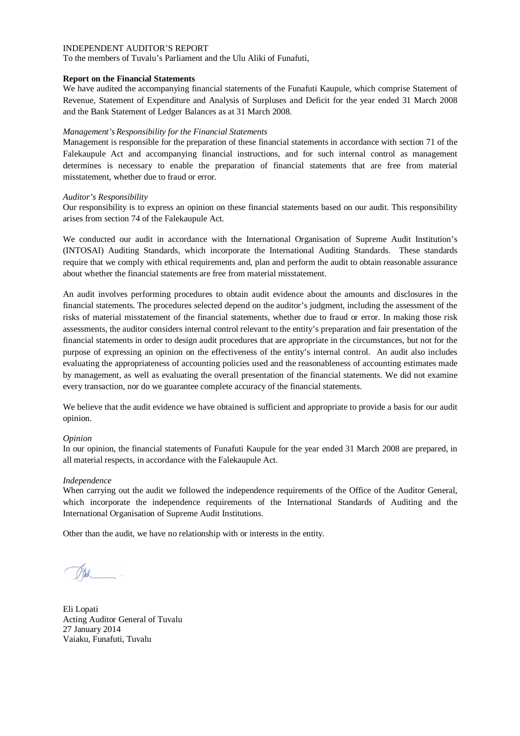INDEPENDENT AUDITOR'S REPORT

To the members of Tuvalu's Parliament and the Ulu Aliki of Funafuti,

**Report on the Financial Statements**

We have audited the accompanying financial statements of the Funafuti Kaupule, which comprise Statement of Revenue, Statement of Expenditure and Analysis of Surpluses and Deficit for the year ended 31 March 2008 and the Bank Statement of Ledger Balances as at 31 March 2008.

*Management's Responsibility for the Financial Statements*

Management is responsible for the preparation of these financial statements in accordance with section 71 of the Falekaupule Act and accompanying financial instructions, and for such internal control as management determines is necessary to enable the preparation of financial statements that are free from material misstatement, whether due to fraud or error.

*Auditor's Responsibility*

Our responsibility is to express an opinion on these financial statements based on our audit. This responsibility arises from section 74 of the Falekaupule Act.

We conducted our audit in accordance with the International Organisation of Supreme Audit Institution's (INTOSAI) Auditing Standards, which incorporate the International Auditing Standards. These standards require that we comply with ethical requirements and, plan and perform the audit to obtain reasonable assurance about whether the financial statements are free from material misstatement.

An audit involves performing procedures to obtain audit evidence about the amounts and disclosures in the financial statements. The procedures selected depend on the auditor's judgment, including the assessment of the risks of material misstatement of the financial statements, whether due to fraud or error. In making those risk assessments, the auditor considers internal control relevant to the entity's preparation and fair presentation of the financial statements in order to design audit procedures that are appropriate in the circumstances, but not for the purpose of expressing an opinion on the effectiveness of the entity's internal control. An audit also includes evaluating the appropriateness of accounting policies used and the reasonableness of accounting estimates made by management, as well as evaluating the overall presentation of the financial statements. We did not examine every transaction, nor do we guarantee complete accuracy of the financial statements.

We believe that the audit evidence we have obtained is sufficient and appropriate to provide a basis for our audit opinion.

*Opinion*

In our opinion, the financial statements of Funafuti Kaupule for the year ended 31 March 2008 are prepared, in all material respects, in accordance with the Falekaupule Act.

*Independence*

When carrying out the audit we followed the independence requirements of the Office of the Auditor General, which incorporate the independence requirements of the International Standards of Auditing and the International Organisation of Supreme Audit Institutions.

Other than the audit, we have no relationship with or interests in the entity.

Eli Lopati
Acting Auditor General of Tuvalu
27 January 2014
Vaiaku, Funafuti, Tuvalu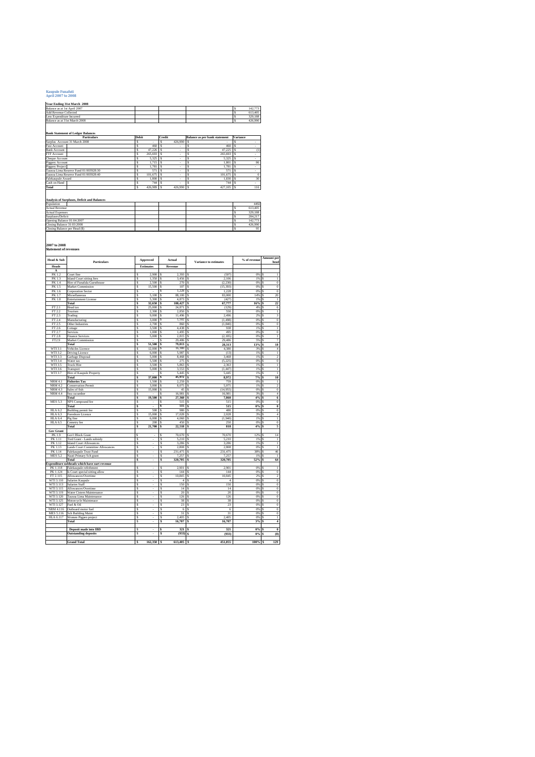# Kaupule Funafuti
## April 2007 to 2008

**Year Ending 31st March 2008**

| | | | | |
|---|---|---|---|---|
| Balance as at 1st April 2007 | | | | $ 142,773 |
| Add Revenue Collected | | | | $ 613,405 |
| Less Expenditure Incurred | | | | $ 329,188 |
| Balance as at 31st March 2008 | | | | $ 426,990 |

**Bank Statement of Ledger Balances**

| Particulars | Debit | Credit | Balance as per bank statement | Variance |
|---|---|---|---|---|
| Surplus Account 31 March 2008 | $ - | $ 426,990 | $ - | $ - |
| Fusi Account | $ 460 | $ - | $ 460 | $ - |
| Bank Account | $ 47,226 | $ - | $ 47,225 | $ (1) |
| FTF Account | $ 265,693 | $ - | $ 265,693 | $ - |
| Cheque Account | $ 5,325 | $ - | $ 5,325 | $ - |
| Piggery Account | $ 1,715 | $ - | $ 1,801 | $ 86 |
| Piggery Project | $ 1,781 | $ - | $ 1,781 | $ - |
| Tausoa Lima Reserve Fund 01/903928:30 | $ 571 | $ - | $ 571 | $ - |
| Tausoa Lima Reserve Fund 01/903928:40 | $ 101,675 | $ - | $ 101,675 | $ 0 |
| Falekaupule Award | $ 1,800 | $ - | $ 1,830 | $ 30 |
| Cash on Hand | $ 744 | $ - | $ 744 | $ - |
| **Total** | $ 426,989 | $ 426,990 | $ 427,105 | $ 116 |

**Analysis of Surpluses, Deficit and Balances**

| | | | | |
|---|---|---|---|---|
| Population | | | | 4492 |
| Actual Revenue | | | | $ 613,405 |
| Actual Expenses | | | | $ 329,188 |
| Surpluses/Deficit | | | | $ 284,217 |
| Opening Balance 01.04.2007 | | | | $ 142,773 |
| Closing Balance 31.03.2008 | | | | $ 426,990 |
| Closing Balance per Head ($) | | | | $ 95 |

## 2007 to 2008
## Statement of revenues

| Head & Sub | Particulars | Approved | Actual | Variance to estimates | % of revenue | Amount per head |
|---|---|---|---|---|---|---|
| **Heads** | | **Estimates** | **Revenue** | | | |
| **A** | | | | | | |
| PK 1.2 | Court fine | $ 2,900 | $ 2,393 | $ (507) | 0% | $ 1 |
| PK 1.3 | Island Court sitting fees | $ 1,350 | $ 3,456 | $ 2,106 | 1% | $ 1 |
| PK 1.4 | Hire of Funafuta Guesthouse | $ 2,500 | $ 270 | $ (2,230) | 0% | $ 0 |
| PK 1.5 | Market Commission | $ 15,500 | $ 107 | $ (15,393) | 0% | $ 0 |
| PK 1.6 | Corporation Sector | $ - | $ 1,228 | $ 1,228 | 0% | $ 0 |
| PK 1.7 | Miscellaneous | $ 5,100 | $ 88,100 | $ 83,000 | 14% | $ 20 |
| PK 1.8 | Entertainment License | $ 5,300 | $ 4,873 | $ (427) | 1% | $ 1 |
| | **Total** | $ 32,650 | $ 100,427 | $ 67,777 | 16% | $ 22 |
| FT 2.1 | Head tax | $ 25,000 | $ 24,871 | $ (129) | 4% | $ 6 |
| FT 2.2 | Tourism | $ 2,300 | $ 2,850 | $ 550 | 0% | $ 1 |
| FT 2.3 | Trading | $ 9,000 | $ 11,496 | $ 2,496 | 2% | $ 3 |
| FT 2.4 | Manufacturing | $ 3,000 | $ 1,502 | $ (1,498) | 0% | $ 0 |
| FT 2.5 | Other Industries | $ 2,700 | $ 860 | $ (1,840) | 0% | $ 0 |
| FT 2.6 | Cottage | $ 3,500 | $ 4,438 | $ 938 | 1% | $ 1 |
| FT 2.7 | Services | $ 1,000 | $ 1,495 | $ 495 | 0% | $ 0 |
| FT 2.8 | Finance Services | $ 5,000 | $ 2,815 | $ (2,185) | 0% | $ 1 |
| FT2.9 | Market Commission | $ - | $ 29,486 | $ 29,486 | 5% | $ 7 |
| | **Total** | $ 51,500 | $ 79,813 | $ 28,313 | 13% | $ 18 |
| WTI 3.1 | Vehicles Licence | $ 12,000 | $ 16,380 | $ 4,380 | 3% | $ 4 |
| WTI 3.2 | Driving Licence | $ 6,000 | $ 5,987 | $ (13) | 1% | $ 1 |
| WTI 3.3 | Garbage Disposal | $ 5,000 | $ 8,468 | $ 3,468 | 1% | $ 2 |
| WTI 3.4 | Water tax | $ 5,500 | $ 275 | $ (5,225) | 0% | $ 0 |
| WTI 3.5 | Truck Hire | $ 3,500 | $ 5,863 | $ 2,363 | 1% | $ 1 |
| WTI 3.6 | Transport | $ 5,000 | $ 3,553 | $ (1,447) | 1% | $ 1 |
| WTI 3.7 | Hire of Kaupule Property | $ - | $ 5,445 | $ 5,445 | 1% | $ 1 |
| | **Total** | $ 37,000 | $ 45,972 | $ 8,972 | 7% | $ 10 |
| NRM 4.1 | **Fisheries Tax** | $ 1,500 | $ 2,259 | $ 759 | 0% | $ 1 |
| NRM 4.2 | Conservation Permit | $ 3,000 | $ 8,075 | $ 5,075 | 1% | $ 2 |
| NRM 4.3 | Sales of fish | $ 15,000 | $ 45 | $ (14,955) | 0% | $ 0 |
| NRM 4.4 | Sea cucumber | $ - | $ 16,981 | $ 16,981 | 3% | $ 4 |
| | **Total** | $ 19,500 | $ 27,360 | $ 7,860 | 4% | $ 6 |
| MES 5.3 | NPS Compound fee | $ - | $ 515 | $ 515 | 0% | $ 0 |
| | **Total** | $ - | $ 515 | $ 515 | 0% | $ 0 |
| HLA 6.2 | Building permit fee | $ 500 | $ 980 | $ 480 | 0% | $ 0 |
| HLA 6.3 | Foreshore Licence | $ 15,000 | $ 17,028 | $ 2,028 | 3% | $ 4 |
| HLA 6.4 | Pig fine | $ 6,000 | $ 4,060 | $ (1,940) | 1% | $ 1 |
| HLA 6.5 | Cemetry fee | $ 200 | $ 450 | $ 250 | 0% | $ 0 |
| | **Total** | $ 21,700 | $ 22,518 | $ 818 | 4% | $ 5 |
| **Gov Grant** | | | | | | |
| PK 1.9 | Gov't Block Grant | $ - | $ 70,670 | $ 70,670 | 12% | $ 14 |
| PK 1.11 | Tied Grant - Lands subsidy | $ - | $ 5,210 | $ 5,210 | 1% | $ 1 |
| PK 1.12 | Island Court Allowances | $ - | $ 3,286 | $ 3,286 | 1% | $ 1 |
| PK 1.13 | Lands Court Committee Allowances | $ - | $ 2,808 | $ 2,808 | 0% | $ 1 |
| PK 1.14 | Falekaupule Trust Fund | $ - | $ 231,475 | $ 231,475 | 38% | $ 46 |
| MES 5.2 | Nauti Primary Sch grant | $ - | $ 7,257 | $ 7,257 | 1% | $ 1 |
| | **Total** | $ - | $ 320,705 | $ 320,705 | 52% | $ 64 |
| **Expenditure subheads which have eart revenue** | | | | | | |
| PK 1.118 | Falekaupule refreshment | $ - | $ 2,901 | $ 2,901 | 0% | $ 1 |
| PK 1.124 | Is Court special sitting allow | $ - | $ 144 | $ 144 | 0% | $ 0 |
| FT 2.115 | Allowances/Overtime | $ - | $ 10,845 | $ 10,845 | 2% | $ 2 |
| WTI 3.110 | Salaries Kaupule | $ - | $ 4 | $ 4 | 0% | $ 0 |
| WTI 3.113 | Salaries Staff | $ - | $ 150 | $ 150 | 0% | $ 0 |
| WTI 3.115 | Allowances/Overtime | $ - | $ 14 | $ 14 | 0% | $ 0 |
| WTI 3.119 | Water Cistern Maintenance | $ - | $ 20 | $ 20 | 0% | $ 0 |
| WTI 3.120 | Tausoa Lima Maintenance | $ - | $ 126 | $ 126 | 0% | $ 0 |
| WTI 3.125 | Motorcycle Maintenace | $ - | $ 38 | $ 38 | 0% | $ 0 |
| WTI 3.127 | Fuel & Oil | $ - | $ 23 | $ 23 | 0% | $ 0 |
| NRM 4.116 | Outboard motor fuel | $ - | $ 6 | $ 6 | 0% | $ 0 |
| MES 5.116 | Sch Building Maint | $ - | $ 31 | $ 31 | 0% | $ 0 |
| HLA 6.117 | Women Pigpen project | $ - | $ 2,405 | $ 2,405 | 0% | $ 1 |
| | **Total** | $ - | $ 16,707 | $ 16,707 | 3% | $ 4 |
| | **Deposit made into IBD** | $ - | $ 321 | $ 321 | 0% | $ 0 |
| | **Outstanding deposits** | $ - | $ (933) | $ (933) | 0% | $ (0) |
| | **Grand Total** | $ 162,350 | $ 613,405 | $ 451,055 | 100% | $ 129 |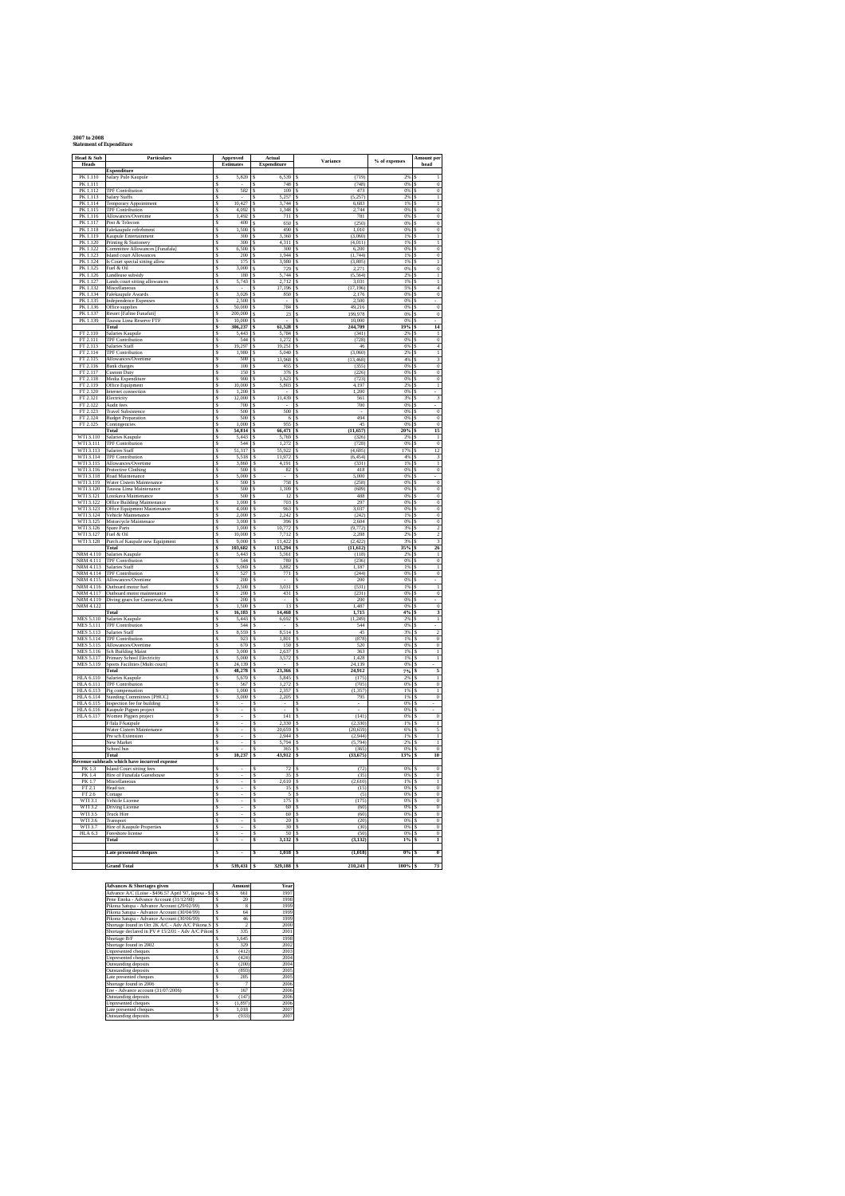**2007 to 2008**
**Statement of Expenditure**

| Head & Sub Heads | Particulars | Approved Estimates | Actual Expenditure | Variance | % of expenses | Amount per head |
|---|---|---|---|---|---|---|
| | **Expenditure** | | | | | |
| PK 1.110 | Salary Pule Kaupule | $ 5,820 | $ 6,539 | $ (719) | 2% | $ 1 |
| PK 1.111 | | $ - | $ 748 | $ (748) | 0% | $ 0 |
| PK 1.112 | TPF Contribution | $ 582 | $ 109 | $ 473 | 0% | $ 0 |
| PK 1.113 | Salary Staffs | $ - | $ 5,257 | $ (5,257) | 2% | $ 1 |
| PK 1.114 | Temporary Appointment | $ 10,427 | $ 3,744 | $ 6,683 | 1% | $ 1 |
| PK 1.115 | TPF Contribution | $ 4,092 | $ 1,348 | $ 2,744 | 0% | $ 0 |
| PK 1.116 | Allowances/Overtime | $ 1,492 | $ 711 | $ 781 | 0% | $ 0 |
| PK 1.117 | Post & Telecom | $ 400 | $ 650 | $ (250) | 0% | $ 0 |
| PK 1.118 | Falekaupule refreshment | $ 1,500 | $ 490 | $ 1,010 | 0% | $ 0 |
| PK 1.119 | Kaupule Entertainment | $ 300 | $ 3,360 | $ (3,060) | 1% | $ 1 |
| PK 1.120 | Printing & Stationery | $ 300 | $ 4,311 | $ (4,011) | 1% | $ 1 |
| PK 1.122 | Committee Allowances [Funafala] | $ 6,500 | $ 300 | $ 6,200 | 0% | $ 0 |
| PK 1.123 | Island court Allowances | $ 200 | $ 1,944 | $ (1,744) | 1% | $ 0 |
| PK 1.124 | Is Court special sitting allow | $ 175 | $ 3,980 | $ (3,805) | 1% | $ 1 |
| PK 1.125 | Fuel & Oil | $ 3,000 | $ 729 | $ 2,271 | 0% | $ 0 |
| PK 1.126 | Landlease subsidy | $ 180 | $ 5,744 | $ (5,564) | 2% | $ 1 |
| PK 1.127 | Lands court sitting allowances | $ 5,743 | $ 2,712 | $ 3,031 | 1% | $ 1 |
| PK 1.132 | Miscellaneous | $ - | $ 17,196 | $ (17,196) | 5% | $ 4 |
| PK 1.134 | Falekaupule Awards | $ 3,026 | $ 850 | $ 2,176 | 0% | $ 0 |
| PK 1.135 | Independence Expenses | $ 2,500 | $ - | $ 2,500 | 0% | $ - |
| PK 1.136 | Office supplies | $ 50,000 | $ 784 | $ 49,216 | 0% | $ 0 |
| PK 1.137 | Resort [Fatine Funafuti] | $ 200,000 | $ 23 | $ 199,978 | 0% | $ 0 |
| PK 1.139 | Tausua Lima Reserve FTF | $ 10,000 | $ - | $ 10,000 | 0% | $ - |
| | **Total** | **$ 306,237** | **$ 61,528** | **$ 244,709** | **19%** | **$ 14** |
| FT 2.110 | Salaries Kaupule | $ 5,443 | $ 5,784 | $ (341) | 2% | $ 1 |
| FT 2.111 | TPF Contribution | $ 544 | $ 1,272 | $ (728) | 0% | $ 0 |
| FT 2.113 | Salaries Staff | $ 19,297 | $ 19,251 | $ 46 | 6% | $ 4 |
| FT 2.114 | TPF Contribution | $ 1,980 | $ 5,040 | $ (3,060) | 2% | $ 1 |
| FT 2.115 | Allowances/Overtime | $ 500 | $ 13,968 | $ (13,468) | 4% | $ 3 |
| FT 2.116 | Bank charges | $ 100 | $ 455 | $ (355) | 0% | $ 0 |
| FT 2.117 | Custom Duty | $ 150 | $ 376 | $ (226) | 0% | $ 0 |
| FT 2.118 | Media Expenditure | $ 900 | $ 1,623 | $ (723) | 0% | $ 0 |
| FT 2.119 | Office Equipment | $ 10,000 | $ 5,803 | $ 4,197 | 2% | $ 1 |
| FT 2.120 | Internet connection | $ 1,200 | $ - | $ 1,200 | 0% | $ - |
| FT 2.121 | Electricity | $ 12,000 | $ 11,439 | $ 561 | 3% | $ 3 |
| FT 2.122 | Audit fees | $ 700 | $ - | $ 700 | 0% | $ - |
| FT 2.123 | Travel Subsistence | $ 500 | $ 500 | $ - | 0% | $ 0 |
| FT 2.124 | Budget Preparation | $ 500 | $ 6 | $ 494 | 0% | $ 0 |
| FT 2.125 | Contingencies | $ 1,000 | $ 955 | $ 45 | 0% | $ 0 |
| | **Total** | **$ 54,814** | **$ 66,471** | **$ (11,657)** | **20%** | **$ 15** |
| WTI 3.110 | Salaries Kaupule | $ 5,443 | $ 5,769 | $ (326) | 2% | $ 1 |
| WTI 3.111 | TPF Contribution | $ 544 | $ 1,272 | $ (728) | 0% | $ 0 |
| WTI 3.113 | Salaries Staff | $ 51,317 | $ 55,922 | $ (4,605) | 17% | $ 12 |
| WTI 3.114 | TPF Contribution | $ 5,518 | $ 11,972 | $ (6,454) | 4% | $ 3 |
| WTI 3.115 | Allowances/Overtime | $ 3,860 | $ 4,191 | $ (331) | 1% | $ 1 |
| WTI 3.116 | Protective Clothing | $ 500 | $ 82 | $ 418 | 0% | $ 0 |
| WTI 3.118 | Road Maintenance | $ 5,000 | $ - | $ 5,000 | 0% | $ - |
| WTI 3.119 | Water Cistern Maintenance | $ 500 | $ 758 | $ (258) | 0% | $ 0 |
| WTI 3.120 | Tausua Lima Maintenance | $ 500 | $ 1,109 | $ (609) | 0% | $ 0 |
| WTI 3.121 | Lotokava Maintenance | $ 500 | $ 12 | $ 488 | 0% | $ 0 |
| WTI 3.122 | Office Building Maintenance | $ 1,000 | $ 703 | $ 297 | 0% | $ 0 |
| WTI 3.123 | Office Equipment Maintenance | $ 4,000 | $ 963 | $ 3,037 | 0% | $ 0 |
| WTI 3.124 | Vehicle Maintenance | $ 2,000 | $ 2,242 | $ (242) | 1% | $ 0 |
| WTI 3.125 | Motorcycle Maintenace | $ 3,000 | $ 396 | $ 2,604 | 0% | $ 0 |
| WTI 3.126 | Spare Parts | $ 1,000 | $ 10,772 | $ (9,772) | 3% | $ 2 |
| WTI 3.127 | Fuel & Oil | $ 10,000 | $ 7,712 | $ 2,288 | 2% | $ 2 |
| WTI 3.128 | Purch of Kaupule new Equipment | $ 9,000 | $ 11,422 | $ (2,422) | 3% | $ 3 |
| | **Total** | **$ 103,682** | **$ 115,294** | **$ (11,612)** | **35%** | **$ 26** |
| NRM 4.110 | Salaries Kaupule | $ 5,443 | $ 5,561 | $ (118) | 2% | $ 1 |
| NRM 4.111 | TPF Contribution | $ 544 | $ 780 | $ (236) | 0% | $ 0 |
| NRM 4.113 | Salaries Staff | $ 5,069 | $ 3,882 | $ 1,187 | 1% | $ 1 |
| NRM 4.114 | TPF Contribution | $ 527 | $ 771 | $ (244) | 0% | $ 0 |
| NRM 4.115 | Allowances/Overtime | $ 200 | $ - | $ 200 | 0% | $ - |
| NRM 4.116 | Outboard motor fuel | $ 2,500 | $ 3,031 | $ (531) | 1% | $ 1 |
| NRM 4.117 | Outboard motor maintenance | $ 200 | $ 431 | $ (231) | 0% | $ 0 |
| NRM 4.119 | Diving gears for Conservat.Area | $ 200 | $ - | $ 200 | 0% | $ - |
| NRM 4.122 | | $ 1,500 | $ 13 | $ 1,487 | 0% | $ 0 |
| | **Total** | **$ 16,183** | **$ 14,468** | **$ 1,715** | **4%** | **$ 3** |
| MES 5.110 | Salaries Kaupule | $ 5,443 | $ 6,692 | $ (1,249) | 2% | $ 1 |
| MES 5.111 | TPF Contribution | $ 544 | $ - | $ 544 | 0% | $ - |
| MES 5.113 | Salaries Staff | $ 8,559 | $ 8,514 | $ 45 | 3% | $ 2 |
| MES 5.114 | TPF Contribution | $ 923 | $ 1,801 | $ (878) | 1% | $ 0 |
| MES 5.115 | Allowances/Overtime | $ 670 | $ 150 | $ 520 | 0% | $ 0 |
| MES 5.116 | Sch Building Maint | $ 3,000 | $ 2,637 | $ 363 | 1% | $ 1 |
| MES 5.117 | Primary School Electricity | $ 5,000 | $ 3,572 | $ 1,428 | 1% | $ 1 |
| MES 5.119 | Sports Facilities [Multi court] | $ 24,139 | $ - | $ 24,139 | 0% | $ - |
| | **Total** | **$ 48,278** | **$ 23,366** | **$ 24,912** | **7%** | **$ 5** |
| HLA 6.110 | Salaries Kaupule | $ 5,670 | $ 5,845 | $ (175) | 2% | $ 1 |
| HLA 6.111 | TPF Contribution | $ 567 | $ 1,272 | $ (705) | 0% | $ 0 |
| HLA 6.113 | Pig compensation | $ 1,000 | $ 2,357 | $ (1,357) | 1% | $ 1 |
| HLA 6.114 | Standing Committees [PHCC] | $ 3,000 | $ 2,205 | $ 795 | 1% | $ 0 |
| HLA 6.115 | Inspection fee for building | $ - | $ - | $ - | 0% | $ - |
| HLA 6.116 | Kaupule Pigpen project | $ - | $ - | $ - | 0% | $ - |
| HLA 6.117 | Women Pigpen project | $ - | $ 141 | $ (141) | 0% | $ 0 |
| | F/fala F/kaupule | $ - | $ 2,330 | $ (2,330) | 1% | $ 1 |
| | Water Cistern Maintenance | $ - | $ 20,659 | $ (20,659) | 6% | $ 5 |
| | Pre-sch Extension | $ - | $ 2,944 | $ (2,944) | 1% | $ 1 |
| | New Market | $ - | $ 5,794 | $ (5,794) | 2% | $ 1 |
| | School bus | $ - | $ 365 | $ (365) | 0% | $ 0 |
| | **Total** | **$ 10,237** | **$ 43,912** | **$ (33,675)** | **13%** | **$ 10** |
| | **Revenue subheads which have incurred expense** | | | | | |
| PK 1.3 | Island Court sitting fees | $ - | $ 72 | $ (72) | 0% | $ 0 |
| PK 1.4 | Hire of Funafala Guesthouse | $ - | $ 35 | $ (35) | 0% | $ 0 |
| PK 1.7 | Miscellaneous | $ - | $ 2,610 | $ (2,610) | 1% | $ 1 |
| FT 2.1 | Head tax | $ - | $ 15 | $ (15) | 0% | $ 0 |
| FT 2.6 | Cottage | $ - | $ 5 | $ (5) | 0% | $ 0 |
| WTI 3.1 | Vehicle License | $ - | $ 175 | $ (175) | 0% | $ 0 |
| WTI 3.2 | Driving License | $ - | $ 60 | $ (60) | 0% | $ 0 |
| WTI 3.5 | Truck Hire | $ - | $ 60 | $ (60) | 0% | $ 0 |
| WTI 3.6 | Transport | $ - | $ 20 | $ (20) | 0% | $ 0 |
| WTI 3.7 | Hire of Kaupule Properties | $ - | $ 30 | $ (30) | 0% | $ 0 |
| HLA 6.3 | Foreshore license | $ - | $ 50 | $ (50) | 0% | $ 0 |
| | **Total** | **$ -** | **$ 3,132** | **$ (3,132)** | **1%** | **$ 1** |
| | **Late presented cheques** | **$ -** | **$ 1,018** | **$ (1,018)** | **0%** | **$ 0** |
| | **Grand Total** | **$ 539,431** | **$ 329,188** | **$ 210,243** | **100%** | **$ 73** |

| Advances & Shortages given | Amount | Year |
|---|---|---|
| Advance A/C (Loase - $496.57 April '97, Iapesa - $1 | $ 661 | 1997 |
| Pene Enoka - Advance Account (31/12/98) | $ 20 | 1998 |
| Pikona Satupa - Advance Account (29/02/99) | $ 8 | 1999 |
| Pikona Satupa - Advance Account (30/04/99) | $ 64 | 1999 |
| Pikona Satupa - Advance Account (30/06/99) | $ 46 | 1999 |
| Shortage found in Oct 2K A/C - Adv A/C Pikona S | $ 2 | 2000 |
| Shortage declared in PV # 15/2/01 - Adv A/C Pikon | $ 335 | 2001 |
| Shortage B/F | $ 1,645 | 1998 |
| Shortage found in 2002 | $ 329 | 2002 |
| Unpresented cheques | $ (412) | 2003 |
| Unpresented cheques | $ (424) | 2004 |
| Outstanding deposits | $ (200) | 2004 |
| Outstanding deposits | $ (893) | 2005 |
| Late presented cheques | $ 285 | 2005 |
| Shortage found in 2006 | $ 7 | 2006 |
| Ese - Advance account (31/07/2006) | $ 167 | 2006 |
| Outstanding deposits | $ (147) | 2006 |
| Unpresented cheques | $ (1,897) | 2006 |
| Late presented cheques | $ 1,018 | 2007 |
| Outstanding deposits | $ (933) | 2007 |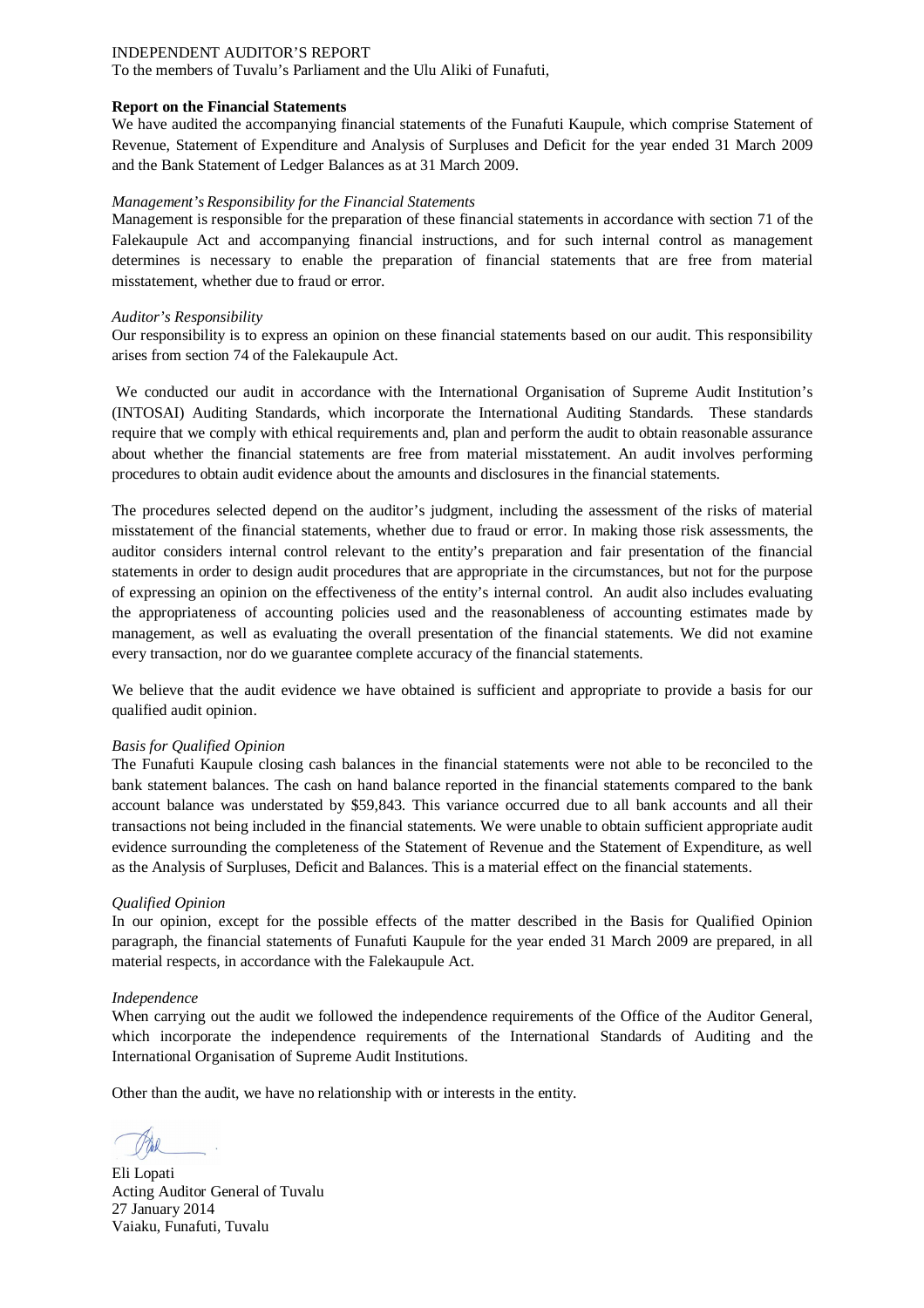INDEPENDENT AUDITOR'S REPORT

To the members of Tuvalu's Parliament and the Ulu Aliki of Funafuti,

**Report on the Financial Statements**

We have audited the accompanying financial statements of the Funafuti Kaupule, which comprise Statement of Revenue, Statement of Expenditure and Analysis of Surpluses and Deficit for the year ended 31 March 2009 and the Bank Statement of Ledger Balances as at 31 March 2009.

*Management's Responsibility for the Financial Statements*

Management is responsible for the preparation of these financial statements in accordance with section 71 of the Falekaupule Act and accompanying financial instructions, and for such internal control as management determines is necessary to enable the preparation of financial statements that are free from material misstatement, whether due to fraud or error.

*Auditor's Responsibility*

Our responsibility is to express an opinion on these financial statements based on our audit. This responsibility arises from section 74 of the Falekaupule Act.

We conducted our audit in accordance with the International Organisation of Supreme Audit Institution's (INTOSAI) Auditing Standards, which incorporate the International Auditing Standards. These standards require that we comply with ethical requirements and, plan and perform the audit to obtain reasonable assurance about whether the financial statements are free from material misstatement. An audit involves performing procedures to obtain audit evidence about the amounts and disclosures in the financial statements.

The procedures selected depend on the auditor's judgment, including the assessment of the risks of material misstatement of the financial statements, whether due to fraud or error. In making those risk assessments, the auditor considers internal control relevant to the entity's preparation and fair presentation of the financial statements in order to design audit procedures that are appropriate in the circumstances, but not for the purpose of expressing an opinion on the effectiveness of the entity's internal control. An audit also includes evaluating the appropriateness of accounting policies used and the reasonableness of accounting estimates made by management, as well as evaluating the overall presentation of the financial statements. We did not examine every transaction, nor do we guarantee complete accuracy of the financial statements.

We believe that the audit evidence we have obtained is sufficient and appropriate to provide a basis for our qualified audit opinion.

*Basis for Qualified Opinion*

The Funafuti Kaupule closing cash balances in the financial statements were not able to be reconciled to the bank statement balances. The cash on hand balance reported in the financial statements compared to the bank account balance was understated by $59,843. This variance occurred due to all bank accounts and all their transactions not being included in the financial statements. We were unable to obtain sufficient appropriate audit evidence surrounding the completeness of the Statement of Revenue and the Statement of Expenditure, as well as the Analysis of Surpluses, Deficit and Balances. This is a material effect on the financial statements.

*Qualified Opinion*

In our opinion, except for the possible effects of the matter described in the Basis for Qualified Opinion paragraph, the financial statements of Funafuti Kaupule for the year ended 31 March 2009 are prepared, in all material respects, in accordance with the Falekaupule Act.

*Independence*

When carrying out the audit we followed the independence requirements of the Office of the Auditor General, which incorporate the independence requirements of the International Standards of Auditing and the International Organisation of Supreme Audit Institutions.

Other than the audit, we have no relationship with or interests in the entity.

Eli Lopati
Acting Auditor General of Tuvalu
27 January 2014
Vaiaku, Funafuti, Tuvalu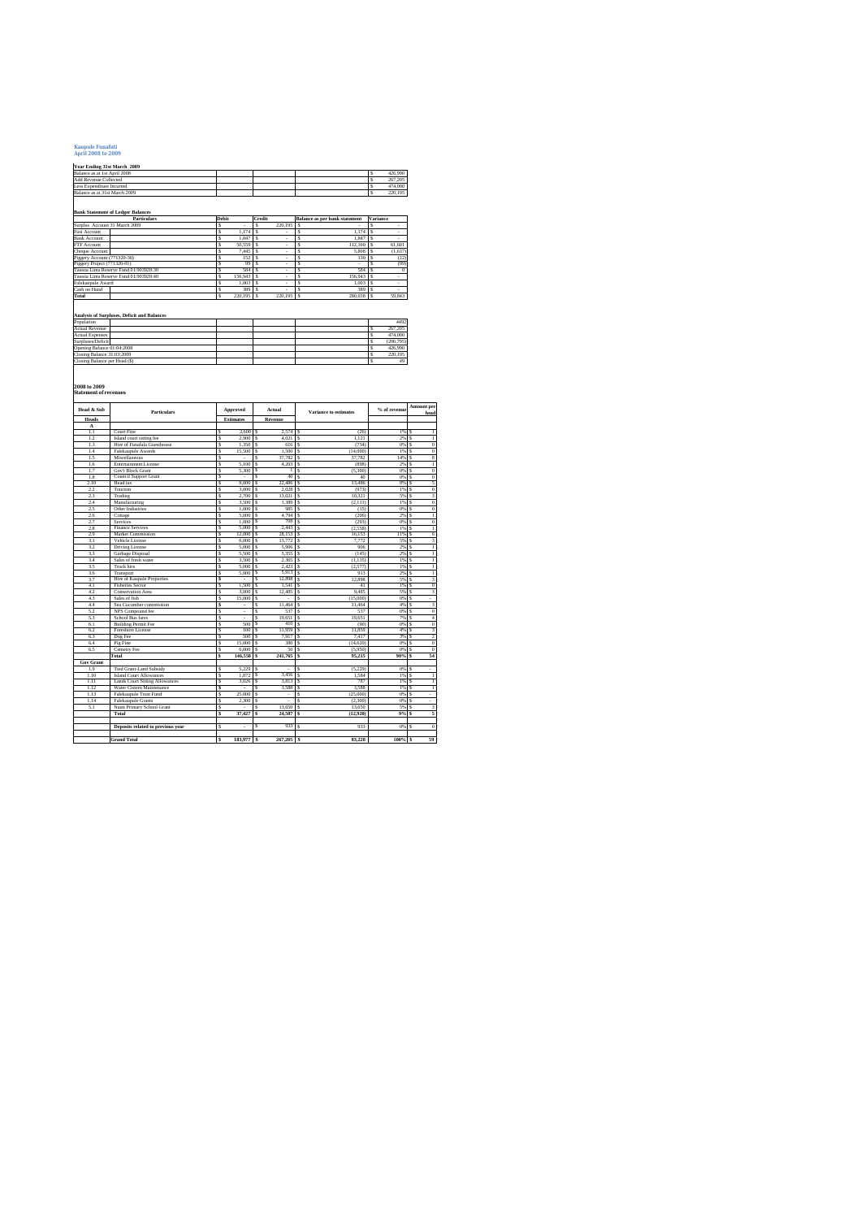**Kaupule Funafuti**
**April 2008 to 2009**

**Year Ending 31st March 2009**

| | | | | |
|---|---|---|---|---|
| Balance as at 1st April 2008 | | | | $ 426,990 |
| Add Revenue Collected | | | | $ 267,205 |
| Less Expenditure Incurred | | | | $ 474,000 |
| Balance as at 31st March 2009 | | | | $ 220,195 |

**Bank Statement of Ledger Balances**

| Particulars | Debit | Credit | Balance as per bank statement | Variance |
|---|---|---|---|---|
| Surplus Account 31 March 2009 | $ - | $ 220,195 | $ - | $ - |
| Fusi Account | $ 1,174 | $ - | $ 1,174 | $ - |
| Bank Account | $ 1,847 | $ - | $ 1,847 | $ - |
| FTF Account | $ 50,559 | $ - | $ 112,160 | $ 61,601 |
| Cheque Account | $ 7,445 | $ - | $ 5,808 | $ (1,637) |
| Piggery Account (771320-30) | $ 152 | $ - | $ 130 | $ (22) |
| Piggery Project (771320-01) | $ 99 | $ - | $ - | $ (99) |
| Tausoa Lima Reserve Fund 01/903928/30 | $ 584 | $ - | $ 584 | $ 0 |
| Tausoa Lima Reserve Fund 01/903928/40 | $ 156,943 | $ - | $ 156,943 | $ - |
| Falekaupule Award | $ 1,003 | $ - | $ 1,003 | $ - |
| Cash on Hand | $ 389 | $ - | $ 389 | $ - |
| Total | $ 220,195 | $ 220,195 | $ 280,038 | $ 59,843 |

**Analysis of Surpluses, Deficit and Balances**

| | |
|---|---|
| Population | 4492 |
| Actual Revenue | $ 267,205 |
| Actual Expenses | $ 474,000 |
| Surpluses/Deficit | $ (206,795) |
| Opening Balance 01/04/2008 | $ 426,990 |
| Closing Balance 31/03/2009 | $ 220,195 |
| Closing Balance per Head ($) | $ 49 |

**2008 to 2009**
**Statement of revenues**

| Head & Sub | Particulars | Approved | Actual | Variance to estimates | % of revenue | Amount per head |
|---|---|---|---|---|---|---|
| Heads | | Estimates | Revenue | | | |
| A | | | | | | |
| 1.1 | Court Fine | $ 2,600 | $ 2,574 | $ (26) | 1% | $ 1 |
| 1.2 | Island court sitting fee | $ 2,900 | $ 4,021 | $ 1,121 | 2% | $ 1 |
| 1.3 | Hire of Funafala Guesthouse | $ 1,350 | $ 616 | $ (734) | 0% | $ 0 |
| 1.4 | Falekaupule Awards | $ 15,500 | $ 1,500 | $ (14,000) | 1% | $ 0 |
| 1.5 | Miscellaneous | $ - | $ 37,782 | $ 37,782 | 14% | $ 8 |
| 1.6 | Entertainment License | $ 5,100 | $ 4,203 | $ (898) | 2% | $ 1 |
| 1.7 | Gov't Block Grant | $ 5,300 | $ 1 | $ (5,300) | 0% | $ 0 |
| 1.8 | Council Support Grant | $ - | $ 40 | $ 40 | 0% | $ 0 |
| 2.10 | Head tax | $ 9,000 | $ 22,486 | $ 13,486 | 8% | $ 5 |
| 2.2 | Tourism | $ 3,000 | $ 2,028 | $ (973) | 1% | $ 0 |
| 2.3 | Trading | $ 2,700 | $ 13,021 | $ 10,321 | 5% | $ 3 |
| 2.4 | Manufacturing | $ 3,500 | $ 1,389 | $ (2,111) | 1% | $ 0 |
| 2.5 | Other Industries | $ 1,000 | $ 985 | $ (15) | 0% | $ 0 |
| 2.6 | Cottage | $ 5,000 | $ 4,794 | $ (206) | 2% | $ 1 |
| 2.7 | Services | $ 1,000 | $ 708 | $ (293) | 0% | $ 0 |
| 2.8 | Finance Services | $ 5,000 | $ 2,443 | $ (2,558) | 1% | $ 1 |
| 2.9 | Market Commission | $ 12,000 | $ 28,153 | $ 16,153 | 11% | $ 6 |
| 3.1 | Vehicle License | $ 6,000 | $ 13,772 | $ 7,772 | 5% | $ 3 |
| 3.2 | Driving License | $ 5,000 | $ 5,906 | $ 906 | 2% | $ 1 |
| 3.3 | Garbage Disposal | $ 5,500 | $ 5,355 | $ (145) | 2% | $ 1 |
| 3.4 | Sales of fresh water | $ 3,500 | $ 2,365 | $ (1,135) | 1% | $ 1 |
| 3.5 | Truck hire | $ 5,000 | $ 2,423 | $ (2,577) | 1% | $ 1 |
| 3.6 | Transport | $ 5,000 | $ 5,913 | $ 913 | 2% | $ 1 |
| 3.7 | Hire of Kaupule Properties | $ - | $ 12,898 | $ 12,898 | 5% | $ 3 |
| 4.1 | Fisheries Sector | $ 1,500 | $ 1,541 | $ 41 | 1% | $ 0 |
| 4.2 | Conservation Area | $ 3,000 | $ 12,485 | $ 9,485 | 5% | $ 3 |
| 4.3 | Sales of fish | $ 15,000 | $ - | $ (15,000) | 0% | $ - |
| 4.4 | Sea Cucumber commission | $ - | $ 11,464 | $ 11,464 | 4% | $ 3 |
| 5.2 | NPS Compound fee | $ - | $ 537 | $ 537 | 0% | $ 0 |
| 5.3 | School Bus fares | $ - | $ 19,651 | $ 19,651 | 7% | $ 4 |
| 6.1 | Building Permit Fee | $ 500 | $ 410 | $ (90) | 0% | $ 0 |
| 6.2 | Foreshore License | $ 100 | $ 11,959 | $ 11,859 | 4% | $ 3 |
| 6.3 | Dog Fee | $ 500 | $ 7,917 | $ 7,417 | 3% | $ 2 |
| 6.4 | Pig Fine | $ 15,000 | $ 380 | $ (14,620) | 0% | $ 0 |
| 6.5 | Cemetry Fee | $ 6,000 | $ 50 | $ (5,950) | 0% | $ 0 |
| | Total | $ 146,550 | $ 241,765 | $ 95,215 | 90% | $ 54 |
| Gov Grant | | | | | | |
| 1.9 | Tied Grant-Land Subsidy | $ 5,229 | $ - | $ (5,229) | 0% | $ - |
| 1.10 | Island Court Allowances | $ 1,872 | $ 3,456 | $ 1,584 | 1% | $ 1 |
| 1.11 | Lands Court Sitting Allowances | $ 3,026 | $ 3,813 | $ 787 | 1% | $ 1 |
| 1.12 | Water Cistern Maintenance | $ - | $ 3,588 | $ 3,588 | 1% | $ 1 |
| 1.13 | Falekaupule Trust Fund | $ 25,000 | $ - | $ (25,000) | 0% | $ - |
| 1.14 | Falekaupule Grants | $ 2,300 | $ - | $ (2,300) | 0% | $ - |
| 5.1 | Nauti Primary School Grant | $ - | $ 13,650 | $ 13,650 | 5% | $ 3 |
| | Total | $ 37,427 | $ 24,507 | $ (12,920) | 9% | $ 5 |
| | Deposits related to previous year | $ - | $ 933 | $ 933 | 0% | $ 0 |
| | Grand Total | $ 183,977 | $ 267,205 | $ 83,228 | 100% | $ 59 |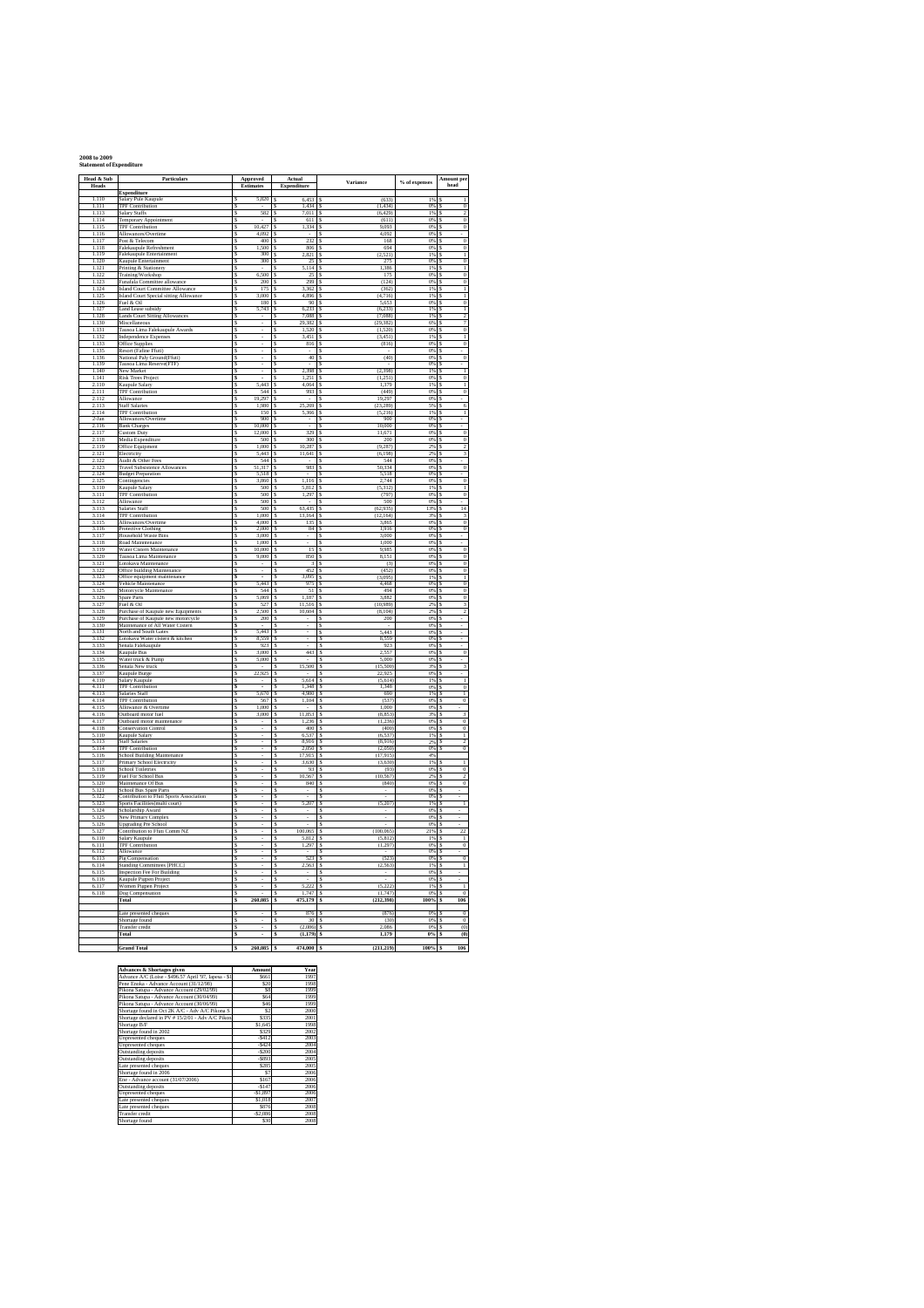**2008 to 2009**
**Statement of Expenditure**

| Head & Sub Heads | Particulars | Approved Estimates | Actual Expenditure | Variance | % of expenses | Amount per head |
|---|---|---|---|---|---|---|
| | **Expenditure** | | | | | |
| 1.110 | Salary Pule Kaupule | $ 5,820 | $ 6,453 | $ (633) | 1% | $ 1 |
| 1.111 | TPF Contribution | $ - | $ 1,434 | $ (1,434) | 0% | $ 0 |
| 1.113 | Salary Staffs | $ 582 | $ 7,011 | $ (6,429) | 1% | $ 2 |
| 1.114 | Temporary Appointment | $ - | $ 611 | $ (611) | 0% | $ 0 |
| 1.115 | TPF Contribution | $ 10,427 | $ 1,334 | $ 9,093 | 0% | $ 0 |
| 1.116 | Allowances/Overtime | $ 4,092 | $ - | $ 4,092 | 0% | $ - |
| 1.117 | Post & Telecom | $ 400 | $ 232 | $ 168 | 0% | $ 0 |
| 1.118 | Falekaupule Refreshment | $ 1,500 | $ 806 | $ 694 | 0% | $ 0 |
| 1.119 | Falekaupule Entertainment | $ 300 | $ 2,821 | $ (2,521) | 1% | $ 1 |
| 1.120 | Kaupule Entertainment | $ 300 | $ 25 | $ 275 | 0% | $ 0 |
| 1.121 | Printing & Stationery | $ - | $ 5,114 | $ 1,386 | 1% | $ 1 |
| 1.122 | Training/Workshop | $ 6,500 | $ 25 | $ 175 | 0% | $ 0 |
| 1.123 | Funafala Committee allowance | $ 200 | $ 290 | $ (124) | 0% | $ 0 |
| 1.124 | Island Court Committee Allowance | $ 175 | $ 3,362 | $ (362) | 1% | $ 1 |
| 1.125 | Island Court Special sitting Allowance | $ 3,000 | $ 4,896 | $ (4,716) | 1% | $ 1 |
| 1.126 | Fuel & Oil | $ 180 | $ 90 | $ 5,653 | 0% | $ 0 |
| 1.127 | Land Lease subsidy | $ 5,743 | $ 6,233 | $ (6,233) | 1% | $ 1 |
| 1.128 | Lands Court Sitting Allowances | $ - | $ 7,088 | $ (7,088) | 1% | $ 2 |
| 1.130 | Miscellaneous | $ - | $ 29,382 | $ (29,382) | 6% | $ 7 |
| 1.131 | Taoasa Lima Falekaupule Awards | $ - | $ 1,520 | $ (1,520) | 0% | $ 0 |
| 1.132 | Independence Expenses | $ - | $ 3,451 | $ (3,451) | 1% | $ 1 |
| 1.133 | Office Supplies | $ - | $ 816 | $ (816) | 0% | $ 0 |
| 1.135 | Resort (Fallow Fluti) | $ - | $ - | $ - | 0% | $ - |
| 1.136 | National Paly Ground(Fluti) | $ - | $ 40 | $ (40) | 0% | $ 0 |
| 1.139 | Taoasa Lima Reserve(FTF) | $ - | $ - | $ - | 0% | $ - |
| 1.140 | New Market | $ - | $ 2,398 | $ (2,398) | 1% | $ 1 |
| 1.141 | Risk Trees Project | $ - | $ 1,251 | $ (1,251) | 0% | $ 0 |
| 2.110 | Kaupule Salary | $ 5,443 | $ 4,064 | $ 1,379 | 1% | $ 1 |
| 2.111 | TPF Contribution | $ 544 | $ 993 | $ (449) | 0% | $ 0 |
| 2.112 | Allowance | $ 19,297 | $ - | $ 19,297 | 0% | $ - |
| 2.113 | Staff Salaries | $ 1,900 | $ 25,289 | $ (23,289) | 5% | $ 6 |
| 2.114 | TPF Contribution | $ 150 | $ 5,366 | $ (5,216) | 1% | $ 1 |
| 2-Jan | Allowances/Overtime | $ 900 | $ - | $ 900 | 0% | $ - |
| 2.116 | Bank Charges | $ 10,000 | $ - | $ 10,000 | 0% | $ - |
| 2.117 | Custom Duty | $ 12,000 | $ 329 | $ 11,671 | 0% | $ 0 |
| 2.118 | Media Expenditure | $ 500 | $ 300 | $ 200 | 0% | $ 0 |
| 2.119 | Office Equipment | $ 1,000 | $ 10,287 | $ (9,287) | 2% | $ 2 |
| 2.121 | Electricity | $ 5,443 | $ 11,641 | $ (6,198) | 2% | $ 3 |
| 2.122 | Audit & Other Fees | $ 544 | $ - | $ 544 | 0% | $ - |
| 2.123 | Travel Subsistence Allowances | $ 51,317 | $ 983 | $ 50,334 | 0% | $ 0 |
| 2.124 | Budget Preparation | $ 5,518 | $ - | $ 5,518 | 0% | $ - |
| 2.125 | Contingencies | $ 3,860 | $ 1,116 | $ 2,744 | 0% | $ 0 |
| 3.110 | Kaupule Salary | $ 500 | $ 5,812 | $ (5,312) | 1% | $ 1 |
| 3.111 | TPF Contribution | $ 500 | $ 1,297 | $ (797) | 0% | $ 0 |
| 3.112 | Allowance | $ 500 | $ - | $ 500 | 0% | $ - |
| 3.113 | Salaries Staff | $ 500 | $ 63,435 | $ (62,935) | 13% | $ 14 |
| 3.114 | TPF Contribution | $ 1,000 | $ 13,164 | $ (12,164) | 3% | $ 3 |
| 3.115 | Allowances/Overtime | $ 4,000 | $ 135 | $ 3,865 | 0% | $ 0 |
| 3.116 | Protective Clothing | $ 2,000 | $ 84 | $ 1,916 | 0% | $ 0 |
| 3.117 | Household Waste Bins | $ 3,000 | $ - | $ 3,000 | 0% | $ - |
| 3.118 | Road Maintenance | $ 1,000 | $ - | $ 1,000 | 0% | $ - |
| 3.119 | Water Cistern Maintenance | $ 10,000 | $ 15 | $ 9,985 | 0% | $ 0 |
| 3.120 | Taoasa Lima Maintenance | $ 9,000 | $ 850 | $ 8,151 | 0% | $ 0 |
| 3.121 | Lotokava Maintenance | $ - | $ 3 | $ (3) | 0% | $ 0 |
| 3.122 | Office building Maintenance | $ - | $ 452 | $ (452) | 0% | $ 0 |
| 3.123 | Office equipment maintenance | $ - | $ 3,095 | $ (3,095) | 1% | $ 1 |
| 3.124 | Vehicle Maintenance | $ 5,443 | $ 975 | $ 4,468 | 0% | $ 0 |
| 3.125 | Motorcycle Maintenance | $ 544 | $ 51 | $ 494 | 0% | $ 0 |
| 3.126 | Spare Parts | $ 5,069 | $ 1,187 | $ 3,882 | 0% | $ 0 |
| 3.127 | Fuel & Oil | $ 527 | $ 11,516 | $ (10,989) | 2% | $ 3 |
| 3.128 | Purchase of Kaupule new Equipments | $ 2,500 | $ 10,604 | $ (8,104) | 2% | $ 2 |
| 3.129 | Purchase of Kaupule new motorcycle | $ 200 | $ - | $ 200 | 0% | $ - |
| 3.130 | Maintenance of All Water Cistern | $ - | $ - | $ - | 0% | $ - |
| 3.131 | North and South Gates | $ 5,443 | $ - | $ 5,443 | 0% | $ - |
| 3.132 | Lotokava Water cistern & kitchen | $ 8,559 | $ - | $ 8,559 | 0% | $ - |
| 3.133 | Senala Falekaupule | $ 923 | $ - | $ 923 | 0% | $ - |
| 3.134 | Kaupule Bus | $ 3,000 | $ 443 | $ 2,557 | 0% | $ 0 |
| 3.135 | Water truck & Pump | $ 5,000 | $ - | $ 5,000 | 0% | $ - |
| 3.136 | Senala New truck | $ - | $ 15,500 | $ (15,500) | 3% | $ 3 |
| 3.137 | Kaupule Barge | $ 22,925 | $ - | $ 22,925 | 0% | $ - |
| 4.110 | Salary Kaupule | $ - | $ 5,614 | $ (5,614) | 1% | $ 1 |
| 4.111 | TPF Contribution | $ - | $ 1,348 | $ 1,348 | 0% | $ 0 |
| 4.113 | Salaries Staff | $ 5,670 | $ 4,980 | $ 690 | 1% | $ 1 |
| 4.114 | TPF Contribution | $ 567 | $ 1,104 | $ (537) | 0% | $ 0 |
| 4.115 | Allowance & Overtime | $ 1,000 | $ - | $ 1,000 | 0% | $ - |
| 4.116 | Outboard motor fuel | $ 3,000 | $ 11,853 | $ (8,853) | 3% | $ 3 |
| 4.117 | Outboard motor maintenance | $ - | $ 1,236 | $ (1,236) | 0% | $ 0 |
| 4.118 | Conservation Control | $ - | $ 400 | $ (400) | 0% | $ 0 |
| 5.110 | Kaupule Salary | $ - | $ 6,537 | $ (6,537) | 1% | $ 1 |
| 5.113 | Staff Salaries | $ - | $ 8,916 | $ (8,916) | 2% | $ 2 |
| 5.114 | TPF Contribution | $ - | $ 2,050 | $ (2,050) | 0% | $ 0 |
| 5.116 | School Building Maintenance | $ - | $ 17,915 | $ (17,915) | 4% | |
| 5.117 | Primary School Electricity | $ - | $ 3,630 | $ (3,630) | 1% | $ 1 |
| 5.118 | School Toiletries | $ - | $ 93 | $ (93) | 0% | $ 0 |
| 5.119 | Fuel For School Bus | $ - | $ 10,567 | $ (10,567) | 2% | $ 2 |
| 5.120 | Maintenance Of Bus | $ - | $ 840 | $ (840) | 0% | $ 0 |
| 5.121 | School Bus Spare Parts | $ - | $ - | $ - | 0% | $ - |
| 5.122 | Contribution to Fluti Sports Association | $ - | $ - | $ - | 0% | $ - |
| 5.123 | Sports Facilities(multi court) | $ - | $ 5,207 | $ (5,207) | 1% | $ 1 |
| 5.124 | Scholarship Award | $ - | $ - | $ - | 0% | $ - |
| 5.125 | New Primary Complex | $ - | $ - | $ - | 0% | $ - |
| 5.126 | Upgrading Pre School | $ - | $ - | $ - | 0% | $ - |
| 5.127 | Contribution to Fluti Comm NZ | $ - | $ 100,065 | $ (100,065) | 21% | $ 22 |
| 6.110 | Salary Kaupule | $ - | $ 5,812 | $ (5,812) | 1% | $ 1 |
| 6.111 | TPF Contribution | $ - | $ 1,297 | $ (1,297) | 0% | $ 0 |
| 6.112 | Allowance | $ - | $ - | $ - | 0% | $ - |
| 6.113 | Pig Compensation | $ - | $ 523 | $ (523) | 0% | $ 0 |
| 6.114 | Standing Committees [PHCC] | $ - | $ 2,563 | $ (2,563) | 1% | $ 1 |
| 6.115 | Inspection Fee For Building | $ - | $ - | $ - | 0% | $ - |
| 6.116 | Kaupule Pigpen Project | $ - | $ - | $ - | 0% | $ - |
| 6.117 | Women Pigpen Project | $ - | $ 5,222 | $ (5,222) | 1% | $ 1 |
| 6.118 | Dog Compensation | $ - | $ 1,747 | $ (1,747) | 0% | $ 0 |
| | **Total** | **$ 260,085** | **$ 475,179** | **$ (212,398)** | **100%** | **$ 106** |
| | | | | | | |
| | Late presented cheques | $ - | $ 876 | $ (876) | 0% | $ 0 |
| | Shortage found | $ - | $ 30 | $ (30) | 0% | $ 0 |
| | Transfer credit | $ - | $ (2,086) | $ 2,086 | 0% | $ (0) |
| | **Total** | **$ -** | **$ (1,179)** | **$ 1,179** | **0%** | **$ (0)** |
| | | | | | | |
| | **Grand Total** | **$ 260,085** | **$ 474,000** | **$ (211,219)** | **100%** | **$ 106** |

| Advances & Shortages given | Amount | Year |
|---|---|---|
| Advance A/C (Lotoe - $496.57 April '97, Iapesa - $1 | $661 | 1997 |
| Pene Eneka - Advance Account (31/12/98) | $20 | 1998 |
| Pikona Satupa - Advance Account (29/02/99) | $8 | 1999 |
| Pikona Satupa - Advance Account (30/04/99) | $64 | 1999 |
| Pikona Satupa - Advance Account (30/06/99) | $46 | 1999 |
| Shortage found in Oct 2K A/C - Adv A/C Pikona S | $2 | 2000 |
| Shortage declared in PV # 15/2/01 - Adv A/C Pikon | $335 | 2001 |
| Shortage B/F | $1,640 | 1998 |
| Shortage found in 2002 | $329 | 2002 |
| Unpresented cheques | -$412 | 2003 |
| Unpresented cheques | -$424 | 2004 |
| Outstanding deposits | -$200 | 2004 |
| Outstanding deposits | -$893 | 2005 |
| Late presented cheques | $285 | 2005 |
| Shortage found in 2006 | $7 | 2006 |
| Ese - Advance account (31/07/2006) | $167 | 2006 |
| Outstanding deposits | -$147 | 2006 |
| Unpresented cheques | -$1,897 | 2006 |
| Late presented cheques | $1,018 | 2007 |
| Late presented cheques | $876 | 2008 |
| Transfer credit | -$2,086 | 2008 |
| Shortage found | $30 | 2008 |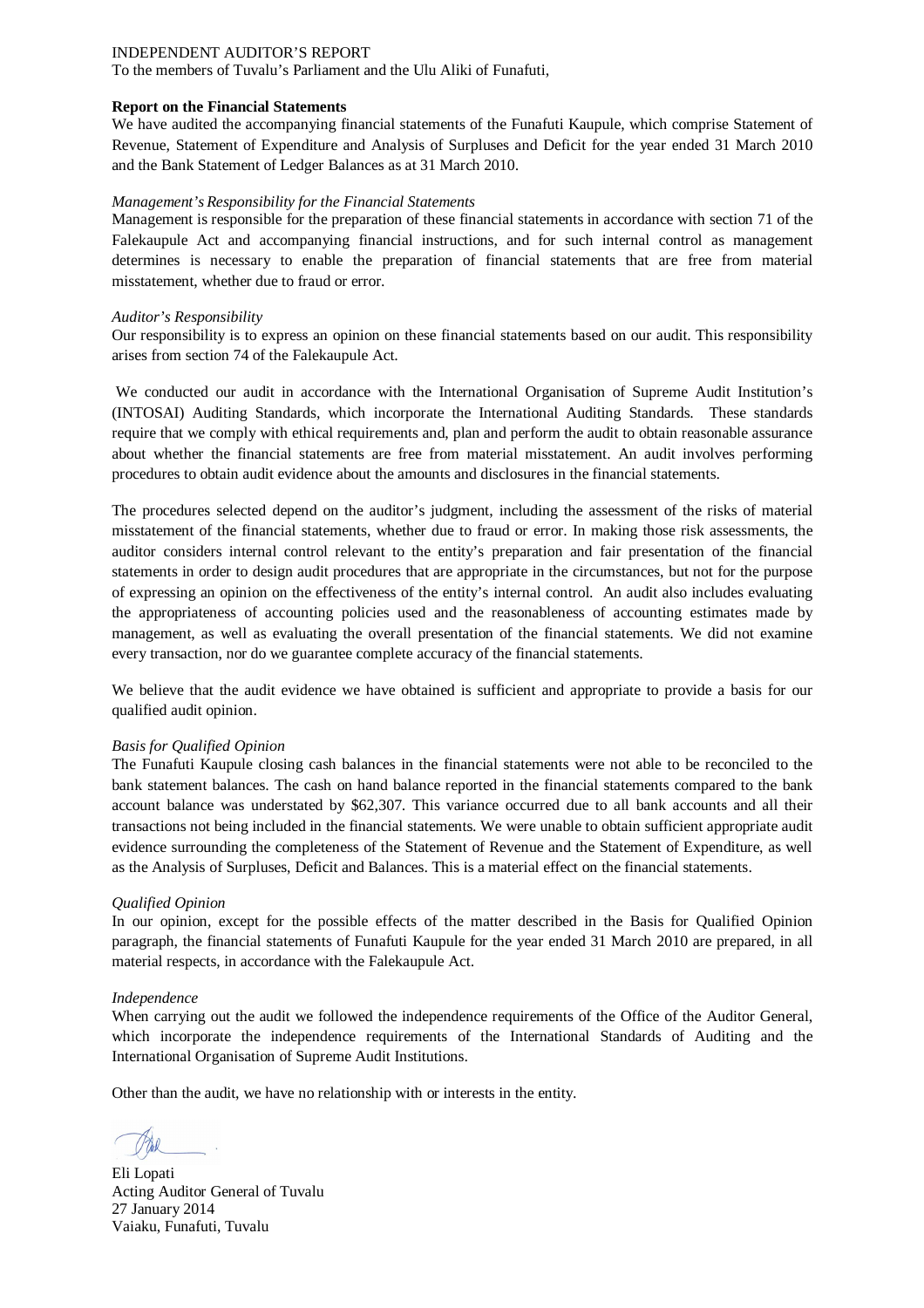# INDEPENDENT AUDITOR'S REPORT

To the members of Tuvalu's Parliament and the Ulu Aliki of Funafuti,

**Report on the Financial Statements**

We have audited the accompanying financial statements of the Funafuti Kaupule, which comprise Statement of Revenue, Statement of Expenditure and Analysis of Surpluses and Deficit for the year ended 31 March 2010 and the Bank Statement of Ledger Balances as at 31 March 2010.

*Management's Responsibility for the Financial Statements*

Management is responsible for the preparation of these financial statements in accordance with section 71 of the Falekaupule Act and accompanying financial instructions, and for such internal control as management determines is necessary to enable the preparation of financial statements that are free from material misstatement, whether due to fraud or error.

*Auditor's Responsibility*

Our responsibility is to express an opinion on these financial statements based on our audit. This responsibility arises from section 74 of the Falekaupule Act.

We conducted our audit in accordance with the International Organisation of Supreme Audit Institution's (INTOSAI) Auditing Standards, which incorporate the International Auditing Standards. These standards require that we comply with ethical requirements and, plan and perform the audit to obtain reasonable assurance about whether the financial statements are free from material misstatement. An audit involves performing procedures to obtain audit evidence about the amounts and disclosures in the financial statements.

The procedures selected depend on the auditor's judgment, including the assessment of the risks of material misstatement of the financial statements, whether due to fraud or error. In making those risk assessments, the auditor considers internal control relevant to the entity's preparation and fair presentation of the financial statements in order to design audit procedures that are appropriate in the circumstances, but not for the purpose of expressing an opinion on the effectiveness of the entity's internal control. An audit also includes evaluating the appropriateness of accounting policies used and the reasonableness of accounting estimates made by management, as well as evaluating the overall presentation of the financial statements. We did not examine every transaction, nor do we guarantee complete accuracy of the financial statements.

We believe that the audit evidence we have obtained is sufficient and appropriate to provide a basis for our qualified audit opinion.

*Basis for Qualified Opinion*

The Funafuti Kaupule closing cash balances in the financial statements were not able to be reconciled to the bank statement balances. The cash on hand balance reported in the financial statements compared to the bank account balance was understated by $62,307. This variance occurred due to all bank accounts and all their transactions not being included in the financial statements. We were unable to obtain sufficient appropriate audit evidence surrounding the completeness of the Statement of Revenue and the Statement of Expenditure, as well as the Analysis of Surpluses, Deficit and Balances. This is a material effect on the financial statements.

*Qualified Opinion*

In our opinion, except for the possible effects of the matter described in the Basis for Qualified Opinion paragraph, the financial statements of Funafuti Kaupule for the year ended 31 March 2010 are prepared, in all material respects, in accordance with the Falekaupule Act.

*Independence*

When carrying out the audit we followed the independence requirements of the Office of the Auditor General, which incorporate the independence requirements of the International Standards of Auditing and the International Organisation of Supreme Audit Institutions.

Other than the audit, we have no relationship with or interests in the entity.

Eli Lopati
Acting Auditor General of Tuvalu
27 January 2014
Vaiaku, Funafuti, Tuvalu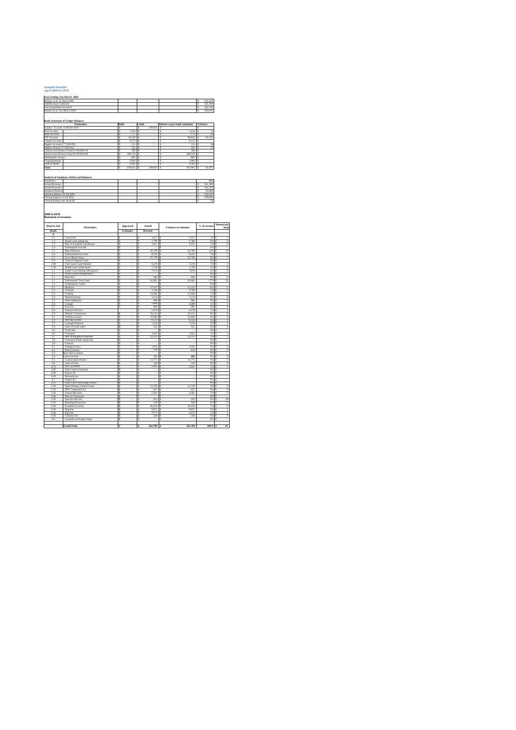Kaupule Funafuti
April 2009 to 2010

**Year Ending 31st March 2010**

| | | | | |
|---|---|---|---|---|
| Balance as at 1st April 2009 | | | | $ 220,195 |
| Add Revenue Collected | | | | $ 361,789 |
| Less Expenditure Incurred | | | | $ 342,329 |
| Balance as at 31st March 2010 | | | | $ 239,655 |

**Bank Statement of Ledger Balances**

| Particulars | Debit | Credit | Balance as per bank statement | Variance |
|---|---|---|---|---|
| Surplus Account 31 March 2010 | $ - | $ 239,655 | $ - | $ - |
| Fusi Account | $ 1,216 | $ - | $ 1,216 | $ 0 |
| Bank Account | $ 177 | $ - | $ 176 | $ (1) |
| FTF Account | $ 34,530 | $ - | $ 96,845 | $ 62,315 |
| Cheque Account | $ 9,575 | $ - | $ 9,575 | $ - |
| Piggery Account (77132#-30) | $ 131 | $ - | $ 131 | $ (0) |
| Piggery Project (77132#-01) | $ 152 | $ - | $ 145 | $ (7) |
| Taasoa Lima Reserve Fund 0190382#-30 | $ 590 | $ - | $ 590 | $ - |
| Taasoa Lima Reserve Fund 0190382#-40 | $ 186,339 | $ - | $ 186,339 | $ - |
| Falekaupule Award | $ 862 | $ - | $ 862 | $ - |
| Chupacabuichik | $ 5,000 | $ - | $ 5,000 | $ - |
| Cash on Hand | $ 1,083 | $ - | $ 1,083 | $ - |
| **Total** | $ 239,655 | $ 239,655 | $ 301,962 | $ 62,307 |

**Analysis of Surpluses, Deficit and Balances**

| | |
|---|---|
| Population | 4492 |
| Actual Revenue | $ 361,789 |
| Actual Expenses | $ 342,329 |
| Surpluses/Deficit | $ 19,460 |
| Opening Balance 01.04.2009 | $ 220,195 |
| Closing Balance 31/03/2010 | $ 239,655 |
| Closing Balance per Head ($) | $ 53 |

**2009 to 2010**
**Statement of revenues**

| Head & Sub | Particulars | Approved Estimates | Actual Revenue | Variance to estimates | % of revenue | Amount per head |
|---|---|---|---|---|---|---|
| Heads | | | | | | |
| A | | | | | | |
| 1.1 | Court Fine | $ - | $ 3,557 | $ 3,557 | 1% | $ 1 |
| 1.2 | Island court sitting fee | $ - | $ 1,786 | $ 1,786 | 0% | $ 0 |
| 1.3 | Hire of Funafala Guesthouse | $ - | $ 1,911 | $ 1,911 | 1% | $ 0 |
| 1.4 | Falekaupule Awards | $ - | $ - | $ - | 0% | $ - |
| 1.5 | Miscellaneous | $ - | $ 43,790 | $ 43,790 | 12% | $ 10 |
| 1.6 | Entertainment License | $ - | $ 4,535 | $ 4,535 | 1% | $ 1 |
| 1.7 | Gov't Block Grant | $ - | $ 32,730 | $ 32,730 | 9% | $ 7 |
| 1.8 | Council Support Grant | $ - | $ - | $ - | 0% | $ - |
| 1.90 | Tied Grant-Land Subsidy | $ - | $ 5,230 | $ 5,230 | 1% | $ 1 |
| 1.10 | Island Court Allowances | $ - | $ 1,728 | $ 1,728 | 0% | $ 0 |
| 1.1 | Lands Court Sitting Allowances | $ - | $ 7,676 | $ 7,676 | 2% | $ 2 |
| 1.1 | Water Cistern Maintenance | $ - | $ - | $ - | 0% | $ - |
| 1.1 | Puka Pit | $ - | $ 640 | $ 640 | 0% | $ 0 |
| 1.1 | Falekaupule Trust Fund | $ - | $ 61,681 | $ 61,681 | 17% | $ 14 |
| 1.2 | Falekaupule Grants | $ - | $ - | $ - | 0% | $ - |
| 2.1 | Head tax | $ - | $ 21,223 | $ 21,223 | 6% | $ 5 |
| 2.2 | Tourism | $ - | $ 3,768 | $ 3,768 | 1% | $ 1 |
| 2.3 | Trading | $ - | $ 11,666 | $ 11,666 | 3% | $ 3 |
| 2.4 | Manufacturing | $ - | $ 1,214 | $ 1,214 | 0% | $ 0 |
| 2.5 | Other Industries | $ - | 686 | $ 686 | 0% | $ 0 |
| 2.6 | Cottage | $ - | $ 3,640 | $ 3,640 | 1% | $ 1 |
| 2.7 | Services | $ - | $ 985 | $ 985 | 0% | $ 0 |
| 2.8 | Finance Services | | $ 2,470 | $ 2,470 | 1% | $ 1 |
| 2.9 | Market Commission | $ - | $ 29,121 | $ 29,121 | 8% | $ 6 |
| 3.1 | Vehicle License | $ - | $ 15,945 | $ 15,945 | 4% | $ 4 |
| 3.2 | Driving License | $ - | $ 9,533 | $ 9,533 | 3% | $ 2 |
| 3.3 | Garbage Disposal | $ - | $ 7,230 | $ 7,230 | 2% | $ 2 |
| 3.4 | Sales of fresh water | $ - | $ 325 | $ 325 | 0% | $ 0 |
| 3.5 | Truck hire | $ - | $ - | $ - | 0% | $ - |
| 3.6 | Transport | $ - | $ 3,925 | $ 3,925 | 1% | $ 1 |
| 3.7 | Hire of Kaupule Properties | $ - | $ 12,212 | $ 12,212 | 3% | $ 3 |
| 3.8 | Generator/Water pump hire | $ - | $ - | $ - | 0% | $ - |
| 3.9 | Canoes | $ - | $ - | $ - | 0% | $ - |
| 4.1 | Fishing licence | $ - | $ 1,635 | $ 1,635 | 0% | $ 0 |
| 4.2 | Boat Licenses | $ - | $ 438 | $ 438 | 0% | $ 0 |
| 4.3 | Boat Hire Licenses | $ - | $ - | $ - | 0% | $ - |
| 4.4 | Canoe License | $ - | $ 182 | $ 182 | 0% | $ 0 |
| 4.5 | Conservation Permit | $ - | $ 11,771 | $ 11,771 | 3% | $ 3 |
| 4.6 | Sales of Fish | $ - | $ 150 | $ 150 | 0% | $ 0 |
| 4.70 | Sea Cucumber | $ - | $ 2,441 | $ 2,441 | 1% | $ 1 |
| 4.80 | Share export funafuna | $ - | $ - | $ - | 0% | $ - |
| 4.90 | Export fee | $ - | $ - | $ - | 0% | $ - |
| 4.10 | Research fee | $ - | $ - | $ - | 0% | $ - |
| 4.1 | Sharks fin | $ - | $ - | $ - | 0% | $ - |
| 4.12 | Ship/Yacht Anchorage license | $ - | $ - | $ - | 0% | $ - |
| 5.10 | Nauti Primary School Grant | $ - | $ 13,750 | $ 13,750 | 4% | $ 3 |
| 5.20 | NPS Compound fee | $ - | $ 637 | $ 637 | 0% | $ 0 |
| 5.30 | School Bus fares | $ - | $ 2,201 | $ 2,201 | 1% | $ 0 |
| 5.40 | Hire of Classroom | $ - | $ - | $ - | 0% | $ - |
| 5.50 | Special class fee | $ - | $ (91) | $ (91) | 0% | $ (0) |
| 6.10 | Building Permit Fee | $ - | $ 520 | $ 520 | 0% | $ 0 |
| 6.20 | Foreshore License | $ - | $ 26,254 | $ 26,254 | 7% | $ 6 |
| 6.30 | Dog Fee | $ - | $ 9,057 | $ 9,057 | 3% | $ 2 |
| 6.40 | Pig Fine | $ - | $ 2,975 | $ 2,975 | 1% | $ 1 |
| 6.50 | Cemetry Fee | $ - | $ 320 | $ 320 | 0% | $ 0 |
| 6.6 | Commercial Poultry Farm | $ - | $ - | $ - | 0% | $ - |
| | **Grand Total** | $ - | $ 361,789 | $ 361,789 | 100% | $ 81 |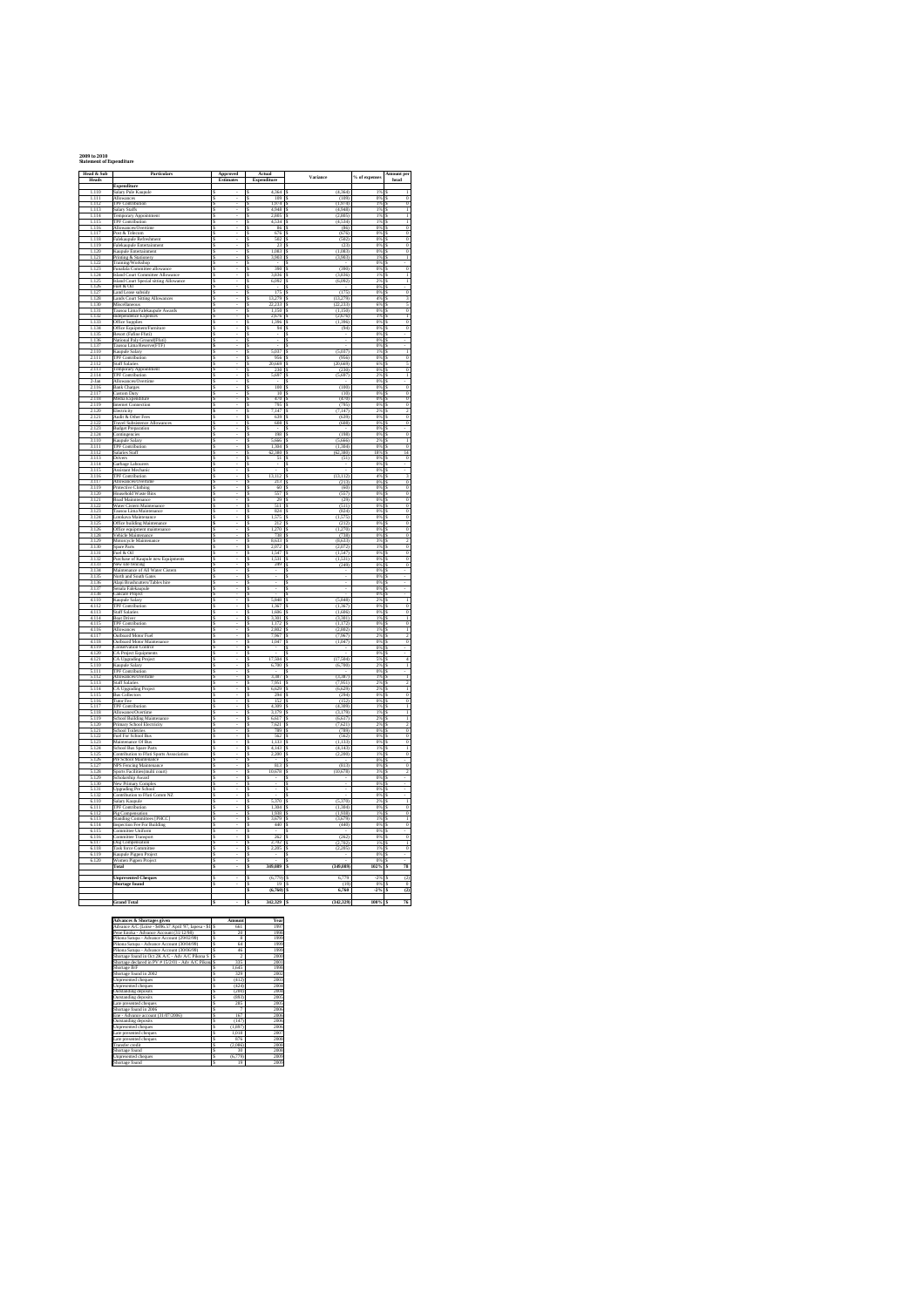**2009 to 2010**
**Statement of Expenditure**

| Head & Sub Heads | Particulars | Approved Estimates | Actual Expenditure | Variance | % of expenses | Amount per head |
|---|---|---|---|---|---|---|
| | **Expenditure** | | | | | |
| 1.110 | Salary Pule Kaupule | $ - | $ 4,364 | $ (4,364) | 1% | $ 1 |
| 1.111 | Allowances | $ - | $ 189 | $ (189) | 0% | $ 0 |
| 1.112 | TPF Contribution | $ - | $ 1,070 | $ (1,070) | 0% | $ 0 |
| 1.113 | Salary Staffs | $ - | $ 4,948 | $ (4,948) | 1% | $ 1 |
| 1.114 | Temporary Appointment | $ - | $ 2,885 | $ (2,885) | 1% | $ 1 |
| 1.115 | TPF Contribution | $ - | $ 4,534 | $ (4,534) | 1% | $ 1 |
| 1.116 | Allowances/Overtime | $ - | $ 86 | $ (86) | 0% | $ 0 |
| 1.117 | Post & Telecom | $ - | $ 676 | $ (676) | 0% | $ 0 |
| 1.118 | Falekaupule Refreshment | $ - | $ 582 | $ (582) | 0% | $ 0 |
| 1.119 | Falekaupule Entertainment | $ - | $ 23 | $ (23) | 0% | $ 0 |
| 1.120 | Kaupule Entertainment | $ - | $ 1,063 | $ (1,063) | 0% | $ 0 |
| 1.121 | Printing & Stationery | $ - | $ 3,983 | $ (3,983) | 1% | $ 1 |
| 1.122 | Training Workshop | $ - | $ - | $ - | 0% | $ - |
| 1.123 | Fusadule Committee allowance | $ - | $ 390 | $ (390) | 0% | $ 0 |
| 1.124 | Island Court Committee Allowance | $ - | $ 3,836 | $ (3,836) | 1% | $ 1 |
| 1.125 | Island Court Special sitting Allowance | $ - | $ 6,092 | $ (6,092) | 2% | $ 1 |
| 1.126 | Fuel & Oil | $ - | $ - | $ - | 0% | $ - |
| 1.127 | Land Lease subsidy | $ - | $ 175 | $ (175) | 0% | $ 0 |
| 1.128 | Lands Court Sitting Allowances | $ - | $ 13,279 | $ (13,279) | 4% | $ 3 |
| 1.130 | Miscellaneous | $ - | $ 22,233 | $ (22,233) | 6% | $ 5 |
| 1.131 | Taunoa Lima Fale/Kaupule Awards | $ - | $ 1,158 | $ (1,158) | 0% | $ 0 |
| 1.132 | Independence Expenses | $ - | $ 2,676 | $ (2,676) | 1% | $ 1 |
| 1.133 | Office Supplies | $ - | $ 1,386 | $ (1,386) | 0% | $ 0 |
| 1.134 | Office Equipment/Furniture | $ - | $ 94 | $ (94) | 0% | $ 0 |
| 1.135 | Resort (Fatino Flats) | $ - | $ - | $ - | 0% | $ - |
| 1.136 | National Fatty Ground(Fluo) | $ - | $ - | $ - | 0% | $ - |
| 1.137 | Taunoa Lima Reserve(FTF) | $ - | $ - | $ - | 0% | $ - |
| 2.110 | Kaupule Salary | $ - | $ 5,057 | $ (5,057) | 1% | $ 1 |
| 2.111 | TPF Contribution | $ - | $ 956 | $ (956) | 0% | $ 0 |
| 2.112 | Staff Salaries | $ - | $ 20,669 | $ (20,669) | 6% | $ 5 |
| 2.113 | Temporary Appointment | $ - | $ 230 | $ (230) | 0% | $ 0 |
| 2.114 | TPF Contribution | $ - | $ 5,697 | $ (5,697) | 2% | $ 1 |
| 2-1aa | Allowances/Overtime | $ - | $ - | $ - | 0% | $ - |
| 2.116 | Bank Charges | $ - | $ 180 | $ (180) | 0% | $ 0 |
| 2.117 | Custom Duty | $ - | $ 10 | $ (10) | 0% | $ 0 |
| 2.118 | Rental Expenditure | $ - | $ 470 | $ (470) | 0% | $ 0 |
| 2.119 | Internet Connection | $ - | $ 795 | $ (795) | 0% | $ 0 |
| 2.120 | Electricity | $ - | $ 7,147 | $ (7,147) | 2% | $ 2 |
| 2.121 | Audit & Other Fees | $ - | $ 639 | $ (639) | 0% | $ 0 |
| 2.122 | Travel Subsistence Allowances | $ - | $ 688 | $ (688) | 0% | $ 0 |
| 2.123 | Budget Preparation | $ - | $ - | $ - | 0% | $ - |
| 2.124 | Contingencies | $ - | $ 198 | $ (198) | 0% | $ 0 |
| 3.110 | Kaupule Salary | $ - | $ 5,666 | $ (5,666) | 2% | $ 1 |
| 3.111 | TPF Contribution | $ - | $ 1,304 | $ (1,304) | 0% | $ 0 |
| 3.112 | Salaries Staff | $ - | $ 62,380 | $ (62,380) | 18% | $ 14 |
| 3.113 | Drivers | $ - | $ 51 | $ (51) | 0% | $ 0 |
| 3.114 | Garbage Labourers | $ - | $ - | $ - | 0% | $ - |
| 3.115 | Assistant Mechanic | $ - | $ - | $ - | 0% | $ - |
| 3.116 | TPF Contribution | $ - | $ 13,112 | $ (13,112) | 4% | $ 3 |
| 3.117 | Allowances/Overtime | $ - | $ 212 | $ (212) | 0% | $ 0 |
| 3.119 | Protective Clothing | $ - | $ 60 | $ (60) | 0% | $ 0 |
| 3.120 | Household Waste Bins | $ - | $ 557 | $ (557) | 0% | $ 0 |
| 3.121 | Road Maintenance | $ - | $ 29 | $ (29) | 0% | $ 0 |
| 3.122 | Water Cistern Maintenance | $ - | $ 511 | $ (511) | 0% | $ 0 |
| 3.123 | Taunoa Lima Maintenance | $ - | $ 824 | $ (824) | 0% | $ 0 |
| 3.124 | Lotolovo Maintenance | $ - | $ 1,575 | $ (1,575) | 0% | $ 0 |
| 3.125 | Office building Maintenance | $ - | $ 212 | $ (212) | 0% | $ 0 |
| 3.126 | Office equipment maintenance | $ - | $ 1,270 | $ (1,270) | 0% | $ 0 |
| 3.128 | Vehicle Maintenance | $ - | $ 738 | $ (738) | 0% | $ 0 |
| 3.129 | Motorcycle Maintenance | $ - | $ 8,633 | $ (8,633) | 3% | $ 2 |
| 3.130 | Spare Parts | $ - | $ 2,072 | $ (2,072) | 1% | $ 0 |
| 3.131 | Fuel & Oil | $ - | $ 1,547 | $ (1,547) | 0% | $ 0 |
| 3.132 | Purchase of Kaupule new Equipments | $ - | $ 1,535 | $ (1,535) | 0% | $ 0 |
| 3.133 | New site fencing | $ - | $ 249 | $ (249) | 0% | $ 0 |
| 3.134 | Maintenance of All Water Cistern | $ - | $ - | $ - | 0% | $ - |
| 3.135 | North and South Gates | $ - | $ - | $ - | 0% | $ - |
| 3.136 | Alagi Breakwaters/Tables hire | $ - | $ - | $ - | 0% | $ - |
| 3.137 | Senala Falekaupule | $ - | $ - | $ - | 0% | $ - |
| 3.138 | Cancare Project | $ - | $ - | $ - | 0% | $ - |
| 4.110 | Kaupule Salary | $ - | $ 5,848 | $ (5,848) | 2% | $ 1 |
| 4.112 | TPF Contribution | $ - | $ 1,367 | $ (1,367) | 0% | $ 0 |
| 4.113 | Staff Salaries | $ - | $ 1,606 | $ (1,606) | 0% | $ 0 |
| 4.114 | Bus Driver | $ - | $ 3,301 | $ (3,301) | 1% | $ 1 |
| 4.115 | TPF Contribution | $ - | $ 1,172 | $ (1,172) | 0% | $ 0 |
| 4.116 | Allowances | $ - | $ 2,882 | $ (2,882) | 1% | $ 1 |
| 4.117 | Outboard Motor Fuel | $ - | $ 7,967 | $ (7,967) | 2% | $ 2 |
| 4.118 | Outboard Motor Maintenance | $ - | $ 1,667 | $ (1,667) | 0% | $ 0 |
| 4.119 | Conservation Control | $ - | $ - | $ - | 0% | $ - |
| 4.120 | CA Project Equipments | $ - | $ - | $ - | 0% | $ - |
| 4.121 | CA Upgrading Project | $ - | $ 17,504 | $ (17,504) | 5% | $ 4 |
| 5.110 | Kaupule Salary | $ - | $ 6,780 | $ (6,780) | 2% | $ 1 |
| 5.111 | TPF Contribution | $ - | $ - | $ - | 0% | $ - |
| 5.112 | Allowances/Overtime | $ - | $ 2,367 | $ (2,367) | 1% | $ 1 |
| 5.113 | Staff Salaries | $ - | $ 7,951 | $ (7,951) | 2% | $ 2 |
| 5.114 | CA Upgrading Project | $ - | $ 6,629 | $ (6,629) | 2% | $ 1 |
| 5.115 | Bus Collection | $ - | $ 264 | $ (264) | 0% | $ 0 |
| 5.116 | Hand Pre | $ - | $ 152 | $ (152) | 0% | $ 0 |
| 5.117 | TPF Contribution | $ - | $ 4,389 | $ (4,389) | 1% | $ 1 |
| 5.118 | Allowance/Overtime | $ - | $ 3,179 | $ (3,179) | 1% | $ 1 |
| 5.119 | School Building Maintenance | $ - | $ 6,617 | $ (6,617) | 2% | $ 1 |
| 5.120 | Primary School Electricity | $ - | $ 7,621 | $ (7,621) | 2% | $ 2 |
| 5.121 | School Toiletries | $ - | $ 789 | $ (789) | 0% | $ 0 |
| 5.122 | Fuel For School Bus | $ - | $ 562 | $ (562) | 0% | $ 0 |
| 5.123 | Maintenance Of Bus | $ - | $ 1,133 | $ (1,133) | 0% | $ 0 |
| 5.124 | School Bus Spare Parts | $ - | $ 4,143 | $ (4,143) | 1% | $ 1 |
| 5.125 | Contribution to Fluti Sports Association | $ - | $ 2,200 | $ (2,200) | 1% | $ 0 |
| 5.126 | Pre school Maintenance | $ - | $ - | $ - | 0% | $ - |
| 5.127 | NPS Fencing Maintenance | $ - | $ 813 | $ (813) | 0% | $ 0 |
| 5.128 | Sports Facilities(multi court) | $ - | $ 10,670 | $ (10,670) | 3% | $ 2 |
| 5.129 | Scholarship Award | $ - | $ - | $ - | 0% | $ - |
| 5.130 | New Primary Complex | $ - | $ - | $ - | 0% | $ - |
| 5.131 | Upgrading Pre School | $ - | $ - | $ - | 0% | $ - |
| 5.132 | Contribution to Fluti Comm NZ | $ - | $ - | $ - | 0% | $ - |
| 6.110 | Salary Kaupule | $ - | $ 5,370 | $ (5,370) | 2% | $ 1 |
| 6.111 | TPF Contribution | $ - | $ 1,304 | $ (1,304) | 0% | $ 0 |
| 6.112 | Pig Compensation | $ - | $ 1,938 | $ (1,938) | 1% | $ 0 |
| 6.113 | Standing Committees [PHKC] | $ - | $ 3,679 | $ (3,679) | 1% | $ 1 |
| 6.114 | Inspection Fee For Building | $ - | $ 440 | $ (440) | 0% | $ 0 |
| 6.115 | Committee Uniform | $ - | $ - | $ - | 0% | $ - |
| 6.116 | Committee Transport | $ - | $ 262 | $ (262) | 0% | $ 0 |
| 6.117 | Dog Compensation | $ - | $ 2,702 | $ (2,702) | 1% | $ 1 |
| 6.118 | Task force Committee | $ - | $ 2,295 | $ (2,295) | 1% | $ 0 |
| 6.119 | Kaupule Pigpen Project | $ - | $ - | $ - | 0% | $ - |
| 6.120 | Women Pigpen Project | $ - | $ - | $ - | 0% | $ - |
| | **Total** | $ - | $ 349,089 | $ (349,089) | 102% | $ 78 |
| | | | | | | |
| | **Unpresented Cheques** | $ - | $ (6,779) | $ 6,779 | -2% | $ (2) |
| | **Shortage found** | $ - | $ 19 | $ (19) | 0% | $ 0 |
| | | | $ (6,760) | $ 6,760 | -2% | $ (2) |
| | | | | | | |
| | **Grand Total** | $ - | $ 342,329 | $ (342,329) | 100% | $ 76 |

| Advances & Shortages given | Amount | Year |
|---|---|---|
| Advance A/C (Loisa - Sahk; 5° April '97; Ipuwa - E) | $ 661 | 1997 |
| Pese Esekia - Advance Account (31/12/98) | $ 20 | 1998 |
| Pikona Sanupu - Advance Account (29/02/98) | $ 8 | 1998 |
| Pikona Sanupu - Advance Account (30/04/98) | $ 64 | 1998 |
| Pikona Sanupu - Advance Account (30/06/98) | $ 46 | 1998 |
| Shortage found in Oct 2K A/C - Adv A/C Pikona S | $ 2 | 2000 |
| Shortage declared in PV # 15/2/01 - Adv A/C Pikona | $ 335 | 2001 |
| Shortage IEF | $ 1,645 | 1998 |
| Shortage found in 2002 | $ 329 | 2002 |
| Unpresented cheques | $ (412) | 2003 |
| Unpresented cheques | $ (424) | 2004 |
| Outstanding deposits | $ (200) | 2005 |
| Outstanding deposits | $ (093) | 2005 |
| Late presented cheques | $ 285 | 2005 |
| Shortage found in 2006 | $ 7 | 2006 |
| Eze - Advance account (31/07/2006) | $ 167 | 2006 |
| Outstanding deposits | $ (147) | 2006 |
| Unpresented cheques | $ (1,807) | 2006 |
| Late presented cheques | $ 1,018 | 2007 |
| Late presented cheques | $ 876 | 2009 |
| Transfer credit | $ (2,006) | 2008 |
| Shortage found | $ 30 | 2008 |
| Unpresented cheques | $ (6,779) | 2009 |
| Shortage found | $ 19 | 2009 |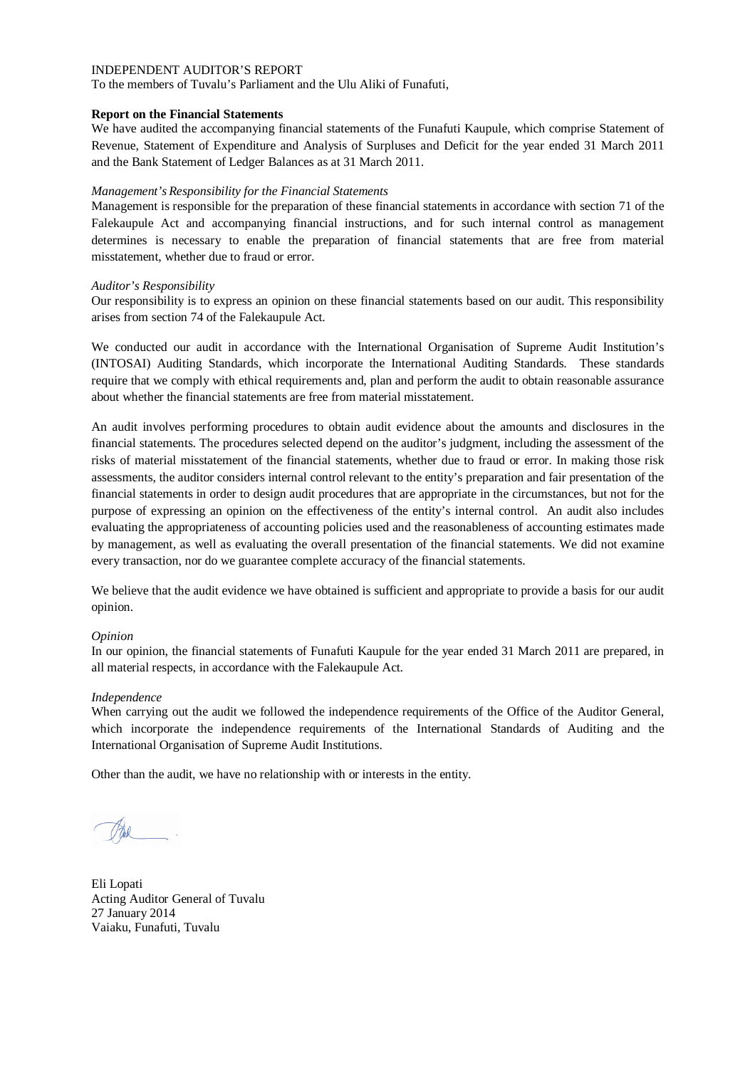INDEPENDENT AUDITOR'S REPORT
To the members of Tuvalu's Parliament and the Ulu Aliki of Funafuti,

**Report on the Financial Statements**
We have audited the accompanying financial statements of the Funafuti Kaupule, which comprise Statement of Revenue, Statement of Expenditure and Analysis of Surpluses and Deficit for the year ended 31 March 2011 and the Bank Statement of Ledger Balances as at 31 March 2011.

*Management's Responsibility for the Financial Statements*
Management is responsible for the preparation of these financial statements in accordance with section 71 of the Falekaupule Act and accompanying financial instructions, and for such internal control as management determines is necessary to enable the preparation of financial statements that are free from material misstatement, whether due to fraud or error.

*Auditor's Responsibility*
Our responsibility is to express an opinion on these financial statements based on our audit. This responsibility arises from section 74 of the Falekaupule Act.

We conducted our audit in accordance with the International Organisation of Supreme Audit Institution's (INTOSAI) Auditing Standards, which incorporate the International Auditing Standards. These standards require that we comply with ethical requirements and, plan and perform the audit to obtain reasonable assurance about whether the financial statements are free from material misstatement.

An audit involves performing procedures to obtain audit evidence about the amounts and disclosures in the financial statements. The procedures selected depend on the auditor's judgment, including the assessment of the risks of material misstatement of the financial statements, whether due to fraud or error. In making those risk assessments, the auditor considers internal control relevant to the entity's preparation and fair presentation of the financial statements in order to design audit procedures that are appropriate in the circumstances, but not for the purpose of expressing an opinion on the effectiveness of the entity's internal control. An audit also includes evaluating the appropriateness of accounting policies used and the reasonableness of accounting estimates made by management, as well as evaluating the overall presentation of the financial statements. We did not examine every transaction, nor do we guarantee complete accuracy of the financial statements.

We believe that the audit evidence we have obtained is sufficient and appropriate to provide a basis for our audit opinion.

*Opinion*
In our opinion, the financial statements of Funafuti Kaupule for the year ended 31 March 2011 are prepared, in all material respects, in accordance with the Falekaupule Act.

*Independence*
When carrying out the audit we followed the independence requirements of the Office of the Auditor General, which incorporate the independence requirements of the International Standards of Auditing and the International Organisation of Supreme Audit Institutions.

Other than the audit, we have no relationship with or interests in the entity.

Eli Lopati
Acting Auditor General of Tuvalu
27 January 2014
Vaiaku, Funafuti, Tuvalu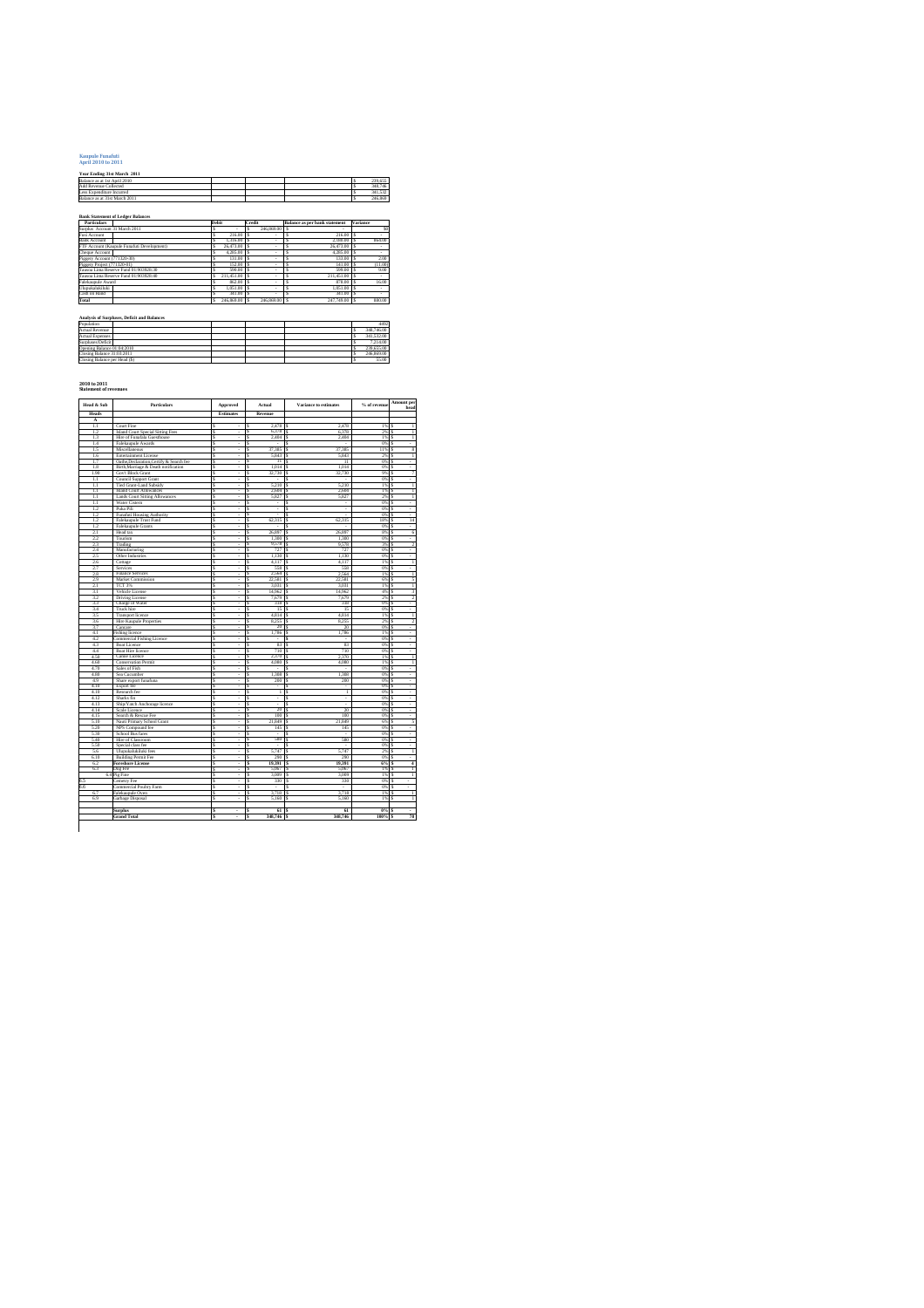**Kaupule Funafuti**
**April 2010 to 2011**

**Year Ending 31st March 2011**

| | | | | |
|---|---|---|---|---|
| Balance as at 1st April 2010 | | | | $ 239,655 |
| Add Revenue Collected | | | | $ 348,746 |
| Less Expenditure Incurred | | | | $ 341,532 |
| Balance as at 31st March 2011 | | | | $ 246,868 |

**Bank Statement of Ledger Balances**

| Particulars | Debit | Credit | Balance as per bank statement | Variance |
|---|---|---|---|---|
| Surplus Account 31 March 2011 | $ - | $ 246,869.00 | $ - | $0 |
| Fusi Account | $ 216.00 | $ - | $ 216.00 | $ - |
| Bank Account | $ 1,316.00 | $ - | $ 2,180.00 | $ 864.00 |
| FTF Account (Kaupule Funafuti Development) | $ 26,473.00 | $ - | $ 26,473.00 | $ - |
| Cheque Account | $ 4,285.00 | $ - | $ 4,285.00 | $ - |
| Piggery Account (771320-00) | $ 131.00 | $ - | $ 133.00 | $ 2.00 |
| Piggery Project (771320-01) | $ 152.00 | $ - | $ 141.00 | $ (11.00) |
| Tausoa Lima Reserve Fund 01/903826.00 | $ 590.00 | $ - | $ 599.00 | $ 9.00 |
| Tausoa Lima Reserve Fund 01/903826.40 | $ 211,451.00 | $ - | $ 211,451.00 | $ - |
| Falekaupule Award | $ 862.00 | $ - | $ 878.00 | $ 16.00 |
| Chqueadaelinks | $ 1,051.00 | $ - | $ 1,051.00 | $ - |
| Cash on Hand | $ 483.00 | $ - | $ 483.00 | $ - |
| **Total** | $ 246,869.00 | $ 246,869.00 | $ 247,749.00 | $ 880.00 |

**Analysis of Surpluses, Deficit and Balances**

| | | | | |
|---|---|---|---|---|
| Population | | | | 4492 |
| Actual Revenue | | | | $ 348,746.00 |
| Actual Expenses | | | | $ 341,532.00 |
| Surpluses/Deficit | | | | $ 7,214.00 |
| Opening Balance 01.04.2010 | | | | $ 239,655.00 |
| Closing Balance 31.03.2011 | | | | $ 246,869.00 |
| Closing Balance per Head ($) | | | | $ 55.00 |

**2010 to 2011**
**Statement of revenues**

| Head & Sub | Particulars | Approved Estimates | Actual Revenue | Variance to estimates | % of revenue | Amount per head |
|---|---|---|---|---|---|---|
| **Heads** | | | | | | |
| A | | | | | | |
| 1.1 | Court Fine | $ - | $ 2,470 | $ 2,470 | 1% | $ 1 |
| 1.2 | Island Court Special Sitting Fees | $ - | $ 6,570 | $ 6,570 | 2% | $ 1 |
| 1.3 | Hire of Funafala Guesthouse | $ - | $ 2,484 | $ 2,484 | 1% | $ 1 |
| 1.4 | Falekaupule Awards | $ - | $ - | $ - | 0% | $ - |
| 1.5 | Miscellaneous | $ - | $ 37,385 | $ 37,385 | 11% | $ 8 |
| 1.6 | Entertainment License | $ - | $ 5,843 | $ 5,843 | 2% | $ 1 |
| 1.7 | Oaths,Declaration,Certify & Search fee | $ - | $ 11 | $ 11 | 0% | $ - |
| 1.8 | Birth,Marriage & Death notification | $ - | $ 1,014 | $ 1,014 | 0% | $ - |
| 1.90 | Gov't Block Grant | $ - | $ 32,730 | $ 32,730 | 9% | $ 7 |
| 1.1 | Council Support Grant | $ - | $ - | $ - | 0% | $ - |
| 1.1 | Tied Grant-Land Subsidy | $ - | $ 5,210 | $ 5,210 | 1% | $ 1 |
| 1.1 | Island Court Allowances | $ - | $ 2,604 | $ 2,604 | 1% | $ 1 |
| 1.1 | Lands Court Sitting Allowances | $ - | $ 5,827 | $ 5,827 | 2% | $ 1 |
| 1.1 | Water Cistern | $ - | $ - | $ - | 0% | $ - |
| 1.2 | Puka Pit | $ - | $ - | $ - | 0% | $ - |
| 1.2 | Funafuti Housing Authority | $ - | $ - | $ - | 0% | $ - |
| 1.2 | Falekaupule Trust Fund | $ - | $ 62,315 | $ 62,315 | 18% | $ 14 |
| 1.2 | Falekaupule Grants | $ - | $ - | $ - | 0% | $ - |
| 2.1 | Head tax | $ - | $ 26,097 | $ 26,097 | 7% | $ 6 |
| 2.2 | Tourism | $ - | $ 1,380 | $ 1,380 | 0% | $ - |
| 2.3 | Trading | $ - | $ 9,570 | $ 9,570 | 3% | $ 2 |
| 2.4 | Manufacturing | $ - | $ 727 | $ 727 | 0% | $ - |
| 2.5 | Other Industries | $ - | $ 1,130 | $ 1,130 | 0% | $ - |
| 2.6 | Cottage | $ - | $ 4,117 | $ 4,117 | 1% | $ 1 |
| 2.7 | Services | $ - | $ 560 | $ 560 | 0% | $ - |
| 2.8 | Finance Services | $ - | $ 2,564 | $ 2,564 | 1% | $ 1 |
| 2.9 | Market Commission | $ - | $ 22,581 | $ 22,581 | 6% | $ 5 |
| 2.1 | TCT 3% | $ - | $ 3,031 | $ 3,031 | 1% | $ 1 |
| 3.1 | Vehicle License | $ - | $ 14,962 | $ 14,962 | 4% | $ 3 |
| 3.2 | Driving License | $ - | $ 7,679 | $ 7,679 | 2% | $ 2 |
| 3.3 | Charge of Water | $ - | $ 350 | $ 350 | 0% | $ - |
| 3.4 | Truck hire | $ - | $ 35 | $ 35 | 0% | $ - |
| 3.5 | Transport licence | $ - | $ 4,834 | $ 4,834 | 1% | $ 1 |
| 3.6 | Hire Kaupule Properties | $ - | $ 8,255 | $ 8,255 | 2% | $ 2 |
| 3.7 | Canteen | $ - | $ 20 | $ 20 | 0% | $ - |
| 4.1 | Fishing licence | $ - | $ 1,786 | $ 1,786 | 1% | $ - |
| 4.2 | Commercial Fishing Licence | $ - | $ - | $ - | 0% | $ - |
| 4.3 | Boat Licence | $ - | $ 83 | $ 83 | 0% | $ - |
| 4.4 | Boat Hire licence | $ - | $ 730 | $ 730 | 0% | $ - |
| 4.50 | Canoe Licence | $ - | $ 2,370 | $ 2,370 | 1% | $ 1 |
| 4.60 | Conservation Permit | $ - | $ 4,080 | $ 4,080 | 1% | $ 1 |
| 4.70 | Sales of Fish | $ - | $ - | $ - | 0% | $ - |
| 4.80 | Sea Cucumber | $ - | $ 1,380 | $ 1,380 | 0% | $ - |
| 4.9 | Share export fonafuna | $ - | $ 200 | $ 200 | 0% | $ - |
| 4.10 | Export fee | $ - | $ - | $ - | 0% | $ - |
| 4.10 | Research fee | $ - | $ 1 | $ 1 | 0% | $ - |
| 4.12 | Sharks fin | $ - | $ - | $ - | 0% | $ - |
| 4.13 | Ship/Yacht Anchorage licence | $ - | $ - | $ - | 0% | $ - |
| 4.14 | Scale Licence | $ - | $ 20 | $ 20 | 0% | $ - |
| 4.15 | Search & Rescue Fee | $ - | $ 100 | $ 100 | 0% | $ - |
| 5.10 | Nauti Primary School Grant | $ - | $ 21,849 | $ 21,849 | 6% | $ 5 |
| 5.20 | NPS Compound fee | $ - | $ 145 | $ 145 | 0% | $ - |
| 5.30 | School Bus fares | $ - | $ - | $ - | 0% | $ - |
| 5.40 | Hire of Classroom | $ - | $ 580 | $ 580 | 0% | $ - |
| 5.50 | Special class fee | $ - | $ - | $ - | 0% | $ - |
| 5.6 | Tkpolakatalolo fees | $ - | $ 5,747 | $ 5,747 | 2% | $ 1 |
| 6.10 | Building Permit Fee | $ - | $ 280 | $ 280 | 0% | $ - |
| 6.2 | **Foreshore License** | $ - | $ 19,391 | $ 19,391 | 6% | $ 4 |
| 6.3 | Dog fee | $ - | $ 5,067 | $ 5,067 | 1% | $ 1 |
| 6.4 | Pig Fine | $ - | $ 3,089 | $ 3,089 | 1% | $ 1 |
| 6.5 | Cemetry Fee | $ - | $ 330 | $ 330 | 0% | $ - |
| 6.6 | Commercial Poultry Farm | $ - | $ - | $ - | 0% | $ - |
| 6.7 | Falekaupule Oven | $ - | $ 3,710 | $ 3,710 | 1% | $ 1 |
| 6.9 | Garbage Disposal | $ - | $ 5,160 | $ 5,160 | 1% | $ 1 |
| | | | | | | |
| | **Surplus** | $ - | $ 61 | $ 61 | 0% | $ - |
| | **Grand Total** | $ - | $ 348,746 | $ 348,746 | 100% | $ 78 |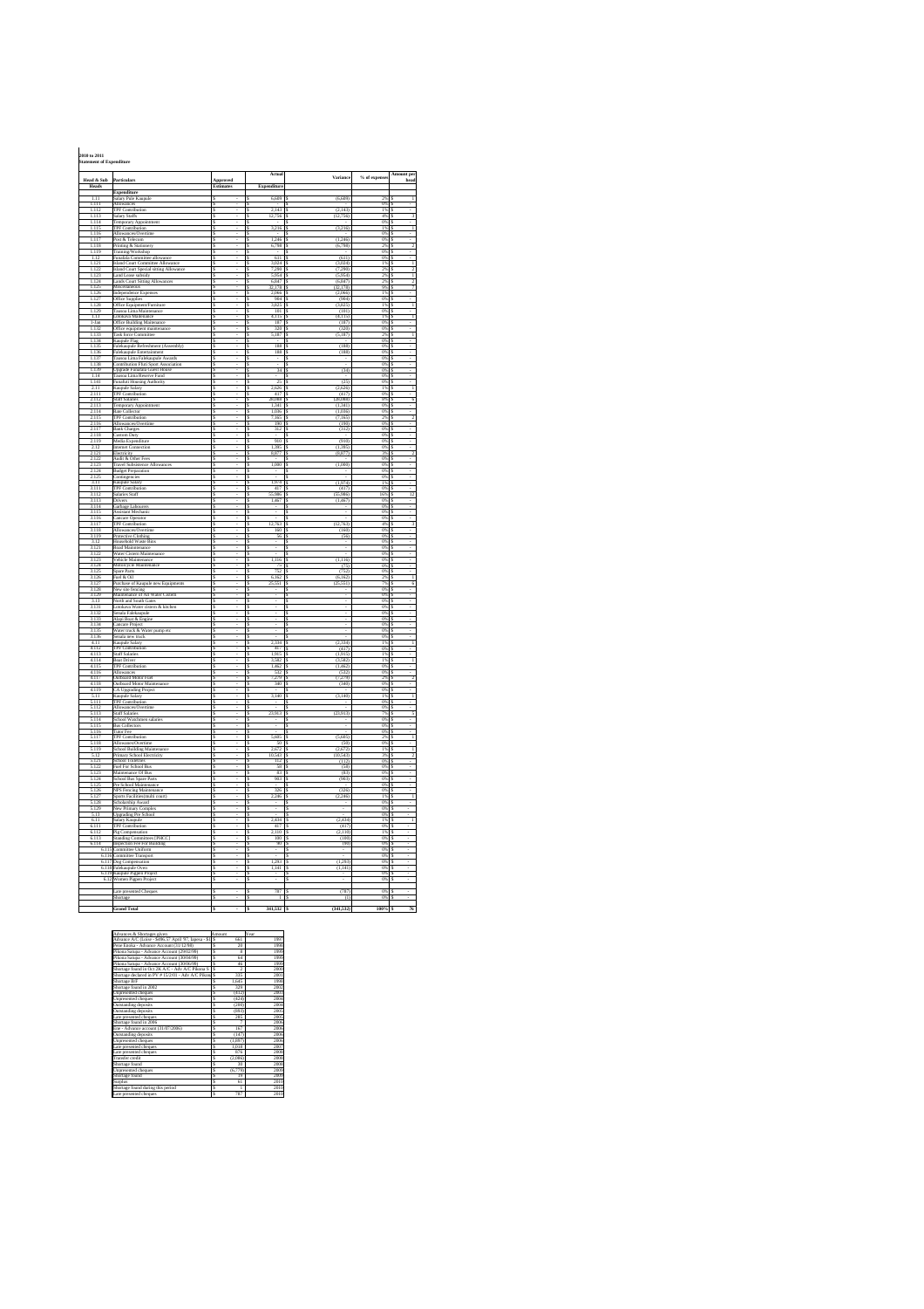**2010 to 2011**
**Statement of Expenditure**

| Head & Sub Heads | Particulars | Approved Estimates | Actual Expenditure | Variance | % of expenses | Amount per head |
|---|---|---|---|---|---|---|
| | **Expenditure** | | | | | |
| 1.11 | Salary Pule Kaupule | $ - | $ 6,689 | $ (6,689) | 2% | $ 1 |
| 1.111 | Allowances | $ - | $ - | $ - | 0% | $ - |
| 1.112 | TPF Contribution | $ - | $ 2,143 | $ (2,143) | 1% | $ - |
| 1.113 | Salary Staffs | $ - | $ 12,756 | $ (12,756) | 4% | $ 3 |
| 1.114 | Temporary Appointment | $ - | $ - | $ - | 0% | $ - |
| 1.115 | TPF Contribution | $ - | $ 3,216 | $ (3,216) | 1% | $ 1 |
| 1.116 | Allowances/Overtime | $ - | $ - | $ - | 0% | $ - |
| 1.117 | Post & Telecom | $ - | $ 1,246 | $ (1,246) | 0% | $ - |
| 1.118 | Printing & Stationery | $ - | $ 6,798 | $ (6,798) | 2% | $ 2 |
| 1.119 | Training/Workshop | $ - | $ - | $ - | 0% | $ - |
| 1.12 | Fusalulu Committee allowance | $ - | $ 631 | $ (631) | 0% | $ - |
| 1.121 | Island Court Committee Allowance | $ - | $ 3,024 | $ (3,024) | 1% | $ 1 |
| 1.122 | Island Court Special sitting Allowance | $ - | $ 7,290 | $ (7,290) | 2% | $ 2 |
| 1.123 | Land Lease subsidy | $ - | $ 5,954 | $ (5,954) | 2% | $ 1 |
| 1.124 | Lands Court Sitting Allowances | $ - | $ 6,067 | $ (6,067) | 2% | $ 2 |
| 1.125 | Miscellaneous | $ - | $ 32,176 | $ (32,176) | 9% | $ 7 |
| 1.126 | Independence Expenses | $ - | $ 2,066 | $ (2,066) | 1% | $ - |
| 1.127 | Office Supplies | $ - | $ 984 | $ (984) | 0% | $ - |
| 1.128 | Office Equipment/Furniture | $ - | $ 3,825 | $ (3,825) | 1% | $ 1 |
| 1.129 | Taanoa Liina Maintenance | $ - | $ 101 | $ (101) | 0% | $ - |
| 1.13 | Lotokava Maintenance | $ - | $ 4,115 | $ (4,115) | 1% | $ 1 |
| 1.131 | Office Building Maintenance | $ - | $ 187 | $ (187) | 0% | $ - |
| 1.132 | Office equipment maintenance | $ - | $ 320 | $ (320) | 0% | $ - |
| 1.133 | Task force Committee | $ - | $ 5,187 | $ (5,187) | 2% | $ 1 |
| 1.134 | Kaupule Flag | $ - | $ - | $ - | 0% | $ - |
| 1.135 | Falekaupule Refreshment (Assembly) | $ - | $ 188 | $ (188) | 0% | $ - |
| 1.136 | Falekaupule Entertainment | $ - | $ 188 | $ (188) | 0% | $ - |
| 1.137 | Taanoa Liina/Falekaupule Awards | $ - | $ - | $ - | 0% | $ - |
| 1.138 | Contribution Flux Sport Association | $ - | $ - | $ - | 0% | $ - |
| 1.139 | Upgrade Funafala Guest House | $ - | $ 34 | $ (34) | 0% | $ - |
| 1.14 | Taanoa Liina Reserve Fund | $ - | $ - | $ - | 0% | $ - |
| 1.141 | Fusalulu Housing Authority | $ - | $ 25 | $ (25) | 0% | $ - |
| 2.11 | Kaupule Salary | $ - | $ 2,626 | $ (2,626) | 1% | $ 1 |
| 2.111 | TPF Contribution | $ - | $ 417 | $ (417) | 0% | $ - |
| 2.112 | Staff Salaries | $ - | $ 20,088 | $ (20,088) | 6% | $ 6 |
| 2.113 | Temporary Appointment | $ - | $ 1,341 | $ (1,341) | 0% | $ - |
| 2.114 | Rate Collector | $ - | $ 1,036 | $ (1,036) | 0% | $ - |
| 2.115 | TPF Contribution | $ - | $ 7,165 | $ (7,165) | 2% | $ 2 |
| 2.116 | Allowances/Overtime | $ - | $ 188 | $ (188) | 0% | $ - |
| 2.117 | Bank Charges | $ - | $ 312 | $ (312) | 0% | $ - |
| 2.118 | Custom Duty | $ - | $ - | $ - | 0% | $ - |
| 2.119 | Media Expenditure | $ - | $ 910 | $ (910) | 0% | $ - |
| 2.12 | Internet Connection | $ - | $ 1,385 | $ (1,385) | 0% | $ - |
| 2.121 | Electricity | $ - | $ 8,077 | $ (8,077) | 3% | $ 2 |
| 2.122 | Audit & Other Fees | $ - | $ - | $ - | 0% | $ - |
| 2.123 | Travel Subsistence Allowances | $ - | $ 1,080 | $ (1,080) | 0% | $ - |
| 2.124 | Budget Preparation | $ - | $ - | $ - | 0% | $ - |
| 2.125 | Contingencies | $ - | $ - | $ - | 0% | $ - |
| 3.11 | Kaupule Salary | $ - | $ 3,974 | $ (3,974) | 1% | $ - |
| 3.111 | TPF Contribution | $ - | $ 417 | $ (417) | 0% | $ - |
| 3.112 | Salaries Staff | $ - | $ 55,986 | $ (55,986) | 16% | $ 12 |
| 3.113 | Drivers | $ - | $ 1,467 | $ (1,467) | 0% | $ - |
| 3.114 | Garbage Labourers | $ - | $ - | $ - | 0% | $ - |
| 3.115 | Assistant Mechanic | $ - | $ - | $ - | 0% | $ - |
| 3.116 | Cascare Operator | $ - | $ - | $ - | 0% | $ - |
| 3.117 | TPF Contribution | $ - | $ 12,763 | $ (12,763) | 4% | $ 3 |
| 3.118 | Allowances/Overtime | $ - | $ 160 | $ (160) | 0% | $ - |
| 3.119 | Protective Clothing | $ - | $ 56 | $ (56) | 0% | $ - |
| 3.12 | Household Waste Bins | $ - | $ - | $ - | 0% | $ - |
| 3.121 | Road Maintenance | $ - | $ - | $ - | 0% | $ - |
| 3.122 | Water Cistern Maintenance | $ - | $ - | $ - | 0% | $ - |
| 3.123 | Vehicle Maintenance | $ - | $ 1,116 | $ (1,116) | 0% | $ - |
| 3.124 | Motorcycle Maintenance | $ - | $ 75 | $ (75) | 0% | $ - |
| 3.125 | Spare Parts | $ - | $ 752 | $ (752) | 0% | $ - |
| 3.126 | Fuel & Oil | $ - | $ 6,162 | $ (6,162) | 2% | $ 1 |
| 3.127 | Purchase of Kaupule new Equipments | $ - | $ 25,541 | $ (25,541) | 7% | $ 6 |
| 3.128 | New site fencing | $ - | $ - | $ - | 0% | $ - |
| 3.129 | Maintenance of Nei Water Cistern | $ - | $ - | $ - | 0% | $ - |
| 3.13 | North and South Gates | $ - | $ - | $ - | 0% | $ - |
| 3.131 | Lotokava Water cistern & kitchen | $ - | $ - | $ - | 0% | $ - |
| 3.132 | Senala Falekaupule | $ - | $ - | $ - | 0% | $ - |
| 3.133 | Akau Boat & Engine | $ - | $ - | $ - | 0% | $ - |
| 3.134 | Cascare Project | $ - | $ - | $ - | 0% | $ - |
| 3.135 | Water truck & Water pump etc | $ - | $ - | $ - | 0% | $ - |
| 3.136 | Senala new truck | $ - | $ - | $ - | 0% | $ - |
| 4.11 | Kaupule Salary | $ - | $ 2,334 | $ (2,334) | 1% | $ 1 |
| 4.112 | TPF Contribution | $ - | $ 417 | $ (417) | 0% | $ - |
| 4.113 | Staff Salaries | $ - | $ 1,915 | $ (1,915) | 1% | $ - |
| 4.114 | Boat Driver | $ - | $ 3,582 | $ (3,582) | 1% | $ 1 |
| 4.115 | TPF Contribution | $ - | $ 1,462 | $ (1,462) | 0% | $ - |
| 4.116 | Allowances | $ - | $ 532 | $ (532) | 0% | $ - |
| 4.117 | Outboard Motor Fuel | $ - | $ 7,270 | $ (7,270) | 2% | $ 2 |
| 4.118 | Outboard Motor Maintenance | $ - | $ 180 | $ (180) | 0% | $ - |
| 4.119 | CA Upgrading Project | $ - | $ - | $ - | 0% | $ - |
| 5.11 | Kaupule Salary | $ - | $ 3,140 | $ (3,140) | 1% | $ 1 |
| 5.111 | TPF Contribution | $ - | $ - | $ - | 0% | $ - |
| 5.112 | Allowances/Overtime | $ - | $ - | $ - | 0% | $ - |
| 5.113 | Staff Salaries | $ - | $ 23,913 | $ (23,913) | 7% | $ 5 |
| 5.114 | School Watchmen salaries | $ - | $ - | $ - | 0% | $ - |
| 5.115 | Bus Collectors | $ - | $ - | $ - | 0% | $ - |
| 5.116 | Tutor Fee | $ - | $ - | $ - | 0% | $ - |
| 5.117 | TPF Contribution | $ - | $ 5,685 | $ (5,685) | 2% | $ 1 |
| 5.118 | Allowances/Overtime | $ - | $ 50 | $ (50) | 0% | $ - |
| 5.119 | School Building Maintenance | $ - | $ 2,672 | $ (2,672) | 1% | $ 1 |
| 5.12 | Primary School Electricity | $ - | $ 10,543 | $ (10,543) | 3% | $ 2 |
| 5.121 | School Toiletries | $ - | $ 112 | $ (112) | 0% | $ - |
| 5.122 | Fuel For School Bus | $ - | $ 58 | $ (58) | 0% | $ - |
| 5.123 | Maintenance Of Bus | $ - | $ 83 | $ (83) | 0% | $ - |
| 5.124 | School Bus Spare Parts | $ - | $ 902 | $ (902) | 0% | $ - |
| 5.125 | Pre School Maintenance | $ - | $ - | $ - | 0% | $ - |
| 5.126 | NPS Fencing Maintenance | $ - | $ 326 | $ (326) | 0% | $ - |
| 5.127 | Sports Facilities(multi court) | $ - | $ 2,246 | $ (2,246) | 1% | $ 1 |
| 5.128 | Scholarship Award | $ - | $ - | $ - | 0% | $ - |
| 5.129 | New Primary Complex | $ - | $ - | $ - | 0% | $ - |
| 5.13 | Upgrading Pre School | $ - | $ - | $ - | 0% | $ - |
| 6.11 | Salary Kaupule | $ - | $ 2,434 | $ (2,434) | 1% | $ 1 |
| 6.111 | TPF Contribution | $ - | $ 417 | $ (417) | 0% | $ - |
| 6.112 | Pig Compensation | $ - | $ 2,110 | $ (2,110) | 1% | $ - |
| 6.113 | Standing Committees [PHCC] | $ - | $ 180 | $ (180) | 0% | $ - |
| 6.114 | Inspection Fee For Building | $ - | $ 90 | $ (90) | 0% | $ - |
| 6.115 | Committee Uniform | $ - | $ - | $ - | 0% | $ - |
| 6.116 | Committee Transport | $ - | $ - | $ - | 0% | $ - |
| 6.117 | Pig Compensation | $ - | $ 1,293 | $ (1,293) | 0% | $ - |
| 6.118 | Falekaupule Overs | $ - | $ 1,141 | $ (1,141) | 0% | $ - |
| 6.119 | Kaupule Piggery Project | $ - | $ - | $ - | 0% | $ - |
| 6.12 | Women Piggery Project | $ - | $ - | $ - | 0% | $ - |
| | Late presented Cheques | $ - | $ 787 | $ (787) | 0% | $ - |
| | Shortage | $ - | $ 1 | $ (1) | 0% | $ - |
| | **Grand Total** | $ - | $ 341,532 | $ (341,532) | 100% | $ 76 |

| Advances & Shortages given | Amount | Year |
|---|---|---|
| Advance A/C (Lotee - $496.57 April '97; Iupeta - $4 | $ 661 | 1997 |
| New Keeka - Advance Account (31/12/98) | $ 20 | 1998 |
| Pikona Satupu - Advance Account (29/02/99) | $ 8 | 1999 |
| Pikona Satupu - Advance Account (30/04/99) | $ 64 | 1999 |
| Pikona Satupu - Advance Account (30/06/99) | $ 46 | 1999 |
| Shortage found in Oct 2K A/C - Adv A/C Pikona S | $ 2 | 2000 |
| Shortage declared in PV # 15/2/01 - Adv A/C Pikona | $ 335 | 2001 |
| Shortage B/F | $ 1,645 | 1998 |
| Shortage found in 2002 | $ 329 | 2002 |
| Unpresented cheques | $ (812) | 2003 |
| Unpresented cheques | $ (424) | 2004 |
| Outstanding deposits | $ (200) | 2004 |
| Outstanding deposits | $ (993) | 2005 |
| Late presented cheques | $ 285 | 2005 |
| Shortage found in 2006 | $ 7 | 2006 |
| Sese - Advance account (31/07/2006) | $ 167 | 2006 |
| Outstanding deposits | $ (147) | 2006 |
| Unpresented cheques | $ (1,807) | 2006 |
| Late presented cheques | $ 1,018 | 2007 |
| Late presented cheques | $ 876 | 2008 |
| Transfer credit | $ (2,006) | 2008 |
| Shortage found | $ 30 | 2008 |
| Unpresented cheques | $ (6,779) | 2009 |
| Shortage found | $ 39 | 2009 |
| Surplus | $ 61 | 2010 |
| Shortage found during this period | $ 1 | 2010 |
| Late presented cheques | $ 787 | 2011 |